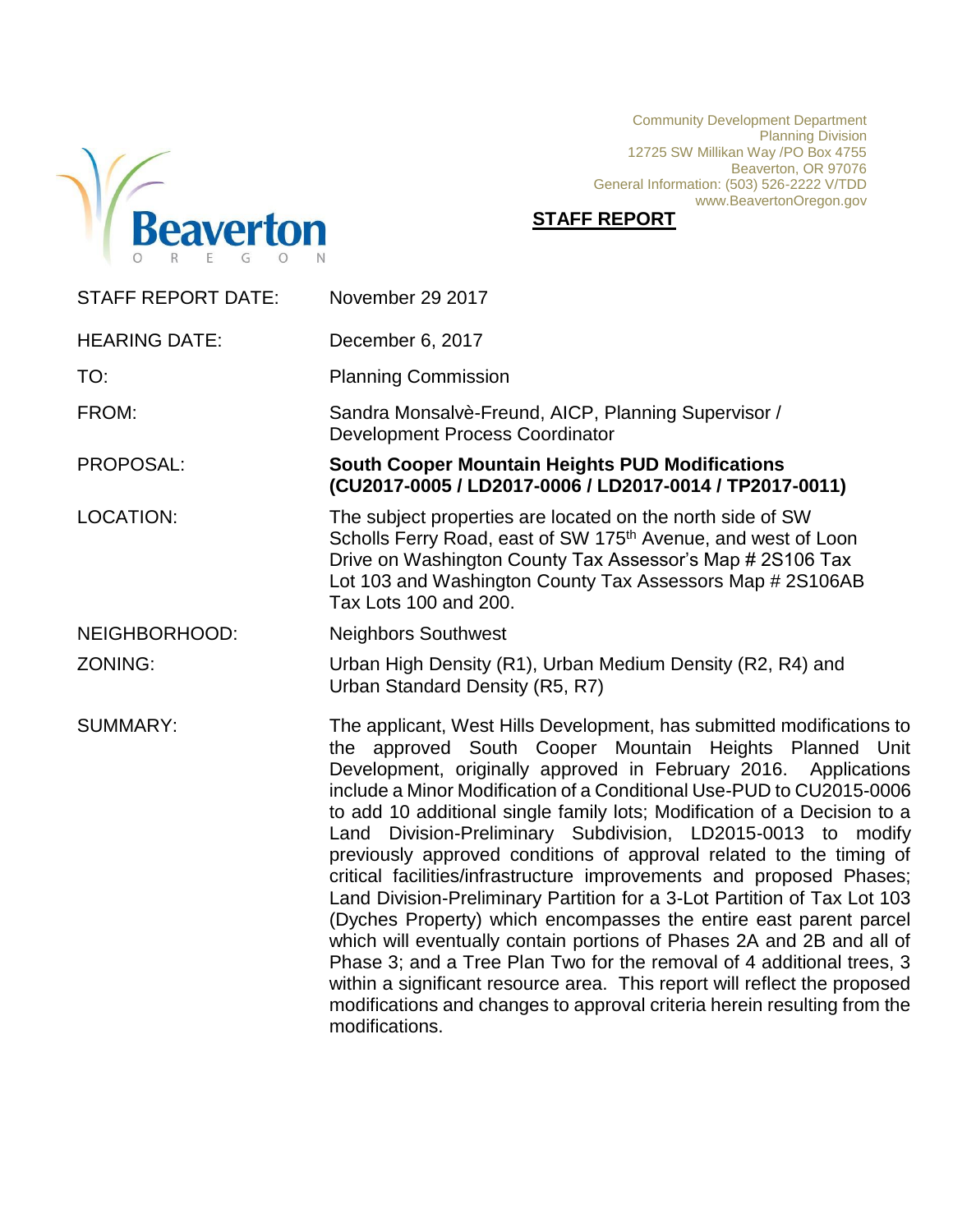Community Development Department
Planning Division
12725 SW Millikan Way /PO Box 4755
Beaverton, OR 97076
General Information: (503) 526-2222 V/TDD
www.BeavertonOregon.gov

# STAFF REPORT

| | |
|---|---|
| STAFF REPORT DATE: | November 29 2017 |
| HEARING DATE: | December 6, 2017 |
| TO: | Planning Commission |
| FROM: | Sandra Monsalvè-Freund, AICP, Planning Supervisor / Development Process Coordinator |
| PROPOSAL: | **South Cooper Mountain Heights PUD Modifications (CU2017-0005 / LD2017-0006 / LD2017-0014 / TP2017-0011)** |
| LOCATION: | The subject properties are located on the north side of SW Scholls Ferry Road, east of SW 175th Avenue, and west of Loon Drive on Washington County Tax Assessor's Map # 2S106 Tax Lot 103 and Washington County Tax Assessors Map # 2S106AB Tax Lots 100 and 200. |
| NEIGHBORHOOD: | Neighbors Southwest |
| ZONING: | Urban High Density (R1), Urban Medium Density (R2, R4) and Urban Standard Density (R5, R7) |
| SUMMARY: | The applicant, West Hills Development, has submitted modifications to the approved South Cooper Mountain Heights Planned Unit Development, originally approved in February 2016. Applications include a Minor Modification of a Conditional Use-PUD to CU2015-0006 to add 10 additional single family lots; Modification of a Decision to a Land Division-Preliminary Subdivision, LD2015-0013 to modify previously approved conditions of approval related to the timing of critical facilities/infrastructure improvements and proposed Phases; Land Division-Preliminary Partition for a 3-Lot Partition of Tax Lot 103 (Dyches Property) which encompasses the entire east parent parcel which will eventually contain portions of Phases 2A and 2B and all of Phase 3; and a Tree Plan Two for the removal of 4 additional trees, 3 within a significant resource area. This report will reflect the proposed modifications and changes to approval criteria herein resulting from the modifications. |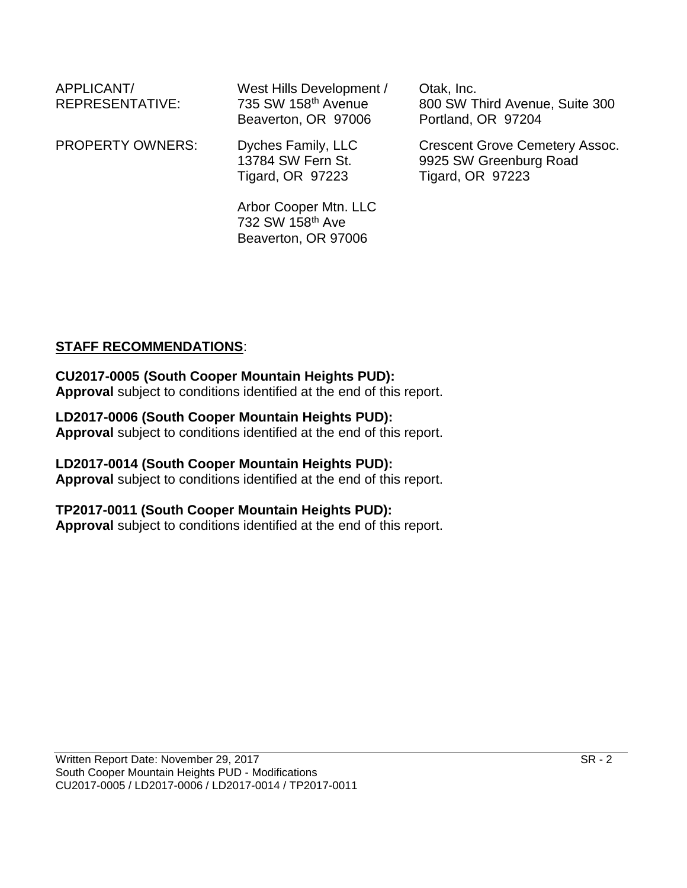| | | |
|---|---|---|
| APPLICANT/ REPRESENTATIVE: | West Hills Development / 735 SW 158th Avenue Beaverton, OR 97006 | Otak, Inc. 800 SW Third Avenue, Suite 300 Portland, OR 97204 |
| PROPERTY OWNERS: | Dyches Family, LLC 13784 SW Fern St. Tigard, OR 97223 | Crescent Grove Cemetery Assoc. 9925 SW Greenburg Road Tigard, OR 97223 |
| | Arbor Cooper Mtn. LLC 732 SW 158th Ave Beaverton, OR 97006 | |

**STAFF RECOMMENDATIONS**:

**CU2017-0005 (South Cooper Mountain Heights PUD):**
**Approval** subject to conditions identified at the end of this report.

**LD2017-0006 (South Cooper Mountain Heights PUD):**
**Approval** subject to conditions identified at the end of this report.

**LD2017-0014 (South Cooper Mountain Heights PUD):**
**Approval** subject to conditions identified at the end of this report.

**TP2017-0011 (South Cooper Mountain Heights PUD):**
**Approval** subject to conditions identified at the end of this report.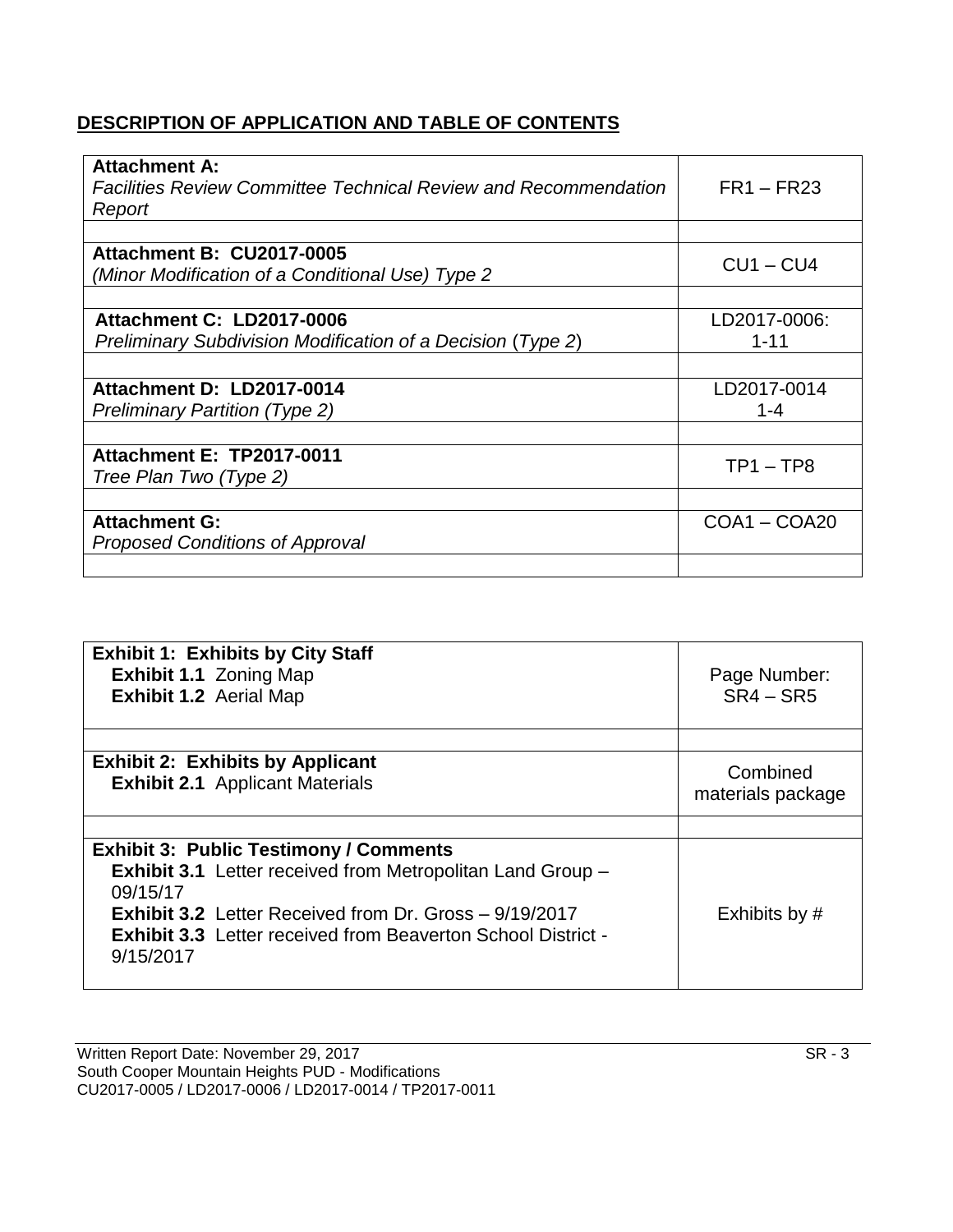## DESCRIPTION OF APPLICATION AND TABLE OF CONTENTS

| | |
|---|---|
| **Attachment A:**<br>*Facilities Review Committee Technical Review and Recommendation Report* | FR1 – FR23 |
| | |
| **Attachment B: CU2017-0005**<br>*(Minor Modification of a Conditional Use) Type 2* | CU1 – CU4 |
| | |
| **Attachment C: LD2017-0006**<br>*Preliminary Subdivision Modification of a Decision (Type 2)* | LD2017-0006:<br>1-11 |
| | |
| **Attachment D: LD2017-0014**<br>*Preliminary Partition (Type 2)* | LD2017-0014<br>1-4 |
| | |
| **Attachment E: TP2017-0011**<br>*Tree Plan Two (Type 2)* | TP1 – TP8 |
| | |
| **Attachment G:**<br>*Proposed Conditions of Approval* | COA1 – COA20 |
| | |

| | |
|---|---|
| **Exhibit 1: Exhibits by City Staff**<br>**Exhibit 1.1** Zoning Map<br>**Exhibit 1.2** Aerial Map | Page Number:<br>SR4 – SR5 |
| | |
| **Exhibit 2: Exhibits by Applicant**<br>**Exhibit 2.1** Applicant Materials | Combined materials package |
| | |
| **Exhibit 3: Public Testimony / Comments**<br>**Exhibit 3.1** Letter received from Metropolitan Land Group – 09/15/17<br>**Exhibit 3.2** Letter Received from Dr. Gross – 9/19/2017<br>**Exhibit 3.3** Letter received from Beaverton School District - 9/15/2017 | Exhibits by # |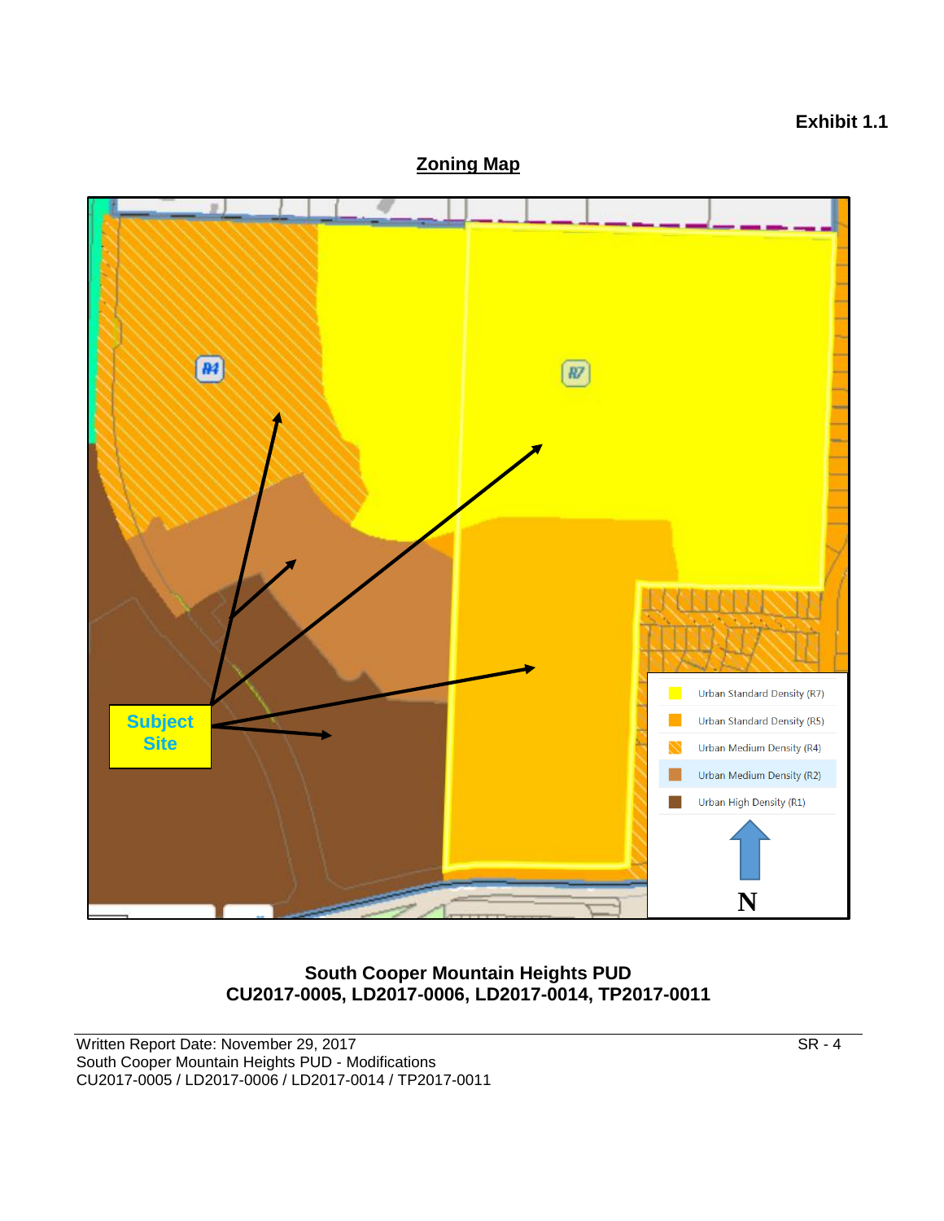**Exhibit 1.1**

## Zoning Map

R4

R7

Subject Site

Urban Standard Density (R7)

Urban Standard Density (R5)

Urban Medium Density (R4)

Urban Medium Density (R2)

Urban High Density (R1)

N

**South Cooper Mountain Heights PUD**
**CU2017-0005, LD2017-0006, LD2017-0014, TP2017-0011**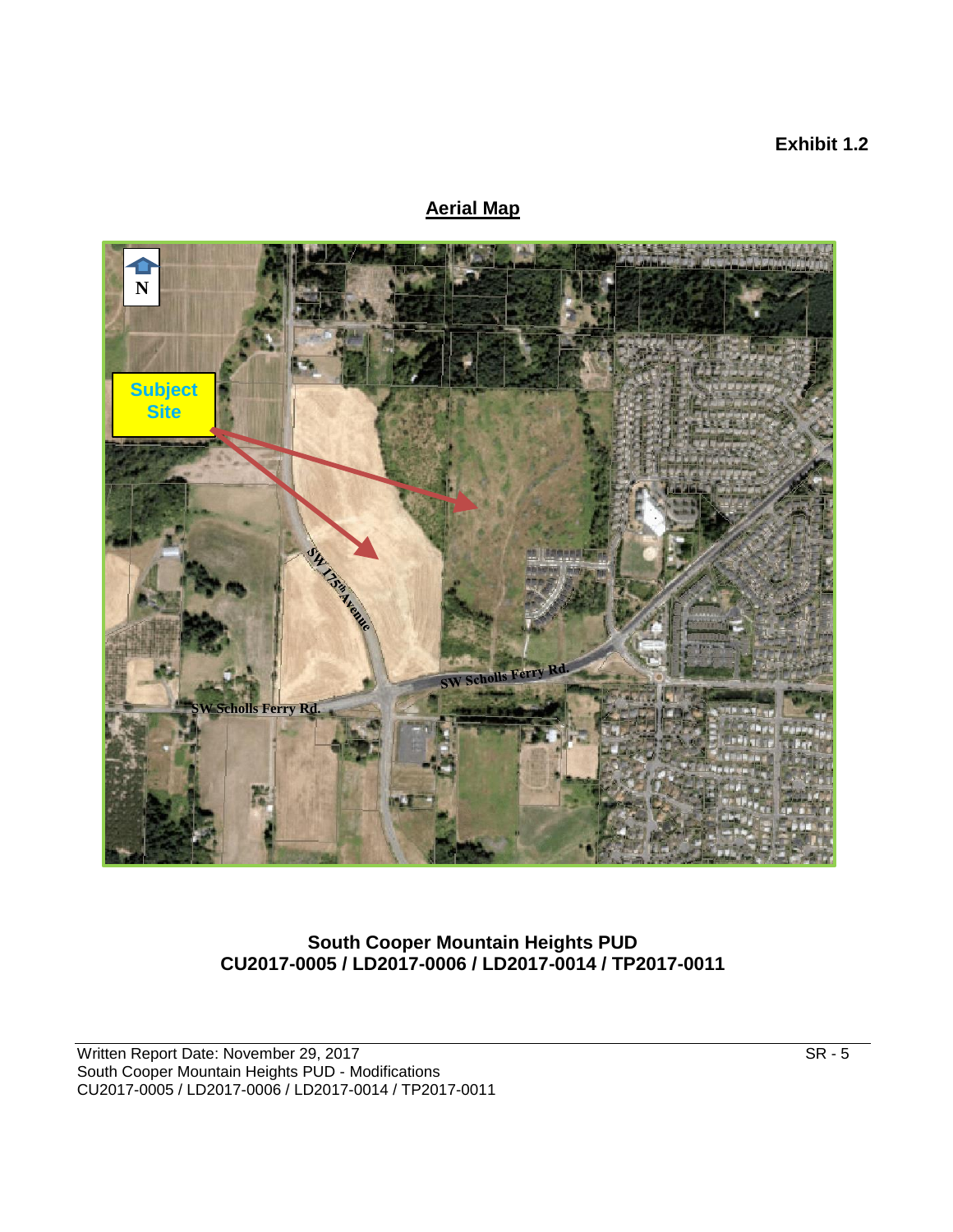**Exhibit 1.2**

## Aerial Map

Subject Site

N

SW 175th Avenue

SW Scholls Ferry Rd.

SW Scholls Ferry Rd.

**South Cooper Mountain Heights PUD**
**CU2017-0005 / LD2017-0006 / LD2017-0014 / TP2017-0011**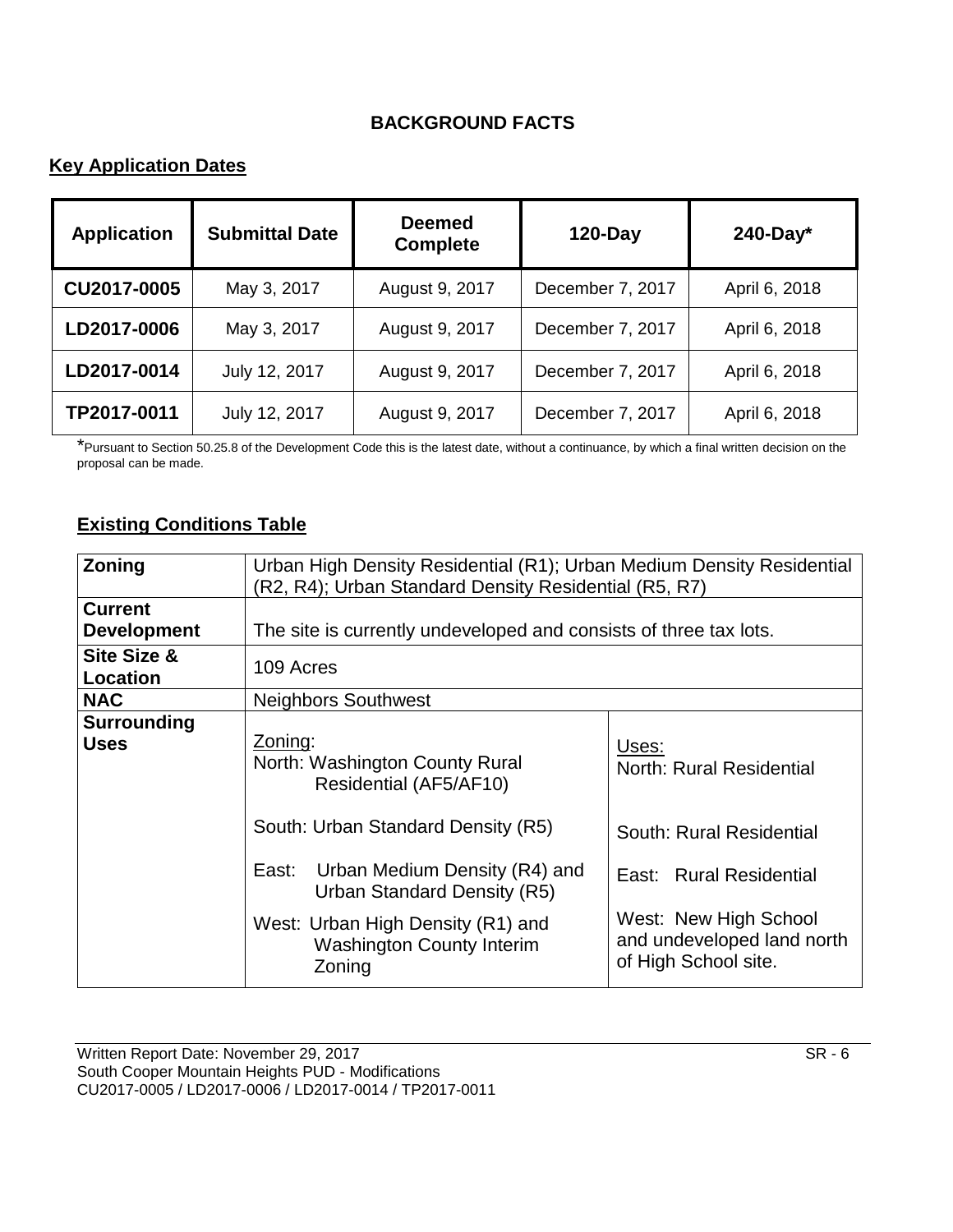## BACKGROUND FACTS

### Key Application Dates

| Application | Submittal Date | Deemed Complete | 120-Day | 240-Day* |
|---|---|---|---|---|
| CU2017-0005 | May 3, 2017 | August 9, 2017 | December 7, 2017 | April 6, 2018 |
| LD2017-0006 | May 3, 2017 | August 9, 2017 | December 7, 2017 | April 6, 2018 |
| LD2017-0014 | July 12, 2017 | August 9, 2017 | December 7, 2017 | April 6, 2018 |
| TP2017-0011 | July 12, 2017 | August 9, 2017 | December 7, 2017 | April 6, 2018 |

*Pursuant to Section 50.25.8 of the Development Code this is the latest date, without a continuance, by which a final written decision on the proposal can be made.

### Existing Conditions Table

| | | |
|---|---|---|
| **Zoning** | Urban High Density Residential (R1); Urban Medium Density Residential (R2, R4); Urban Standard Density Residential (R5, R7) | |
| **Current Development** | The site is currently undeveloped and consists of three tax lots. | |
| **Site Size & Location** | 109 Acres | |
| **NAC** | Neighbors Southwest | |
| **Surrounding Uses** | Zoning:<br>North: Washington County Rural Residential (AF5/AF10)<br><br>South: Urban Standard Density (R5)<br><br>East: Urban Medium Density (R4) and Urban Standard Density (R5)<br><br>West: Urban High Density (R1) and Washington County Interim Zoning | Uses:<br>North: Rural Residential<br><br>South: Rural Residential<br><br>East: Rural Residential<br><br>West: New High School and undeveloped land north of High School site. |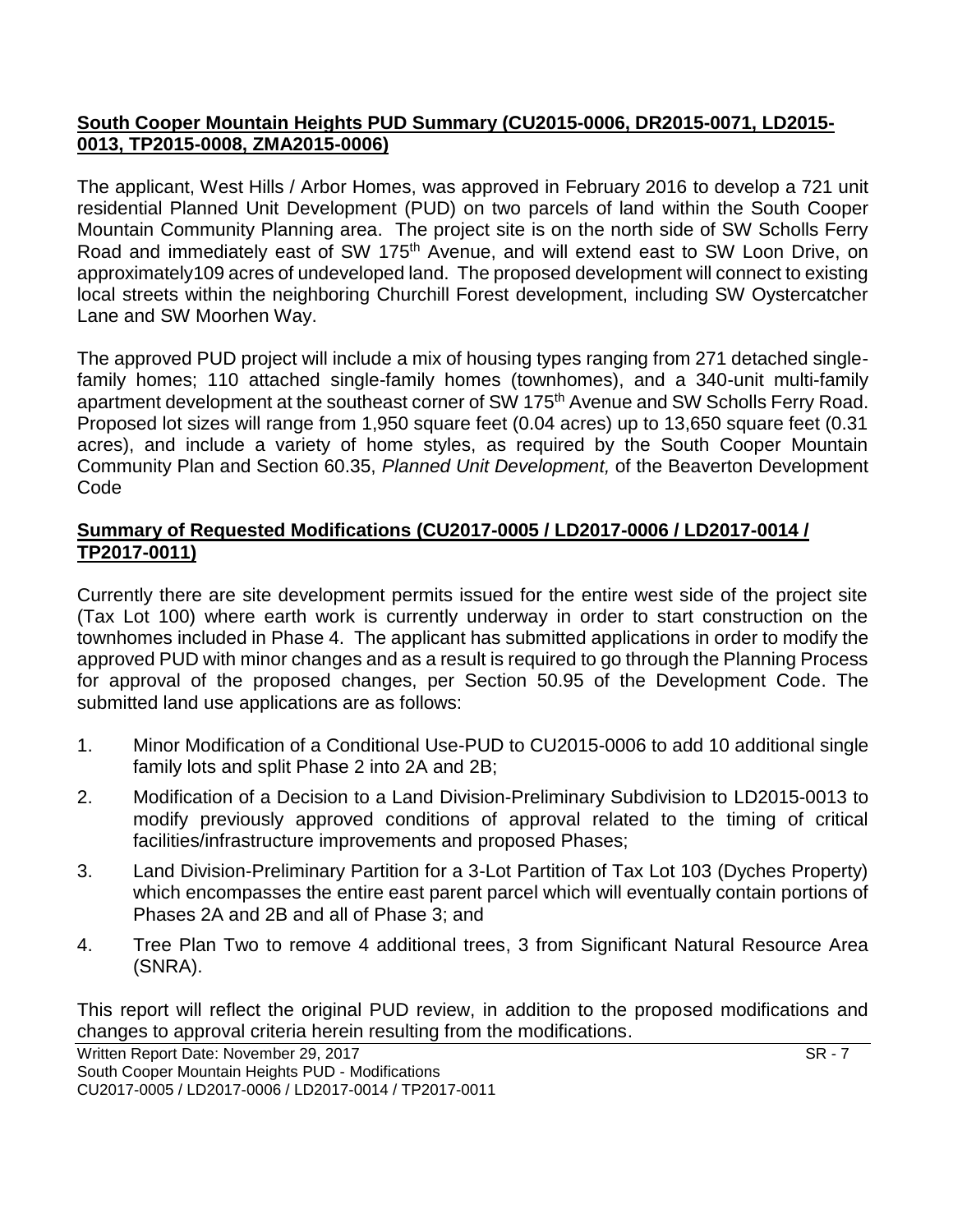**South Cooper Mountain Heights PUD Summary (CU2015-0006, DR2015-0071, LD2015-0013, TP2015-0008, ZMA2015-0006)**

The applicant, West Hills / Arbor Homes, was approved in February 2016 to develop a 721 unit residential Planned Unit Development (PUD) on two parcels of land within the South Cooper Mountain Community Planning area. The project site is on the north side of SW Scholls Ferry Road and immediately east of SW 175th Avenue, and will extend east to SW Loon Drive, on approximately109 acres of undeveloped land. The proposed development will connect to existing local streets within the neighboring Churchill Forest development, including SW Oystercatcher Lane and SW Moorhen Way.

The approved PUD project will include a mix of housing types ranging from 271 detached single-family homes; 110 attached single-family homes (townhomes), and a 340-unit multi-family apartment development at the southeast corner of SW 175th Avenue and SW Scholls Ferry Road. Proposed lot sizes will range from 1,950 square feet (0.04 acres) up to 13,650 square feet (0.31 acres), and include a variety of home styles, as required by the South Cooper Mountain Community Plan and Section 60.35, *Planned Unit Development,* of the Beaverton Development Code

**Summary of Requested Modifications (CU2017-0005 / LD2017-0006 / LD2017-0014 / TP2017-0011)**

Currently there are site development permits issued for the entire west side of the project site (Tax Lot 100) where earth work is currently underway in order to start construction on the townhomes included in Phase 4. The applicant has submitted applications in order to modify the approved PUD with minor changes and as a result is required to go through the Planning Process for approval of the proposed changes, per Section 50.95 of the Development Code. The submitted land use applications are as follows:

1. Minor Modification of a Conditional Use-PUD to CU2015-0006 to add 10 additional single family lots and split Phase 2 into 2A and 2B;
2. Modification of a Decision to a Land Division-Preliminary Subdivision to LD2015-0013 to modify previously approved conditions of approval related to the timing of critical facilities/infrastructure improvements and proposed Phases;
3. Land Division-Preliminary Partition for a 3-Lot Partition of Tax Lot 103 (Dyches Property) which encompasses the entire east parent parcel which will eventually contain portions of Phases 2A and 2B and all of Phase 3; and
4. Tree Plan Two to remove 4 additional trees, 3 from Significant Natural Resource Area (SNRA).

This report will reflect the original PUD review, in addition to the proposed modifications and changes to approval criteria herein resulting from the modifications.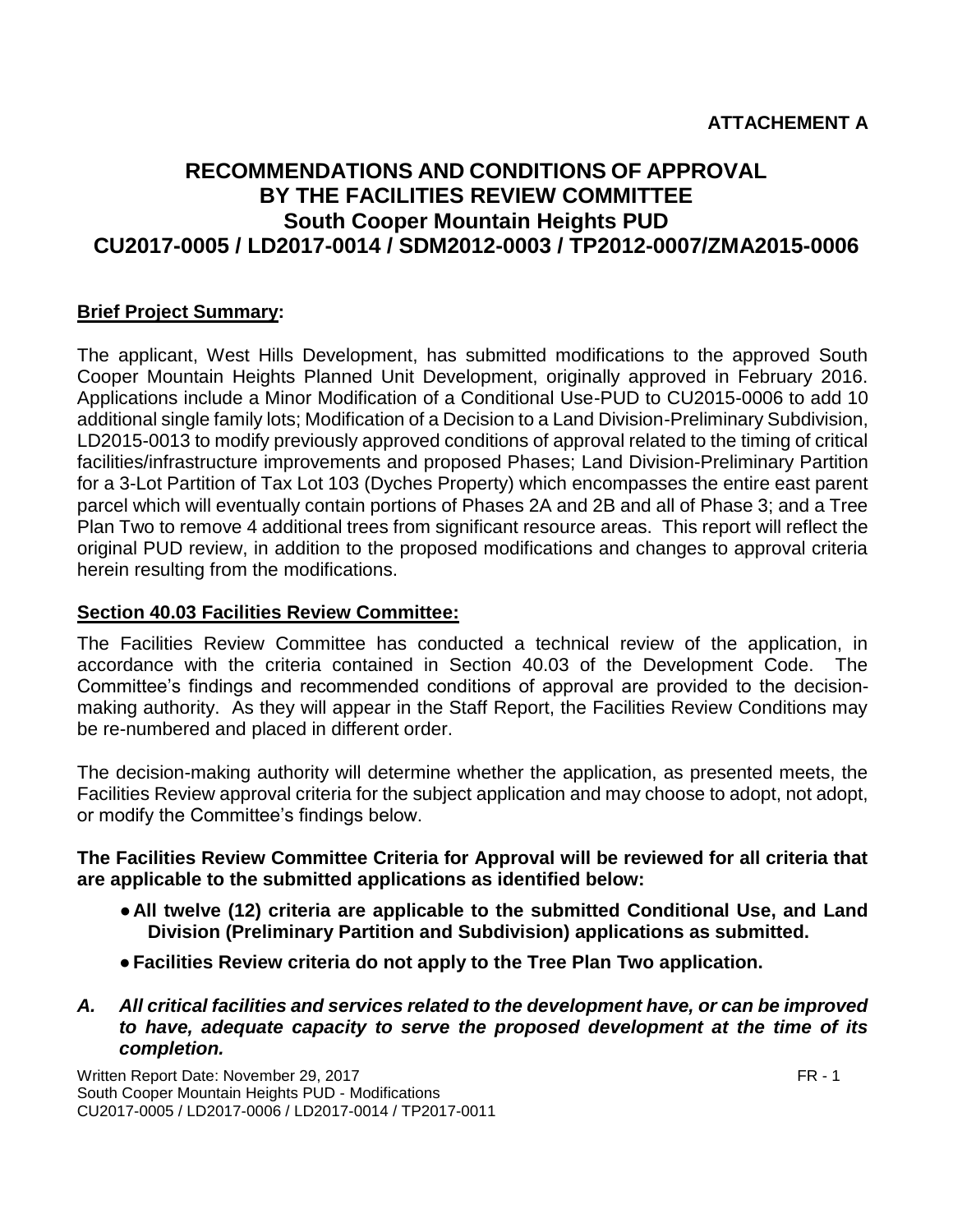**ATTACHEMENT A**

# RECOMMENDATIONS AND CONDITIONS OF APPROVAL BY THE FACILITIES REVIEW COMMITTEE
## South Cooper Mountain Heights PUD
## CU2017-0005 / LD2017-0014 / SDM2012-0003 / TP2012-0007/ZMA2015-0006

**Brief Project Summary:**

The applicant, West Hills Development, has submitted modifications to the approved South Cooper Mountain Heights Planned Unit Development, originally approved in February 2016. Applications include a Minor Modification of a Conditional Use-PUD to CU2015-0006 to add 10 additional single family lots; Modification of a Decision to a Land Division-Preliminary Subdivision, LD2015-0013 to modify previously approved conditions of approval related to the timing of critical facilities/infrastructure improvements and proposed Phases; Land Division-Preliminary Partition for a 3-Lot Partition of Tax Lot 103 (Dyches Property) which encompasses the entire east parent parcel which will eventually contain portions of Phases 2A and 2B and all of Phase 3; and a Tree Plan Two to remove 4 additional trees from significant resource areas. This report will reflect the original PUD review, in addition to the proposed modifications and changes to approval criteria herein resulting from the modifications.

**Section 40.03 Facilities Review Committee:**

The Facilities Review Committee has conducted a technical review of the application, in accordance with the criteria contained in Section 40.03 of the Development Code. The Committee's findings and recommended conditions of approval are provided to the decision-making authority. As they will appear in the Staff Report, the Facilities Review Conditions may be re-numbered and placed in different order.

The decision-making authority will determine whether the application, as presented meets, the Facilities Review approval criteria for the subject application and may choose to adopt, not adopt, or modify the Committee's findings below.

**The Facilities Review Committee Criteria for Approval will be reviewed for all criteria that are applicable to the submitted applications as identified below:**

- **All twelve (12) criteria are applicable to the submitted Conditional Use, and Land Division (Preliminary Partition and Subdivision) applications as submitted.**
- **Facilities Review criteria do not apply to the Tree Plan Two application.**

***A. All critical facilities and services related to the development have, or can be improved to have, adequate capacity to serve the proposed development at the time of its completion.***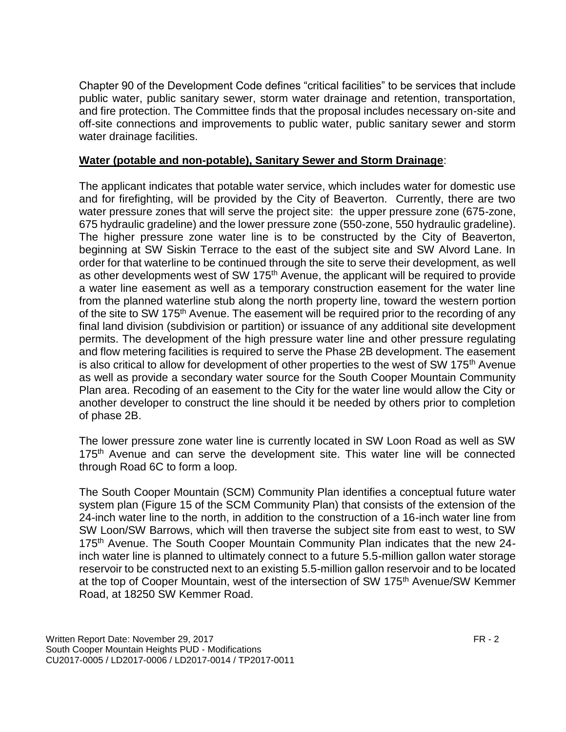Chapter 90 of the Development Code defines "critical facilities" to be services that include public water, public sanitary sewer, storm water drainage and retention, transportation, and fire protection. The Committee finds that the proposal includes necessary on-site and off-site connections and improvements to public water, public sanitary sewer and storm water drainage facilities.

**Water (potable and non-potable), Sanitary Sewer and Storm Drainage**:

The applicant indicates that potable water service, which includes water for domestic use and for firefighting, will be provided by the City of Beaverton. Currently, there are two water pressure zones that will serve the project site: the upper pressure zone (675-zone, 675 hydraulic gradeline) and the lower pressure zone (550-zone, 550 hydraulic gradeline). The higher pressure zone water line is to be constructed by the City of Beaverton, beginning at SW Siskin Terrace to the east of the subject site and SW Alvord Lane. In order for that waterline to be continued through the site to serve their development, as well as other developments west of SW 175th Avenue, the applicant will be required to provide a water line easement as well as a temporary construction easement for the water line from the planned waterline stub along the north property line, toward the western portion of the site to SW 175th Avenue. The easement will be required prior to the recording of any final land division (subdivision or partition) or issuance of any additional site development permits. The development of the high pressure water line and other pressure regulating and flow metering facilities is required to serve the Phase 2B development. The easement is also critical to allow for development of other properties to the west of SW 175th Avenue as well as provide a secondary water source for the South Cooper Mountain Community Plan area. Recoding of an easement to the City for the water line would allow the City or another developer to construct the line should it be needed by others prior to completion of phase 2B.

The lower pressure zone water line is currently located in SW Loon Road as well as SW 175th Avenue and can serve the development site. This water line will be connected through Road 6C to form a loop.

The South Cooper Mountain (SCM) Community Plan identifies a conceptual future water system plan (Figure 15 of the SCM Community Plan) that consists of the extension of the 24-inch water line to the north, in addition to the construction of a 16-inch water line from SW Loon/SW Barrows, which will then traverse the subject site from east to west, to SW 175th Avenue. The South Cooper Mountain Community Plan indicates that the new 24-inch water line is planned to ultimately connect to a future 5.5-million gallon water storage reservoir to be constructed next to an existing 5.5-million gallon reservoir and to be located at the top of Cooper Mountain, west of the intersection of SW 175th Avenue/SW Kemmer Road, at 18250 SW Kemmer Road.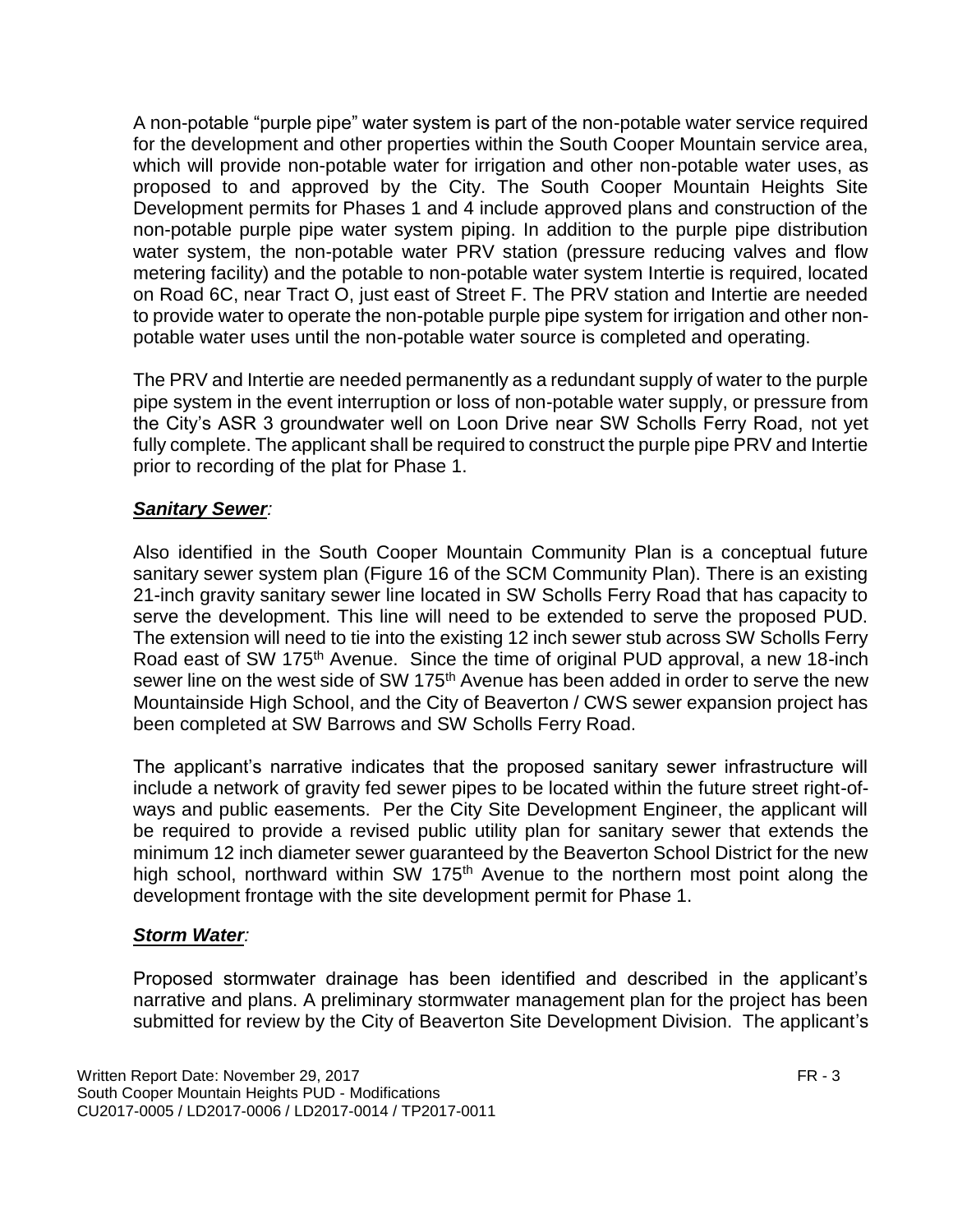A non-potable "purple pipe" water system is part of the non-potable water service required for the development and other properties within the South Cooper Mountain service area, which will provide non-potable water for irrigation and other non-potable water uses, as proposed to and approved by the City. The South Cooper Mountain Heights Site Development permits for Phases 1 and 4 include approved plans and construction of the non-potable purple pipe water system piping. In addition to the purple pipe distribution water system, the non-potable water PRV station (pressure reducing valves and flow metering facility) and the potable to non-potable water system Intertie is required, located on Road 6C, near Tract O, just east of Street F. The PRV station and Intertie are needed to provide water to operate the non-potable purple pipe system for irrigation and other non-potable water uses until the non-potable water source is completed and operating.

The PRV and Intertie are needed permanently as a redundant supply of water to the purple pipe system in the event interruption or loss of non-potable water supply, or pressure from the City's ASR 3 groundwater well on Loon Drive near SW Scholls Ferry Road, not yet fully complete. The applicant shall be required to construct the purple pipe PRV and Intertie prior to recording of the plat for Phase 1.

***Sanitary Sewer:***

Also identified in the South Cooper Mountain Community Plan is a conceptual future sanitary sewer system plan (Figure 16 of the SCM Community Plan). There is an existing 21-inch gravity sanitary sewer line located in SW Scholls Ferry Road that has capacity to serve the development. This line will need to be extended to serve the proposed PUD. The extension will need to tie into the existing 12 inch sewer stub across SW Scholls Ferry Road east of SW 175th Avenue. Since the time of original PUD approval, a new 18-inch sewer line on the west side of SW 175th Avenue has been added in order to serve the new Mountainside High School, and the City of Beaverton / CWS sewer expansion project has been completed at SW Barrows and SW Scholls Ferry Road.

The applicant's narrative indicates that the proposed sanitary sewer infrastructure will include a network of gravity fed sewer pipes to be located within the future street right-of-ways and public easements. Per the City Site Development Engineer, the applicant will be required to provide a revised public utility plan for sanitary sewer that extends the minimum 12 inch diameter sewer guaranteed by the Beaverton School District for the new high school, northward within SW 175th Avenue to the northern most point along the development frontage with the site development permit for Phase 1.

***Storm Water:***

Proposed stormwater drainage has been identified and described in the applicant's narrative and plans. A preliminary stormwater management plan for the project has been submitted for review by the City of Beaverton Site Development Division. The applicant's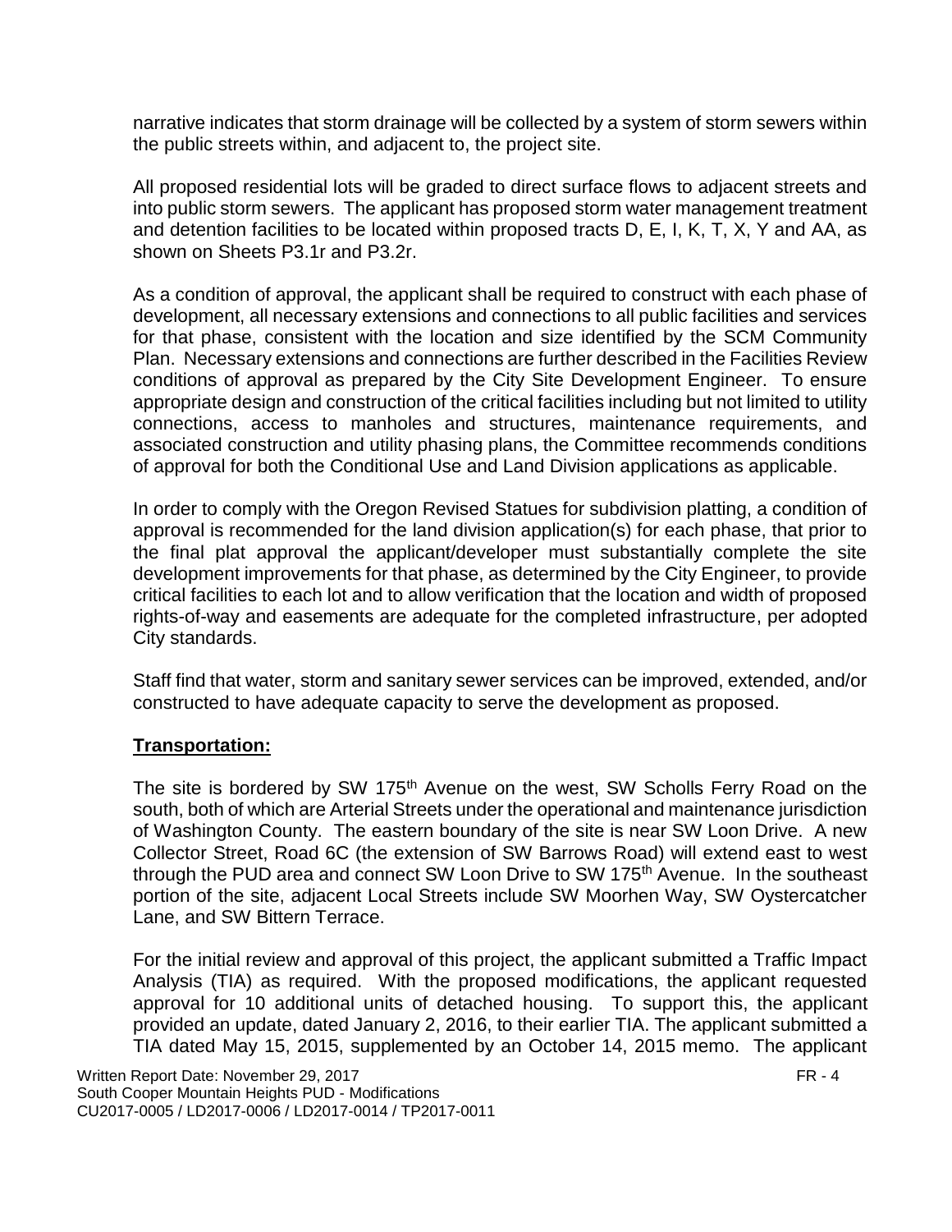narrative indicates that storm drainage will be collected by a system of storm sewers within the public streets within, and adjacent to, the project site.

All proposed residential lots will be graded to direct surface flows to adjacent streets and into public storm sewers. The applicant has proposed storm water management treatment and detention facilities to be located within proposed tracts D, E, I, K, T, X, Y and AA, as shown on Sheets P3.1r and P3.2r.

As a condition of approval, the applicant shall be required to construct with each phase of development, all necessary extensions and connections to all public facilities and services for that phase, consistent with the location and size identified by the SCM Community Plan. Necessary extensions and connections are further described in the Facilities Review conditions of approval as prepared by the City Site Development Engineer. To ensure appropriate design and construction of the critical facilities including but not limited to utility connections, access to manholes and structures, maintenance requirements, and associated construction and utility phasing plans, the Committee recommends conditions of approval for both the Conditional Use and Land Division applications as applicable.

In order to comply with the Oregon Revised Statues for subdivision platting, a condition of approval is recommended for the land division application(s) for each phase, that prior to the final plat approval the applicant/developer must substantially complete the site development improvements for that phase, as determined by the City Engineer, to provide critical facilities to each lot and to allow verification that the location and width of proposed rights-of-way and easements are adequate for the completed infrastructure, per adopted City standards.

Staff find that water, storm and sanitary sewer services can be improved, extended, and/or constructed to have adequate capacity to serve the development as proposed.

**Transportation:**

The site is bordered by SW 175th Avenue on the west, SW Scholls Ferry Road on the south, both of which are Arterial Streets under the operational and maintenance jurisdiction of Washington County. The eastern boundary of the site is near SW Loon Drive. A new Collector Street, Road 6C (the extension of SW Barrows Road) will extend east to west through the PUD area and connect SW Loon Drive to SW 175th Avenue. In the southeast portion of the site, adjacent Local Streets include SW Moorhen Way, SW Oystercatcher Lane, and SW Bittern Terrace.

For the initial review and approval of this project, the applicant submitted a Traffic Impact Analysis (TIA) as required. With the proposed modifications, the applicant requested approval for 10 additional units of detached housing. To support this, the applicant provided an update, dated January 2, 2016, to their earlier TIA. The applicant submitted a TIA dated May 15, 2015, supplemented by an October 14, 2015 memo. The applicant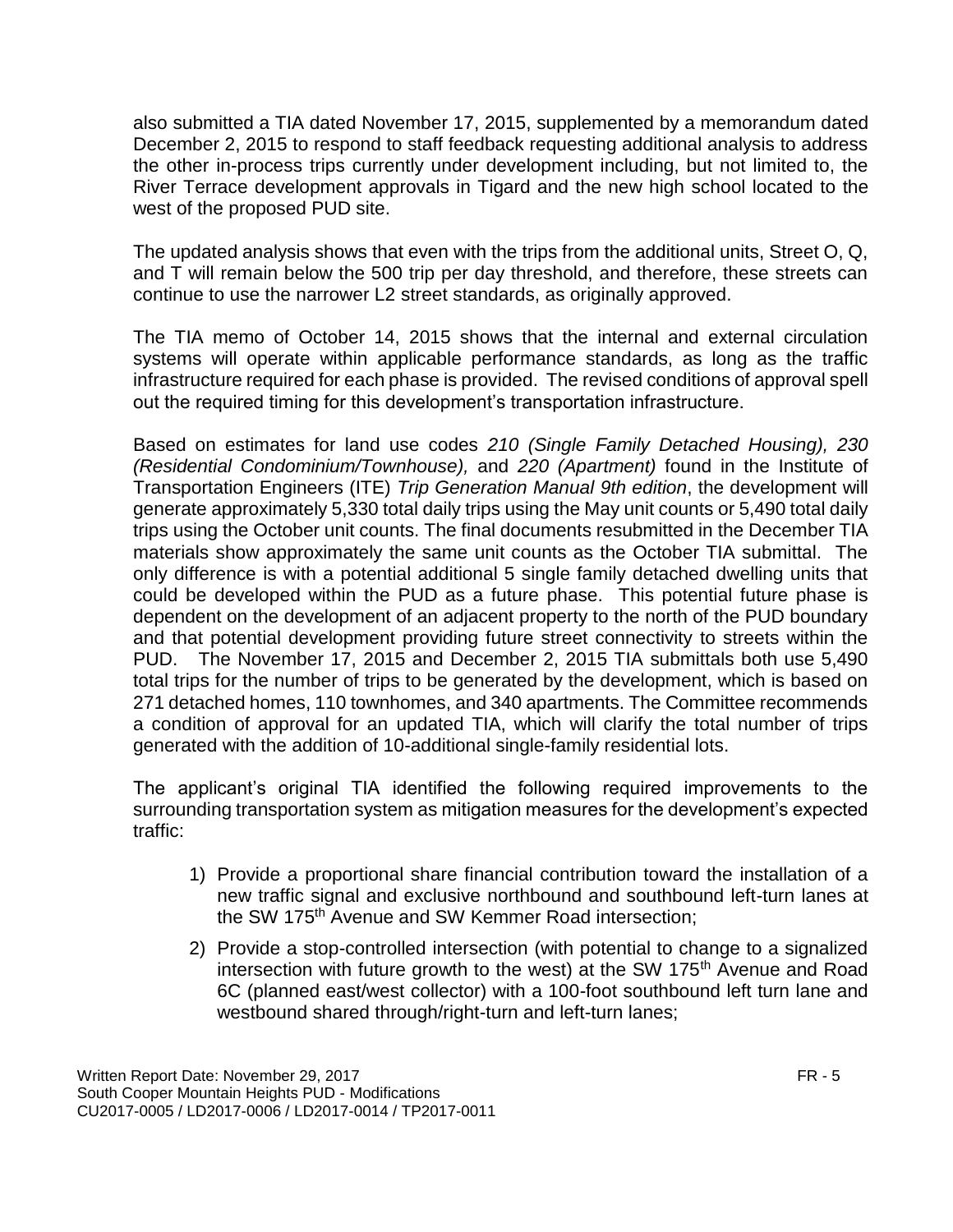also submitted a TIA dated November 17, 2015, supplemented by a memorandum dated December 2, 2015 to respond to staff feedback requesting additional analysis to address the other in-process trips currently under development including, but not limited to, the River Terrace development approvals in Tigard and the new high school located to the west of the proposed PUD site.

The updated analysis shows that even with the trips from the additional units, Street O, Q, and T will remain below the 500 trip per day threshold, and therefore, these streets can continue to use the narrower L2 street standards, as originally approved.

The TIA memo of October 14, 2015 shows that the internal and external circulation systems will operate within applicable performance standards, as long as the traffic infrastructure required for each phase is provided. The revised conditions of approval spell out the required timing for this development's transportation infrastructure.

Based on estimates for land use codes *210 (Single Family Detached Housing), 230 (Residential Condominium/Townhouse),* and *220 (Apartment)* found in the Institute of Transportation Engineers (ITE) *Trip Generation Manual 9th edition*, the development will generate approximately 5,330 total daily trips using the May unit counts or 5,490 total daily trips using the October unit counts. The final documents resubmitted in the December TIA materials show approximately the same unit counts as the October TIA submittal. The only difference is with a potential additional 5 single family detached dwelling units that could be developed within the PUD as a future phase. This potential future phase is dependent on the development of an adjacent property to the north of the PUD boundary and that potential development providing future street connectivity to streets within the PUD. The November 17, 2015 and December 2, 2015 TIA submittals both use 5,490 total trips for the number of trips to be generated by the development, which is based on 271 detached homes, 110 townhomes, and 340 apartments. The Committee recommends a condition of approval for an updated TIA, which will clarify the total number of trips generated with the addition of 10-additional single-family residential lots.

The applicant's original TIA identified the following required improvements to the surrounding transportation system as mitigation measures for the development's expected traffic:

1) Provide a proportional share financial contribution toward the installation of a new traffic signal and exclusive northbound and southbound left-turn lanes at the SW 175th Avenue and SW Kemmer Road intersection;
2) Provide a stop-controlled intersection (with potential to change to a signalized intersection with future growth to the west) at the SW 175th Avenue and Road 6C (planned east/west collector) with a 100-foot southbound left turn lane and westbound shared through/right-turn and left-turn lanes;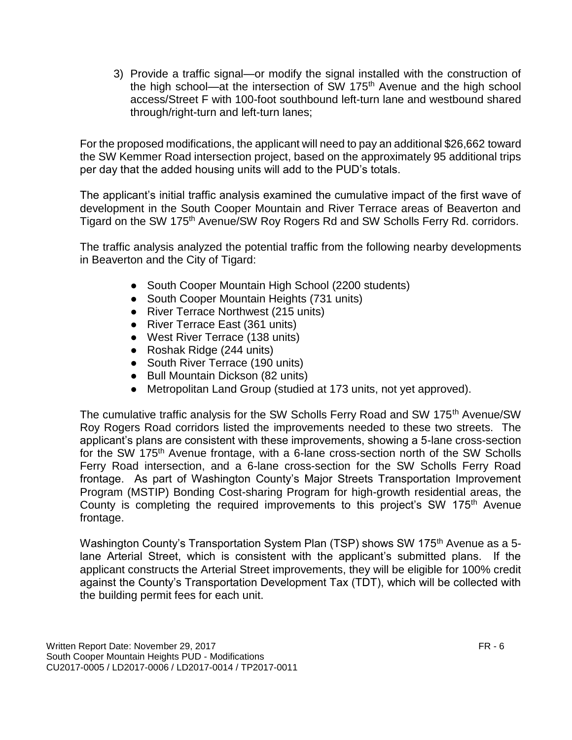3) Provide a traffic signal—or modify the signal installed with the construction of the high school—at the intersection of SW 175th Avenue and the high school access/Street F with 100-foot southbound left-turn lane and westbound shared through/right-turn and left-turn lanes;

For the proposed modifications, the applicant will need to pay an additional $26,662 toward the SW Kemmer Road intersection project, based on the approximately 95 additional trips per day that the added housing units will add to the PUD's totals.

The applicant's initial traffic analysis examined the cumulative impact of the first wave of development in the South Cooper Mountain and River Terrace areas of Beaverton and Tigard on the SW 175th Avenue/SW Roy Rogers Rd and SW Scholls Ferry Rd. corridors.

The traffic analysis analyzed the potential traffic from the following nearby developments in Beaverton and the City of Tigard:

- South Cooper Mountain High School (2200 students)
- South Cooper Mountain Heights (731 units)
- River Terrace Northwest (215 units)
- River Terrace East (361 units)
- West River Terrace (138 units)
- Roshak Ridge (244 units)
- South River Terrace (190 units)
- Bull Mountain Dickson (82 units)
- Metropolitan Land Group (studied at 173 units, not yet approved).

The cumulative traffic analysis for the SW Scholls Ferry Road and SW 175th Avenue/SW Roy Rogers Road corridors listed the improvements needed to these two streets. The applicant's plans are consistent with these improvements, showing a 5-lane cross-section for the SW 175th Avenue frontage, with a 6-lane cross-section north of the SW Scholls Ferry Road intersection, and a 6-lane cross-section for the SW Scholls Ferry Road frontage. As part of Washington County's Major Streets Transportation Improvement Program (MSTIP) Bonding Cost-sharing Program for high-growth residential areas, the County is completing the required improvements to this project's SW 175th Avenue frontage.

Washington County's Transportation System Plan (TSP) shows SW 175th Avenue as a 5-lane Arterial Street, which is consistent with the applicant's submitted plans. If the applicant constructs the Arterial Street improvements, they will be eligible for 100% credit against the County's Transportation Development Tax (TDT), which will be collected with the building permit fees for each unit.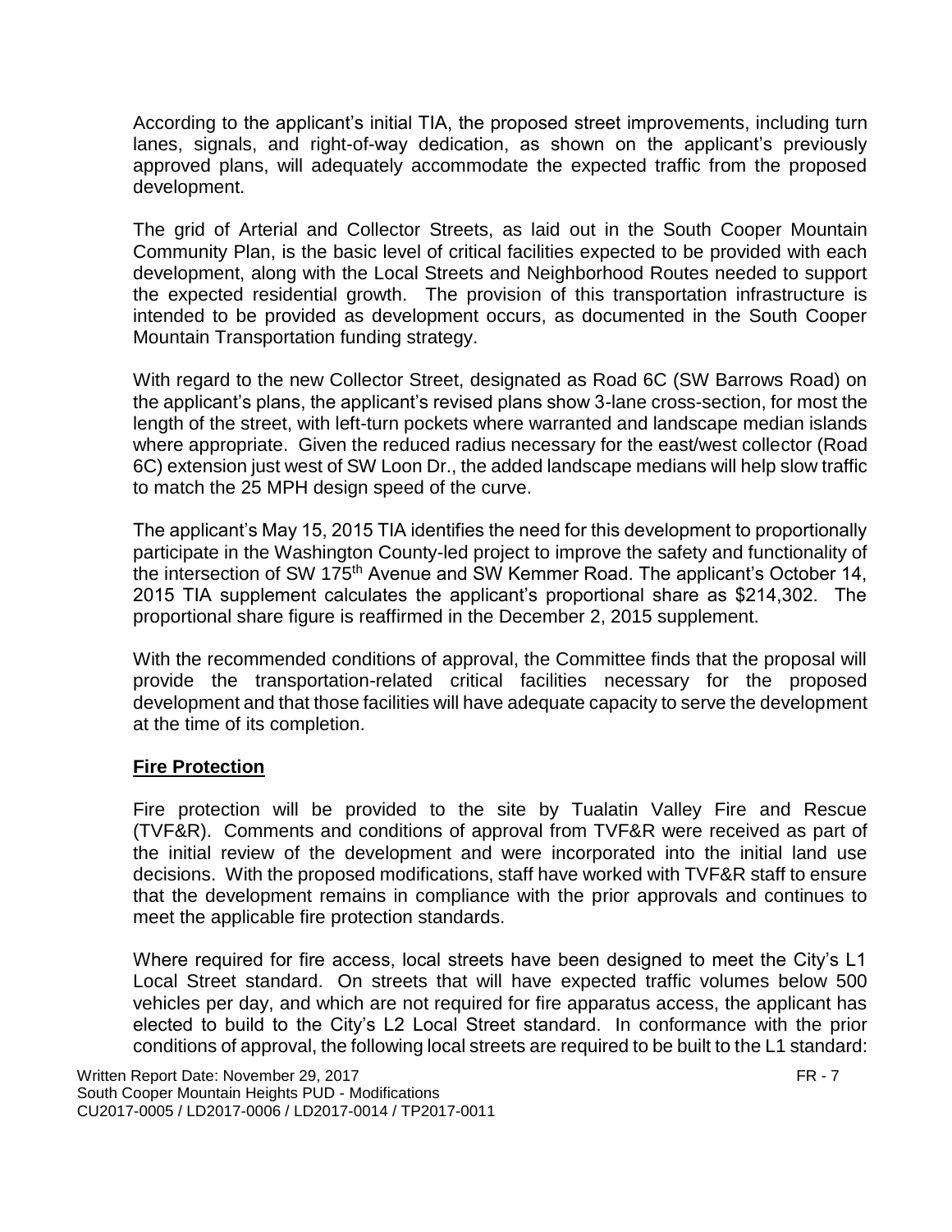According to the applicant's initial TIA, the proposed street improvements, including turn lanes, signals, and right-of-way dedication, as shown on the applicant's previously approved plans, will adequately accommodate the expected traffic from the proposed development.

The grid of Arterial and Collector Streets, as laid out in the South Cooper Mountain Community Plan, is the basic level of critical facilities expected to be provided with each development, along with the Local Streets and Neighborhood Routes needed to support the expected residential growth. The provision of this transportation infrastructure is intended to be provided as development occurs, as documented in the South Cooper Mountain Transportation funding strategy.

With regard to the new Collector Street, designated as Road 6C (SW Barrows Road) on the applicant's plans, the applicant's revised plans show 3-lane cross-section, for most the length of the street, with left-turn pockets where warranted and landscape median islands where appropriate. Given the reduced radius necessary for the east/west collector (Road 6C) extension just west of SW Loon Dr., the added landscape medians will help slow traffic to match the 25 MPH design speed of the curve.

The applicant's May 15, 2015 TIA identifies the need for this development to proportionally participate in the Washington County-led project to improve the safety and functionality of the intersection of SW 175th Avenue and SW Kemmer Road. The applicant's October 14, 2015 TIA supplement calculates the applicant's proportional share as $214,302. The proportional share figure is reaffirmed in the December 2, 2015 supplement.

With the recommended conditions of approval, the Committee finds that the proposal will provide the transportation-related critical facilities necessary for the proposed development and that those facilities will have adequate capacity to serve the development at the time of its completion.

**Fire Protection**

Fire protection will be provided to the site by Tualatin Valley Fire and Rescue (TVF&R). Comments and conditions of approval from TVF&R were received as part of the initial review of the development and were incorporated into the initial land use decisions. With the proposed modifications, staff have worked with TVF&R staff to ensure that the development remains in compliance with the prior approvals and continues to meet the applicable fire protection standards.

Where required for fire access, local streets have been designed to meet the City's L1 Local Street standard. On streets that will have expected traffic volumes below 500 vehicles per day, and which are not required for fire apparatus access, the applicant has elected to build to the City's L2 Local Street standard. In conformance with the prior conditions of approval, the following local streets are required to be built to the L1 standard: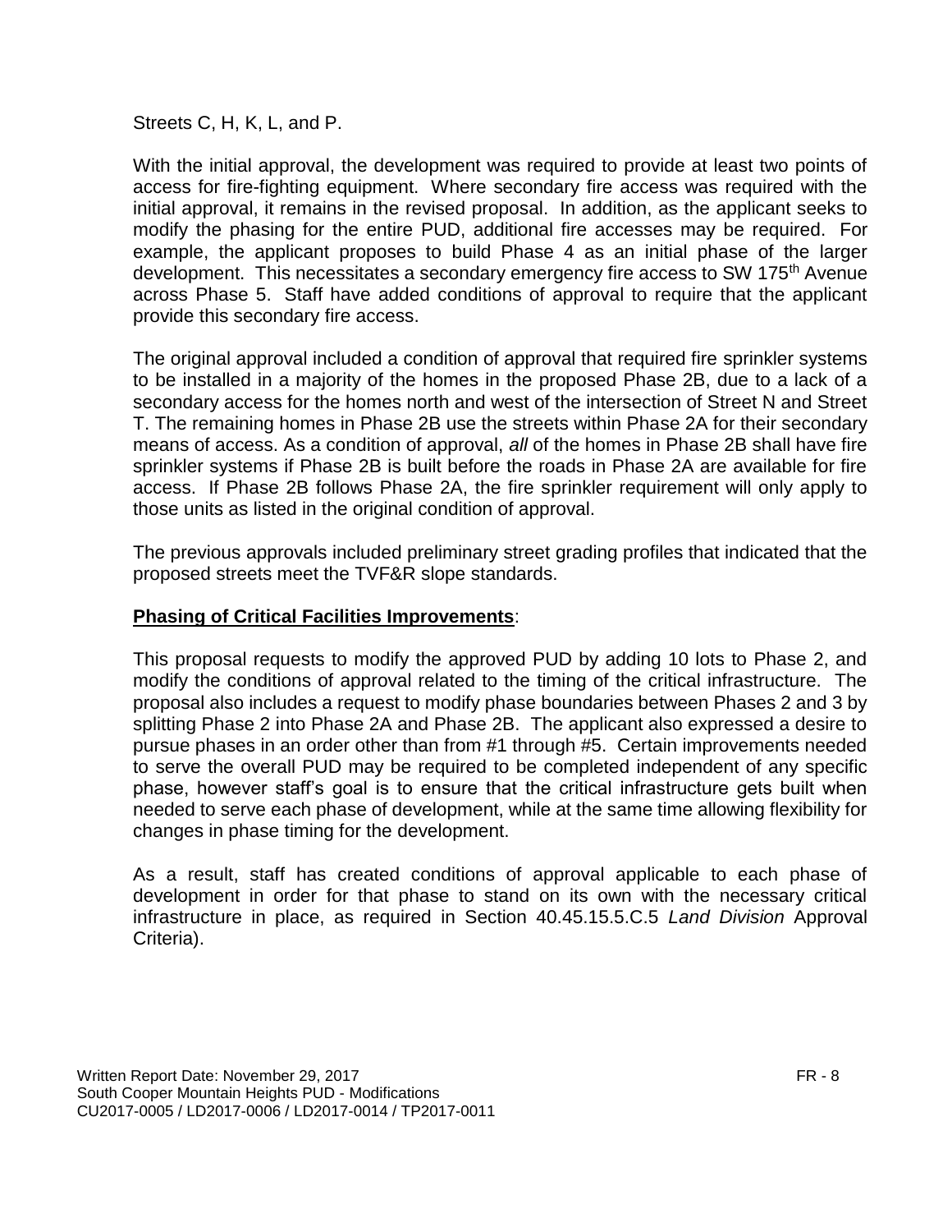Streets C, H, K, L, and P.

With the initial approval, the development was required to provide at least two points of access for fire-fighting equipment. Where secondary fire access was required with the initial approval, it remains in the revised proposal. In addition, as the applicant seeks to modify the phasing for the entire PUD, additional fire accesses may be required. For example, the applicant proposes to build Phase 4 as an initial phase of the larger development. This necessitates a secondary emergency fire access to SW 175th Avenue across Phase 5. Staff have added conditions of approval to require that the applicant provide this secondary fire access.

The original approval included a condition of approval that required fire sprinkler systems to be installed in a majority of the homes in the proposed Phase 2B, due to a lack of a secondary access for the homes north and west of the intersection of Street N and Street T. The remaining homes in Phase 2B use the streets within Phase 2A for their secondary means of access. As a condition of approval, *all* of the homes in Phase 2B shall have fire sprinkler systems if Phase 2B is built before the roads in Phase 2A are available for fire access. If Phase 2B follows Phase 2A, the fire sprinkler requirement will only apply to those units as listed in the original condition of approval.

The previous approvals included preliminary street grading profiles that indicated that the proposed streets meet the TVF&R slope standards.

**Phasing of Critical Facilities Improvements**:

This proposal requests to modify the approved PUD by adding 10 lots to Phase 2, and modify the conditions of approval related to the timing of the critical infrastructure. The proposal also includes a request to modify phase boundaries between Phases 2 and 3 by splitting Phase 2 into Phase 2A and Phase 2B. The applicant also expressed a desire to pursue phases in an order other than from #1 through #5. Certain improvements needed to serve the overall PUD may be required to be completed independent of any specific phase, however staff's goal is to ensure that the critical infrastructure gets built when needed to serve each phase of development, while at the same time allowing flexibility for changes in phase timing for the development.

As a result, staff has created conditions of approval applicable to each phase of development in order for that phase to stand on its own with the necessary critical infrastructure in place, as required in Section 40.45.15.5.C.5 *Land Division* Approval Criteria).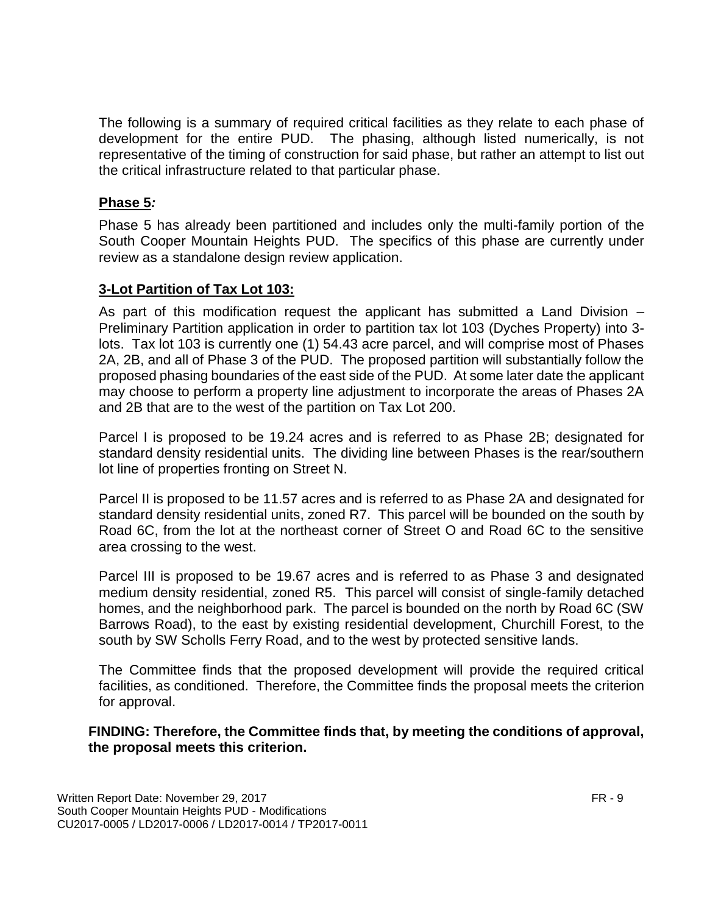The following is a summary of required critical facilities as they relate to each phase of development for the entire PUD. The phasing, although listed numerically, is not representative of the timing of construction for said phase, but rather an attempt to list out the critical infrastructure related to that particular phase.

**<u>Phase 5</u>*:***

Phase 5 has already been partitioned and includes only the multi-family portion of the South Cooper Mountain Heights PUD. The specifics of this phase are currently under review as a standalone design review application.

**<u>3-Lot Partition of Tax Lot 103:</u>**

As part of this modification request the applicant has submitted a Land Division – Preliminary Partition application in order to partition tax lot 103 (Dyches Property) into 3-lots. Tax lot 103 is currently one (1) 54.43 acre parcel, and will comprise most of Phases 2A, 2B, and all of Phase 3 of the PUD. The proposed partition will substantially follow the proposed phasing boundaries of the east side of the PUD. At some later date the applicant may choose to perform a property line adjustment to incorporate the areas of Phases 2A and 2B that are to the west of the partition on Tax Lot 200.

Parcel I is proposed to be 19.24 acres and is referred to as Phase 2B; designated for standard density residential units. The dividing line between Phases is the rear/southern lot line of properties fronting on Street N.

Parcel II is proposed to be 11.57 acres and is referred to as Phase 2A and designated for standard density residential units, zoned R7. This parcel will be bounded on the south by Road 6C, from the lot at the northeast corner of Street O and Road 6C to the sensitive area crossing to the west.

Parcel III is proposed to be 19.67 acres and is referred to as Phase 3 and designated medium density residential, zoned R5. This parcel will consist of single-family detached homes, and the neighborhood park. The parcel is bounded on the north by Road 6C (SW Barrows Road), to the east by existing residential development, Churchill Forest, to the south by SW Scholls Ferry Road, and to the west by protected sensitive lands.

The Committee finds that the proposed development will provide the required critical facilities, as conditioned. Therefore, the Committee finds the proposal meets the criterion for approval.

**FINDING: Therefore, the Committee finds that, by meeting the conditions of approval, the proposal meets this criterion.**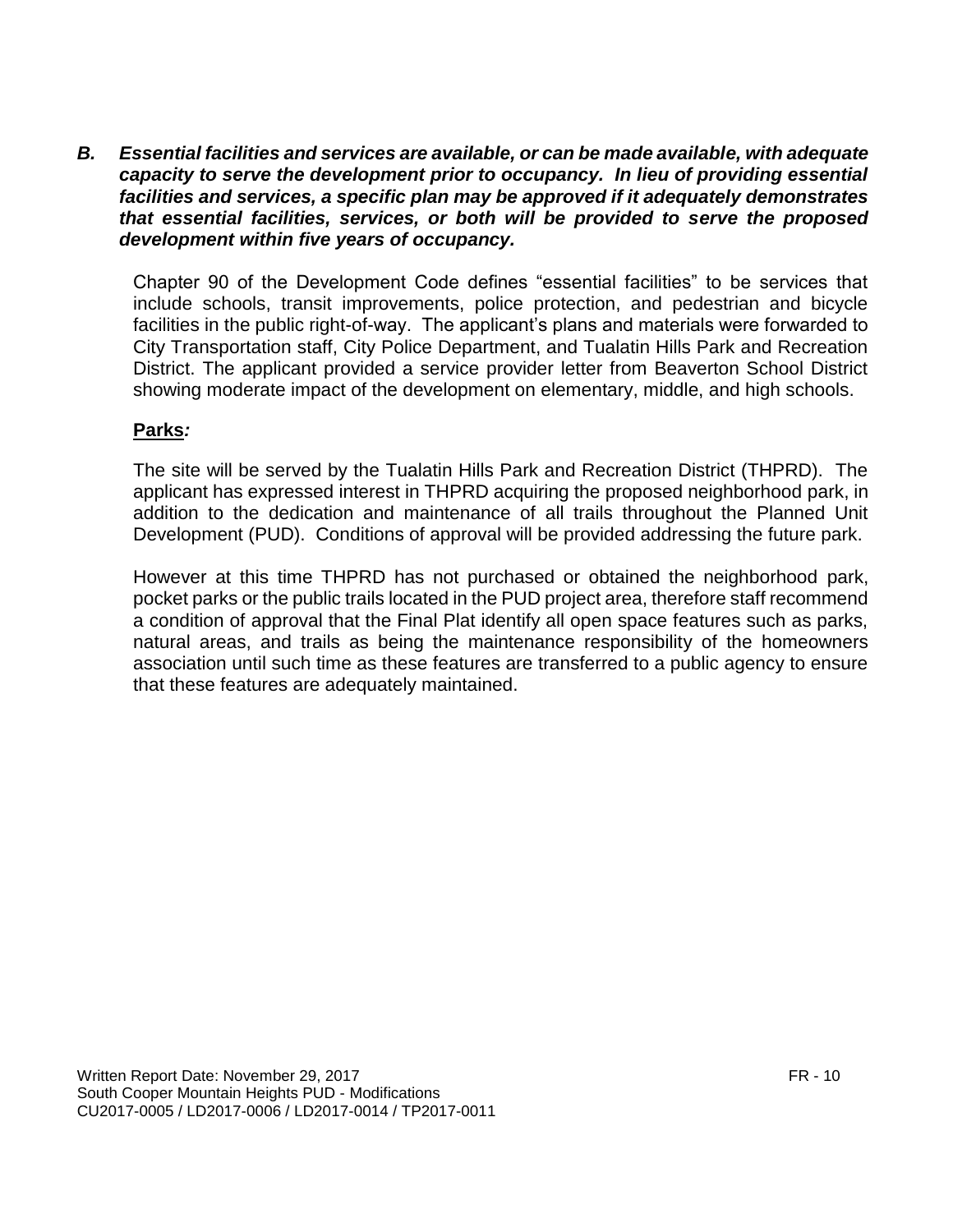***B. Essential facilities and services are available, or can be made available, with adequate capacity to serve the development prior to occupancy. In lieu of providing essential facilities and services, a specific plan may be approved if it adequately demonstrates that essential facilities, services, or both will be provided to serve the proposed development within five years of occupancy.***

Chapter 90 of the Development Code defines "essential facilities" to be services that include schools, transit improvements, police protection, and pedestrian and bicycle facilities in the public right-of-way. The applicant's plans and materials were forwarded to City Transportation staff, City Police Department, and Tualatin Hills Park and Recreation District. The applicant provided a service provider letter from Beaverton School District showing moderate impact of the development on elementary, middle, and high schools.

**Parks*:***

The site will be served by the Tualatin Hills Park and Recreation District (THPRD). The applicant has expressed interest in THPRD acquiring the proposed neighborhood park, in addition to the dedication and maintenance of all trails throughout the Planned Unit Development (PUD). Conditions of approval will be provided addressing the future park.

However at this time THPRD has not purchased or obtained the neighborhood park, pocket parks or the public trails located in the PUD project area, therefore staff recommend a condition of approval that the Final Plat identify all open space features such as parks, natural areas, and trails as being the maintenance responsibility of the homeowners association until such time as these features are transferred to a public agency to ensure that these features are adequately maintained.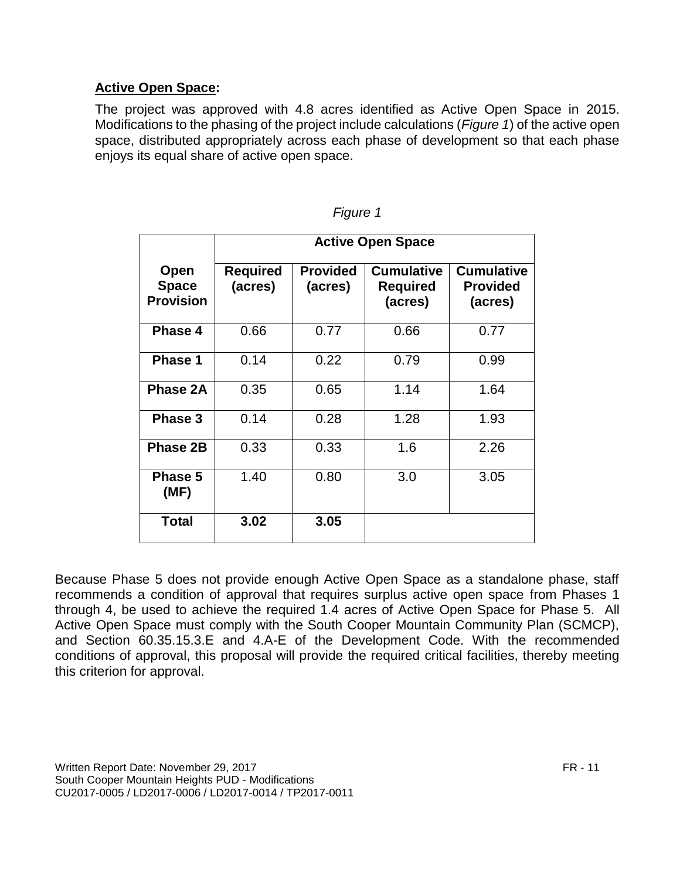**Active Open Space:**

The project was approved with 4.8 acres identified as Active Open Space in 2015. Modifications to the phasing of the project include calculations (*Figure 1*) of the active open space, distributed appropriately across each phase of development so that each phase enjoys its equal share of active open space.

*Figure 1*

| Open Space Provision | Active Open Space | | | |
|---|---|---|---|---|
| | **Required (acres)** | **Provided (acres)** | **Cumulative Required (acres)** | **Cumulative Provided (acres)** |
| **Phase 4** | 0.66 | 0.77 | 0.66 | 0.77 |
| **Phase 1** | 0.14 | 0.22 | 0.79 | 0.99 |
| **Phase 2A** | 0.35 | 0.65 | 1.14 | 1.64 |
| **Phase 3** | 0.14 | 0.28 | 1.28 | 1.93 |
| **Phase 2B** | 0.33 | 0.33 | 1.6 | 2.26 |
| **Phase 5 (MF)** | 1.40 | 0.80 | 3.0 | 3.05 |
| **Total** | **3.02** | **3.05** | | |

Because Phase 5 does not provide enough Active Open Space as a standalone phase, staff recommends a condition of approval that requires surplus active open space from Phases 1 through 4, be used to achieve the required 1.4 acres of Active Open Space for Phase 5. All Active Open Space must comply with the South Cooper Mountain Community Plan (SCMCP), and Section 60.35.15.3.E and 4.A-E of the Development Code. With the recommended conditions of approval, this proposal will provide the required critical facilities, thereby meeting this criterion for approval.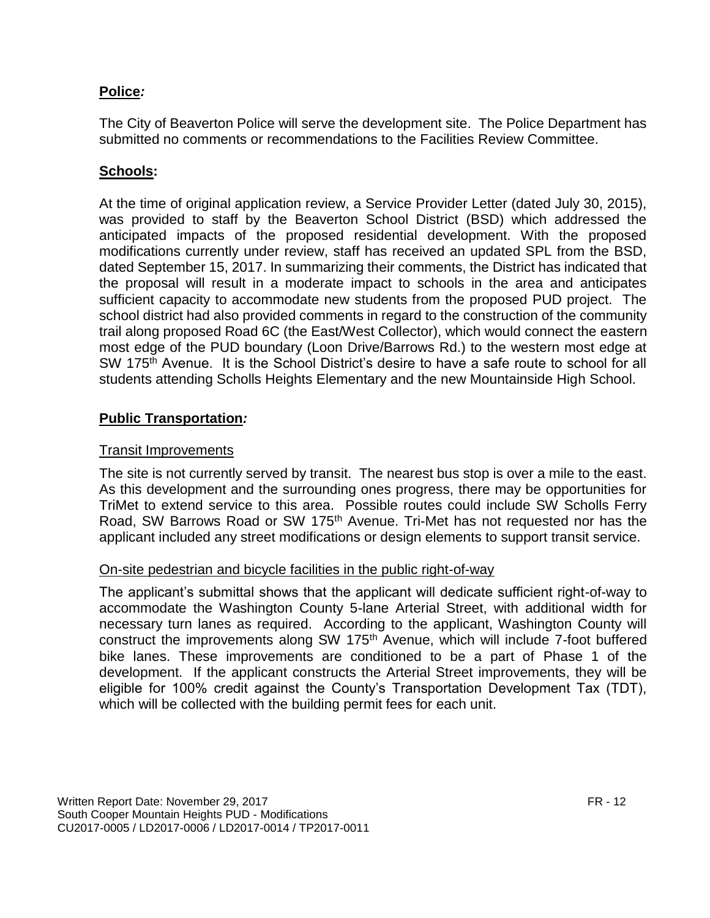**Police*:***

The City of Beaverton Police will serve the development site. The Police Department has submitted no comments or recommendations to the Facilities Review Committee.

**Schools:**

At the time of original application review, a Service Provider Letter (dated July 30, 2015), was provided to staff by the Beaverton School District (BSD) which addressed the anticipated impacts of the proposed residential development. With the proposed modifications currently under review, staff has received an updated SPL from the BSD, dated September 15, 2017. In summarizing their comments, the District has indicated that the proposal will result in a moderate impact to schools in the area and anticipates sufficient capacity to accommodate new students from the proposed PUD project. The school district had also provided comments in regard to the construction of the community trail along proposed Road 6C (the East/West Collector), which would connect the eastern most edge of the PUD boundary (Loon Drive/Barrows Rd.) to the western most edge at SW 175th Avenue. It is the School District's desire to have a safe route to school for all students attending Scholls Heights Elementary and the new Mountainside High School.

**Public Transportation*:***

Transit Improvements

The site is not currently served by transit. The nearest bus stop is over a mile to the east. As this development and the surrounding ones progress, there may be opportunities for TriMet to extend service to this area. Possible routes could include SW Scholls Ferry Road, SW Barrows Road or SW 175th Avenue. Tri-Met has not requested nor has the applicant included any street modifications or design elements to support transit service.

On-site pedestrian and bicycle facilities in the public right-of-way

The applicant's submittal shows that the applicant will dedicate sufficient right-of-way to accommodate the Washington County 5-lane Arterial Street, with additional width for necessary turn lanes as required. According to the applicant, Washington County will construct the improvements along SW 175th Avenue, which will include 7-foot buffered bike lanes. These improvements are conditioned to be a part of Phase 1 of the development. If the applicant constructs the Arterial Street improvements, they will be eligible for 100% credit against the County's Transportation Development Tax (TDT), which will be collected with the building permit fees for each unit.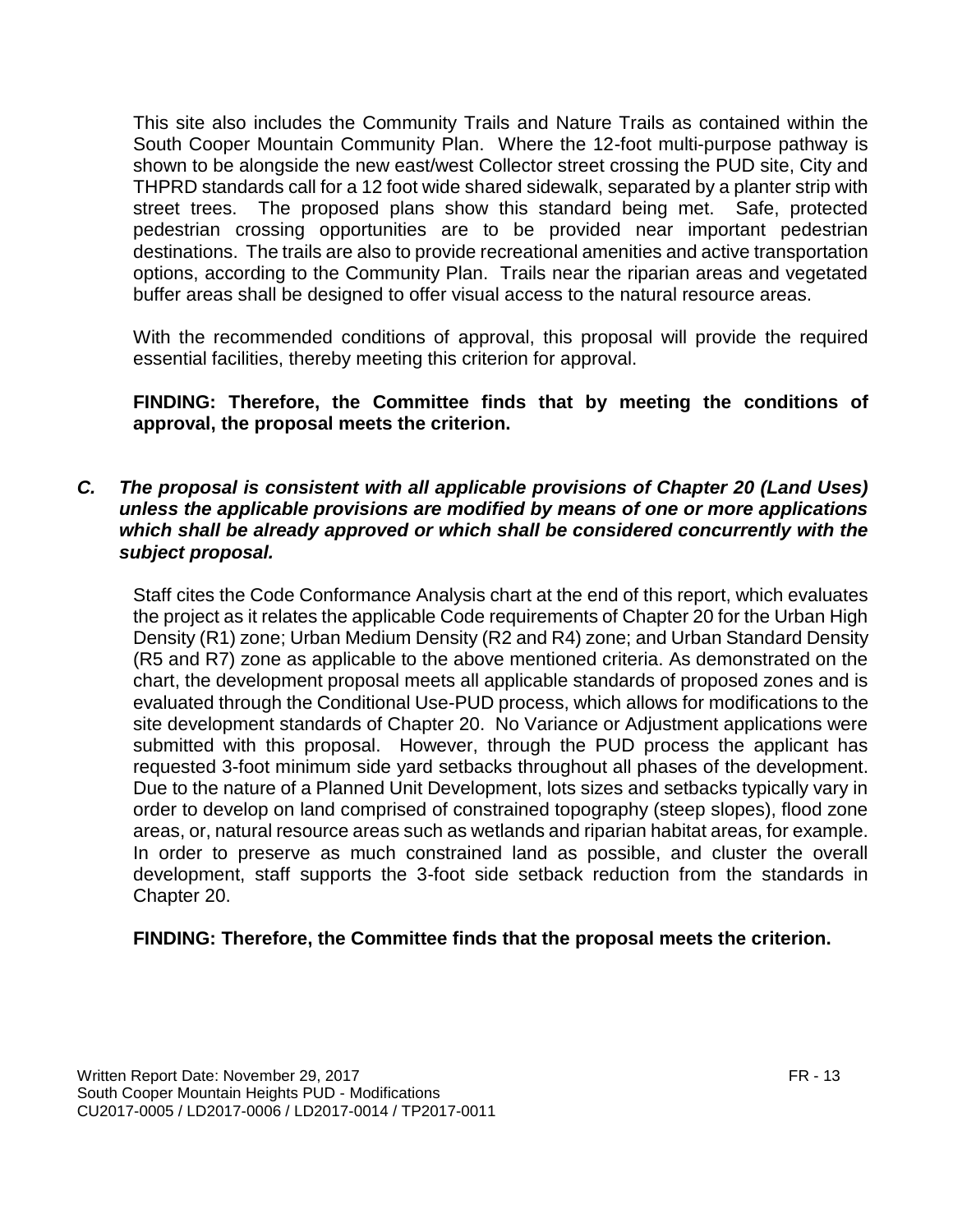This site also includes the Community Trails and Nature Trails as contained within the South Cooper Mountain Community Plan. Where the 12-foot multi-purpose pathway is shown to be alongside the new east/west Collector street crossing the PUD site, City and THPRD standards call for a 12 foot wide shared sidewalk, separated by a planter strip with street trees. The proposed plans show this standard being met. Safe, protected pedestrian crossing opportunities are to be provided near important pedestrian destinations. The trails are also to provide recreational amenities and active transportation options, according to the Community Plan. Trails near the riparian areas and vegetated buffer areas shall be designed to offer visual access to the natural resource areas.

With the recommended conditions of approval, this proposal will provide the required essential facilities, thereby meeting this criterion for approval.

**FINDING: Therefore, the Committee finds that by meeting the conditions of approval, the proposal meets the criterion.**

***C. The proposal is consistent with all applicable provisions of Chapter 20 (Land Uses) unless the applicable provisions are modified by means of one or more applications which shall be already approved or which shall be considered concurrently with the subject proposal.***

Staff cites the Code Conformance Analysis chart at the end of this report, which evaluates the project as it relates the applicable Code requirements of Chapter 20 for the Urban High Density (R1) zone; Urban Medium Density (R2 and R4) zone; and Urban Standard Density (R5 and R7) zone as applicable to the above mentioned criteria. As demonstrated on the chart, the development proposal meets all applicable standards of proposed zones and is evaluated through the Conditional Use-PUD process, which allows for modifications to the site development standards of Chapter 20. No Variance or Adjustment applications were submitted with this proposal. However, through the PUD process the applicant has requested 3-foot minimum side yard setbacks throughout all phases of the development. Due to the nature of a Planned Unit Development, lots sizes and setbacks typically vary in order to develop on land comprised of constrained topography (steep slopes), flood zone areas, or, natural resource areas such as wetlands and riparian habitat areas, for example. In order to preserve as much constrained land as possible, and cluster the overall development, staff supports the 3-foot side setback reduction from the standards in Chapter 20.

**FINDING: Therefore, the Committee finds that the proposal meets the criterion.**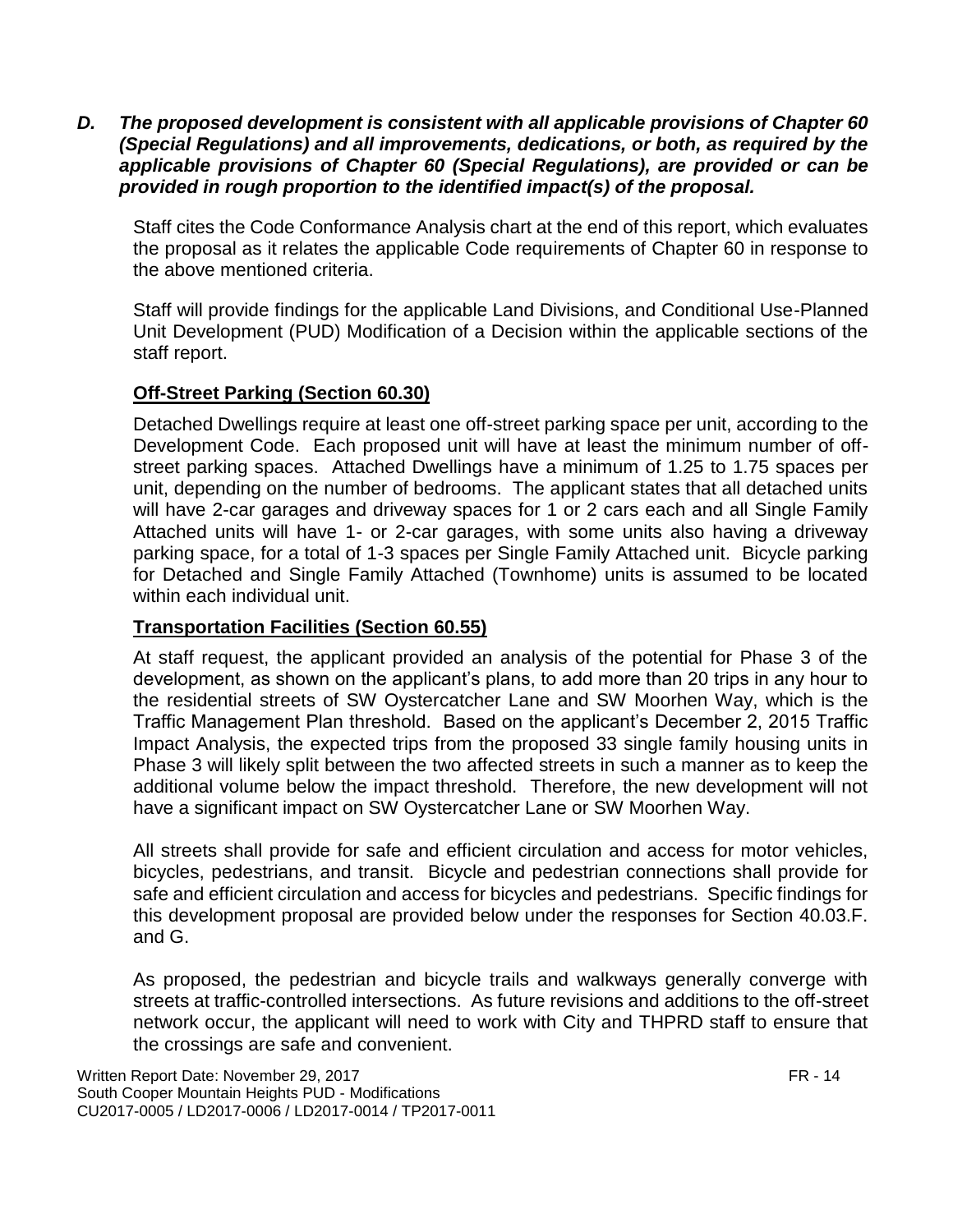***D. The proposed development is consistent with all applicable provisions of Chapter 60 (Special Regulations) and all improvements, dedications, or both, as required by the applicable provisions of Chapter 60 (Special Regulations), are provided or can be provided in rough proportion to the identified impact(s) of the proposal.***

Staff cites the Code Conformance Analysis chart at the end of this report, which evaluates the proposal as it relates the applicable Code requirements of Chapter 60 in response to the above mentioned criteria.

Staff will provide findings for the applicable Land Divisions, and Conditional Use-Planned Unit Development (PUD) Modification of a Decision within the applicable sections of the staff report.

**Off-Street Parking (Section 60.30)**

Detached Dwellings require at least one off-street parking space per unit, according to the Development Code. Each proposed unit will have at least the minimum number of off-street parking spaces. Attached Dwellings have a minimum of 1.25 to 1.75 spaces per unit, depending on the number of bedrooms. The applicant states that all detached units will have 2-car garages and driveway spaces for 1 or 2 cars each and all Single Family Attached units will have 1- or 2-car garages, with some units also having a driveway parking space, for a total of 1-3 spaces per Single Family Attached unit. Bicycle parking for Detached and Single Family Attached (Townhome) units is assumed to be located within each individual unit.

**Transportation Facilities (Section 60.55)**

At staff request, the applicant provided an analysis of the potential for Phase 3 of the development, as shown on the applicant's plans, to add more than 20 trips in any hour to the residential streets of SW Oystercatcher Lane and SW Moorhen Way, which is the Traffic Management Plan threshold. Based on the applicant's December 2, 2015 Traffic Impact Analysis, the expected trips from the proposed 33 single family housing units in Phase 3 will likely split between the two affected streets in such a manner as to keep the additional volume below the impact threshold. Therefore, the new development will not have a significant impact on SW Oystercatcher Lane or SW Moorhen Way.

All streets shall provide for safe and efficient circulation and access for motor vehicles, bicycles, pedestrians, and transit. Bicycle and pedestrian connections shall provide for safe and efficient circulation and access for bicycles and pedestrians. Specific findings for this development proposal are provided below under the responses for Section 40.03.F. and G.

As proposed, the pedestrian and bicycle trails and walkways generally converge with streets at traffic-controlled intersections. As future revisions and additions to the off-street network occur, the applicant will need to work with City and THPRD staff to ensure that the crossings are safe and convenient.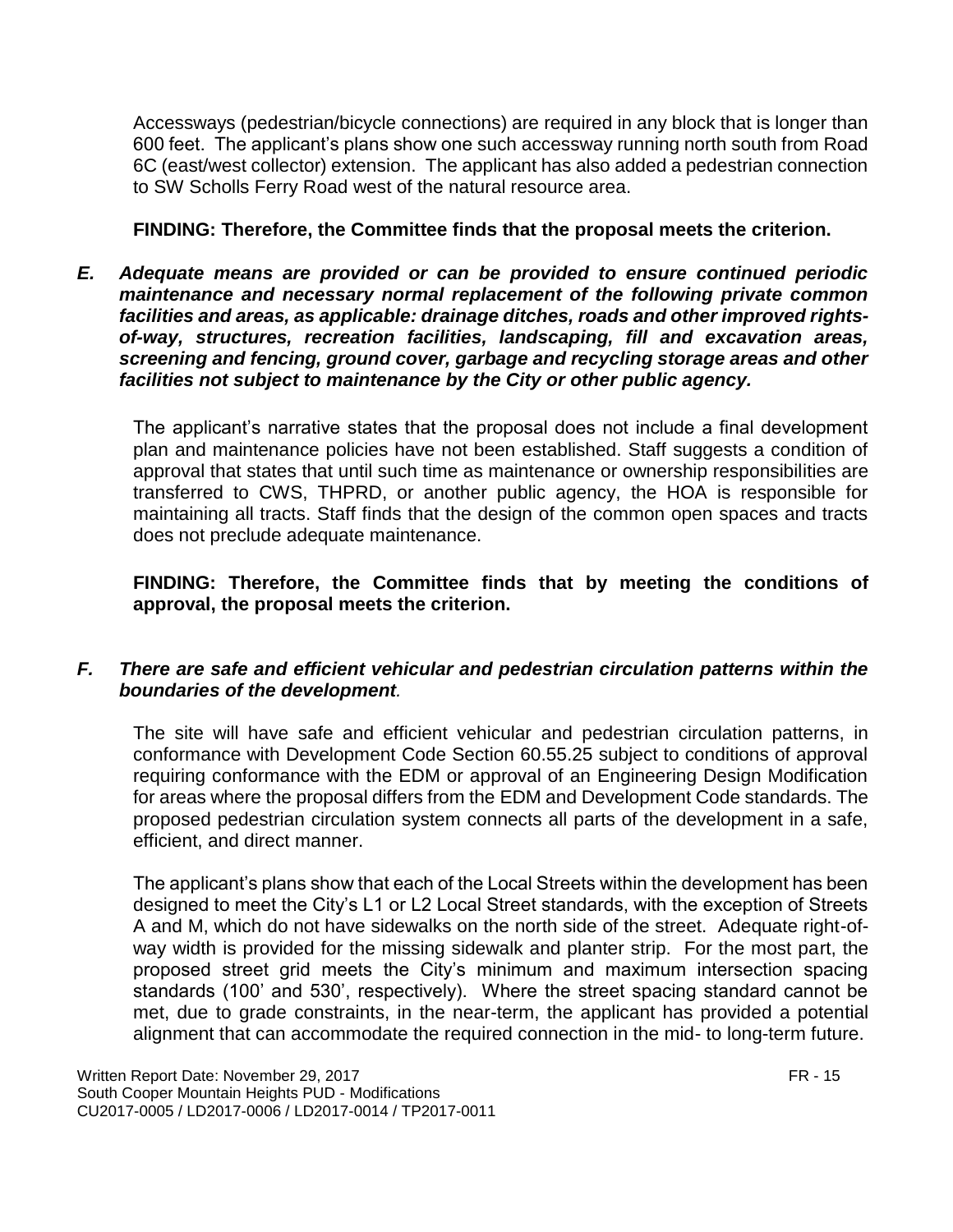Accessways (pedestrian/bicycle connections) are required in any block that is longer than 600 feet. The applicant's plans show one such accessway running north south from Road 6C (east/west collector) extension. The applicant has also added a pedestrian connection to SW Scholls Ferry Road west of the natural resource area.

**FINDING: Therefore, the Committee finds that the proposal meets the criterion.**

***E. Adequate means are provided or can be provided to ensure continued periodic maintenance and necessary normal replacement of the following private common facilities and areas, as applicable: drainage ditches, roads and other improved rights-of-way, structures, recreation facilities, landscaping, fill and excavation areas, screening and fencing, ground cover, garbage and recycling storage areas and other facilities not subject to maintenance by the City or other public agency.***

The applicant's narrative states that the proposal does not include a final development plan and maintenance policies have not been established. Staff suggests a condition of approval that states that until such time as maintenance or ownership responsibilities are transferred to CWS, THPRD, or another public agency, the HOA is responsible for maintaining all tracts. Staff finds that the design of the common open spaces and tracts does not preclude adequate maintenance.

**FINDING: Therefore, the Committee finds that by meeting the conditions of approval, the proposal meets the criterion.**

***F. There are safe and efficient vehicular and pedestrian circulation patterns within the boundaries of the development.***

The site will have safe and efficient vehicular and pedestrian circulation patterns, in conformance with Development Code Section 60.55.25 subject to conditions of approval requiring conformance with the EDM or approval of an Engineering Design Modification for areas where the proposal differs from the EDM and Development Code standards. The proposed pedestrian circulation system connects all parts of the development in a safe, efficient, and direct manner.

The applicant's plans show that each of the Local Streets within the development has been designed to meet the City's L1 or L2 Local Street standards, with the exception of Streets A and M, which do not have sidewalks on the north side of the street. Adequate right-of-way width is provided for the missing sidewalk and planter strip. For the most part, the proposed street grid meets the City's minimum and maximum intersection spacing standards (100' and 530', respectively). Where the street spacing standard cannot be met, due to grade constraints, in the near-term, the applicant has provided a potential alignment that can accommodate the required connection in the mid- to long-term future.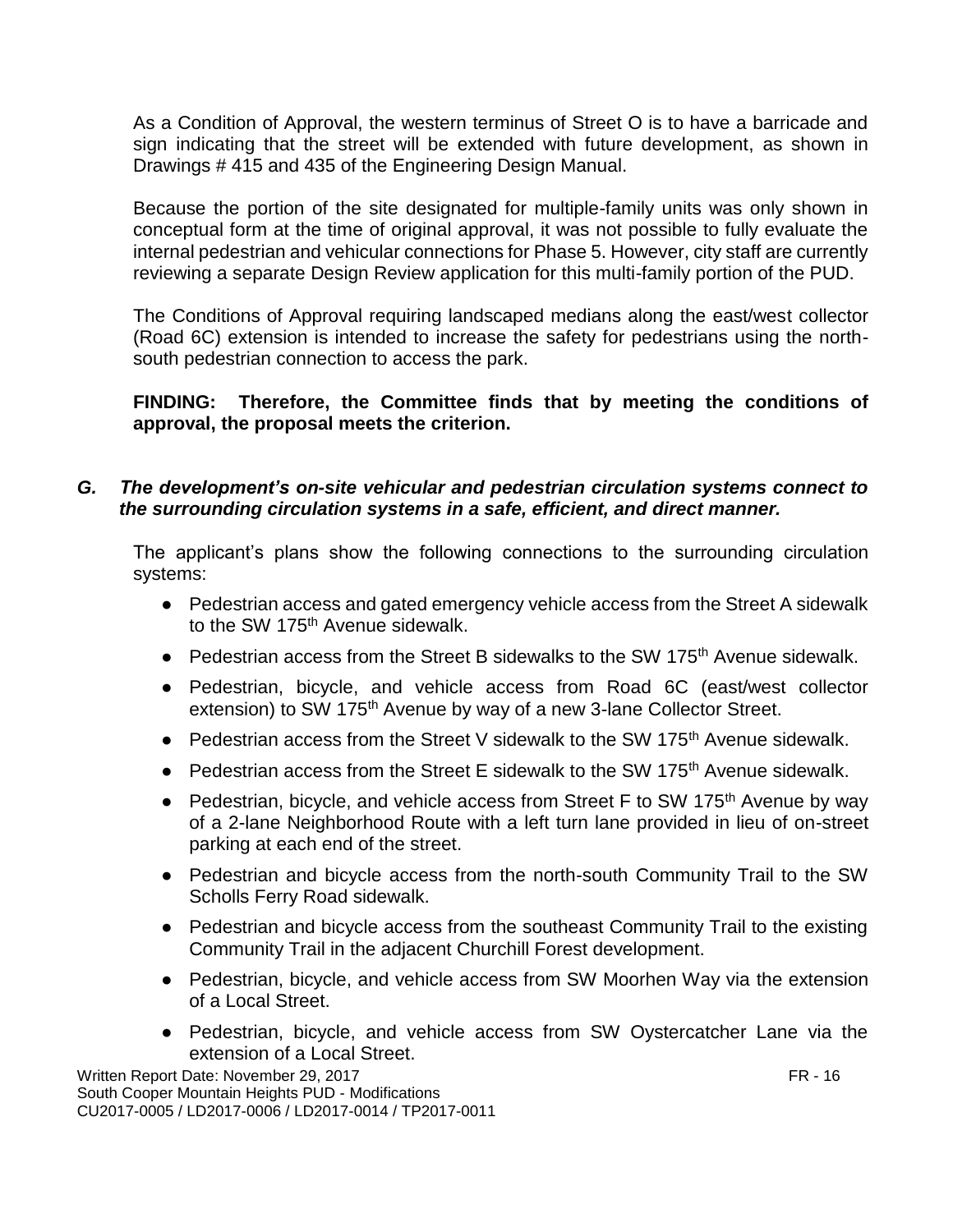As a Condition of Approval, the western terminus of Street O is to have a barricade and sign indicating that the street will be extended with future development, as shown in Drawings # 415 and 435 of the Engineering Design Manual.

Because the portion of the site designated for multiple-family units was only shown in conceptual form at the time of original approval, it was not possible to fully evaluate the internal pedestrian and vehicular connections for Phase 5. However, city staff are currently reviewing a separate Design Review application for this multi-family portion of the PUD.

The Conditions of Approval requiring landscaped medians along the east/west collector (Road 6C) extension is intended to increase the safety for pedestrians using the north-south pedestrian connection to access the park.

**FINDING: Therefore, the Committee finds that by meeting the conditions of approval, the proposal meets the criterion.**

***G. The development's on-site vehicular and pedestrian circulation systems connect to the surrounding circulation systems in a safe, efficient, and direct manner.***

The applicant's plans show the following connections to the surrounding circulation systems:

- Pedestrian access and gated emergency vehicle access from the Street A sidewalk to the SW 175th Avenue sidewalk.
- Pedestrian access from the Street B sidewalks to the SW 175th Avenue sidewalk.
- Pedestrian, bicycle, and vehicle access from Road 6C (east/west collector extension) to SW 175th Avenue by way of a new 3-lane Collector Street.
- Pedestrian access from the Street V sidewalk to the SW 175th Avenue sidewalk.
- Pedestrian access from the Street E sidewalk to the SW 175th Avenue sidewalk.
- Pedestrian, bicycle, and vehicle access from Street F to SW 175th Avenue by way of a 2-lane Neighborhood Route with a left turn lane provided in lieu of on-street parking at each end of the street.
- Pedestrian and bicycle access from the north-south Community Trail to the SW Scholls Ferry Road sidewalk.
- Pedestrian and bicycle access from the southeast Community Trail to the existing Community Trail in the adjacent Churchill Forest development.
- Pedestrian, bicycle, and vehicle access from SW Moorhen Way via the extension of a Local Street.
- Pedestrian, bicycle, and vehicle access from SW Oystercatcher Lane via the extension of a Local Street.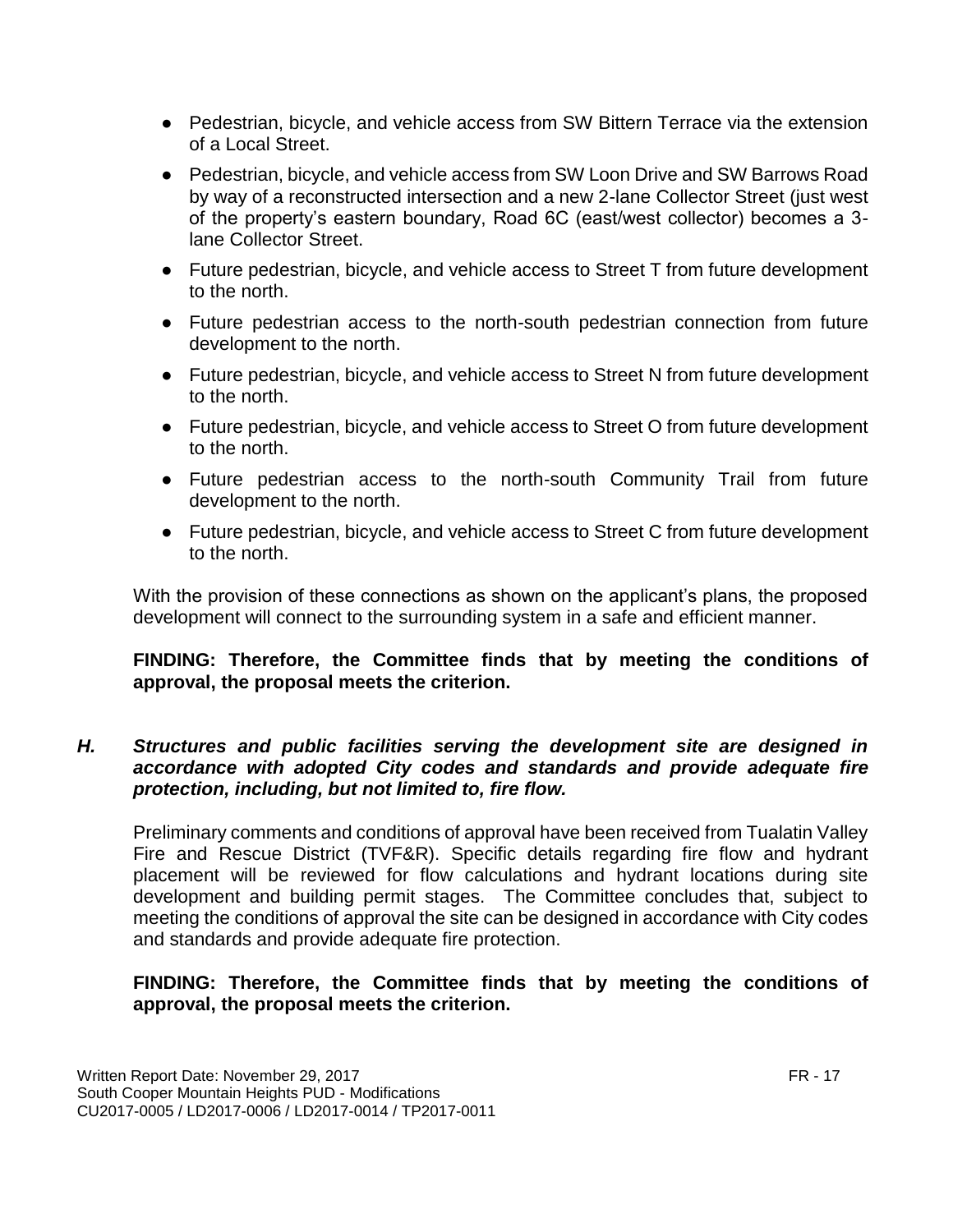- Pedestrian, bicycle, and vehicle access from SW Bittern Terrace via the extension of a Local Street.
- Pedestrian, bicycle, and vehicle access from SW Loon Drive and SW Barrows Road by way of a reconstructed intersection and a new 2-lane Collector Street (just west of the property's eastern boundary, Road 6C (east/west collector) becomes a 3-lane Collector Street.
- Future pedestrian, bicycle, and vehicle access to Street T from future development to the north.
- Future pedestrian access to the north-south pedestrian connection from future development to the north.
- Future pedestrian, bicycle, and vehicle access to Street N from future development to the north.
- Future pedestrian, bicycle, and vehicle access to Street O from future development to the north.
- Future pedestrian access to the north-south Community Trail from future development to the north.
- Future pedestrian, bicycle, and vehicle access to Street C from future development to the north.

With the provision of these connections as shown on the applicant's plans, the proposed development will connect to the surrounding system in a safe and efficient manner.

**FINDING: Therefore, the Committee finds that by meeting the conditions of approval, the proposal meets the criterion.**

***H. Structures and public facilities serving the development site are designed in accordance with adopted City codes and standards and provide adequate fire protection, including, but not limited to, fire flow.***

Preliminary comments and conditions of approval have been received from Tualatin Valley Fire and Rescue District (TVF&R). Specific details regarding fire flow and hydrant placement will be reviewed for flow calculations and hydrant locations during site development and building permit stages. The Committee concludes that, subject to meeting the conditions of approval the site can be designed in accordance with City codes and standards and provide adequate fire protection.

**FINDING: Therefore, the Committee finds that by meeting the conditions of approval, the proposal meets the criterion.**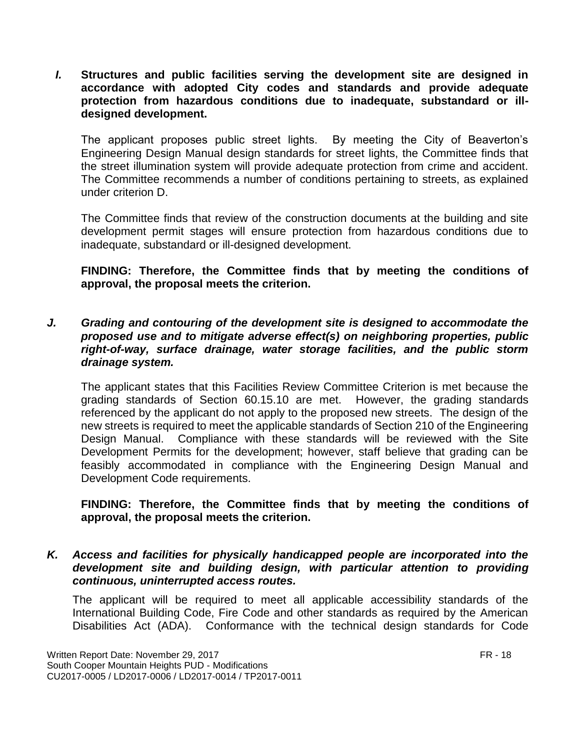**I. Structures and public facilities serving the development site are designed in accordance with adopted City codes and standards and provide adequate protection from hazardous conditions due to inadequate, substandard or ill-designed development.**

The applicant proposes public street lights. By meeting the City of Beaverton's Engineering Design Manual design standards for street lights, the Committee finds that the street illumination system will provide adequate protection from crime and accident. The Committee recommends a number of conditions pertaining to streets, as explained under criterion D.

The Committee finds that review of the construction documents at the building and site development permit stages will ensure protection from hazardous conditions due to inadequate, substandard or ill-designed development.

**FINDING: Therefore, the Committee finds that by meeting the conditions of approval, the proposal meets the criterion.**

***J. Grading and contouring of the development site is designed to accommodate the proposed use and to mitigate adverse effect(s) on neighboring properties, public right-of-way, surface drainage, water storage facilities, and the public storm drainage system.***

The applicant states that this Facilities Review Committee Criterion is met because the grading standards of Section 60.15.10 are met. However, the grading standards referenced by the applicant do not apply to the proposed new streets. The design of the new streets is required to meet the applicable standards of Section 210 of the Engineering Design Manual. Compliance with these standards will be reviewed with the Site Development Permits for the development; however, staff believe that grading can be feasibly accommodated in compliance with the Engineering Design Manual and Development Code requirements.

**FINDING: Therefore, the Committee finds that by meeting the conditions of approval, the proposal meets the criterion.**

***K. Access and facilities for physically handicapped people are incorporated into the development site and building design, with particular attention to providing continuous, uninterrupted access routes.***

The applicant will be required to meet all applicable accessibility standards of the International Building Code, Fire Code and other standards as required by the American Disabilities Act (ADA). Conformance with the technical design standards for Code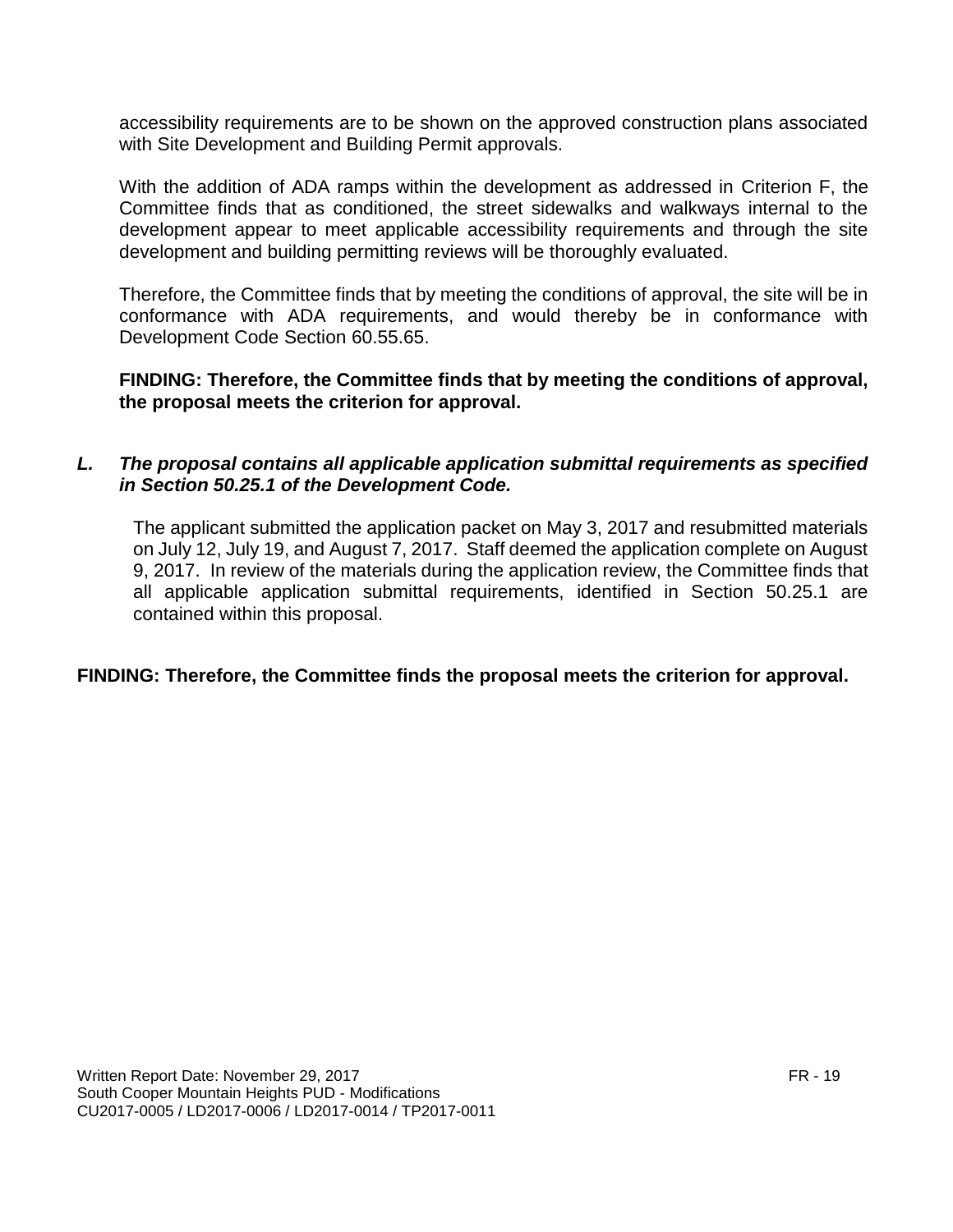accessibility requirements are to be shown on the approved construction plans associated with Site Development and Building Permit approvals.

With the addition of ADA ramps within the development as addressed in Criterion F, the Committee finds that as conditioned, the street sidewalks and walkways internal to the development appear to meet applicable accessibility requirements and through the site development and building permitting reviews will be thoroughly evaluated.

Therefore, the Committee finds that by meeting the conditions of approval, the site will be in conformance with ADA requirements, and would thereby be in conformance with Development Code Section 60.55.65.

**FINDING: Therefore, the Committee finds that by meeting the conditions of approval, the proposal meets the criterion for approval.**

***L. The proposal contains all applicable application submittal requirements as specified in Section 50.25.1 of the Development Code.***

The applicant submitted the application packet on May 3, 2017 and resubmitted materials on July 12, July 19, and August 7, 2017. Staff deemed the application complete on August 9, 2017. In review of the materials during the application review, the Committee finds that all applicable application submittal requirements, identified in Section 50.25.1 are contained within this proposal.

**FINDING: Therefore, the Committee finds the proposal meets the criterion for approval.**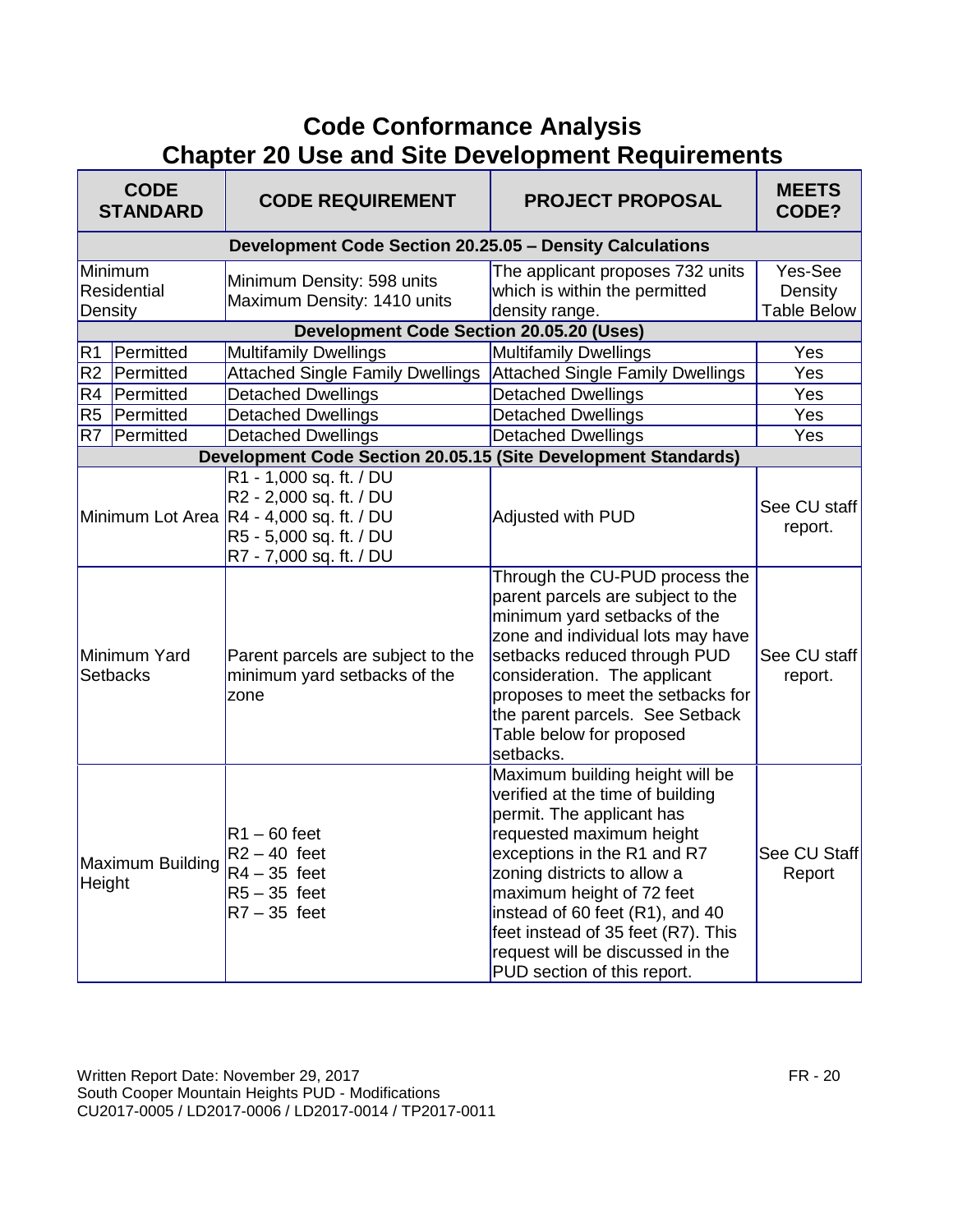# Code Conformance Analysis
## Chapter 20 Use and Site Development Requirements

| CODE STANDARD | | CODE REQUIREMENT | PROJECT PROPOSAL | MEETS CODE? |
|---|---|---|---|---|
| **Development Code Section 20.25.05 – Density Calculations** | | | | |
| Minimum Residential Density | | Minimum Density: 598 units<br>Maximum Density: 1410 units | The applicant proposes 732 units which is within the permitted density range. | Yes-See Density Table Below |
| **Development Code Section 20.05.20 (Uses)** | | | | |
| R1 | Permitted | Multifamily Dwellings | Multifamily Dwellings | Yes |
| R2 | Permitted | Attached Single Family Dwellings | Attached Single Family Dwellings | Yes |
| R4 | Permitted | Detached Dwellings | Detached Dwellings | Yes |
| R5 | Permitted | Detached Dwellings | Detached Dwellings | Yes |
| R7 | Permitted | Detached Dwellings | Detached Dwellings | Yes |
| **Development Code Section 20.05.15 (Site Development Standards)** | | | | |
| Minimum Lot Area | | R1 - 1,000 sq. ft. / DU<br>R2 - 2,000 sq. ft. / DU<br>R4 - 4,000 sq. ft. / DU<br>R5 - 5,000 sq. ft. / DU<br>R7 - 7,000 sq. ft. / DU | Adjusted with PUD | See CU staff report. |
| Minimum Yard Setbacks | | Parent parcels are subject to the minimum yard setbacks of the zone | Through the CU-PUD process the parent parcels are subject to the minimum yard setbacks of the zone and individual lots may have setbacks reduced through PUD consideration. The applicant proposes to meet the setbacks for the parent parcels. See Setback Table below for proposed setbacks. | See CU staff report. |
| Maximum Building Height | | R1 – 60 feet<br>R2 – 40 feet<br>R4 – 35 feet<br>R5 – 35 feet<br>R7 – 35 feet | Maximum building height will be verified at the time of building permit. The applicant has requested maximum height exceptions in the R1 and R7 zoning districts to allow a maximum height of 72 feet instead of 60 feet (R1), and 40 feet instead of 35 feet (R7). This request will be discussed in the PUD section of this report. | See CU Staff Report |

Written Report Date: November 29, 2017
South Cooper Mountain Heights PUD - Modifications
CU2017-0005 / LD2017-0006 / LD2017-0014 / TP2017-0011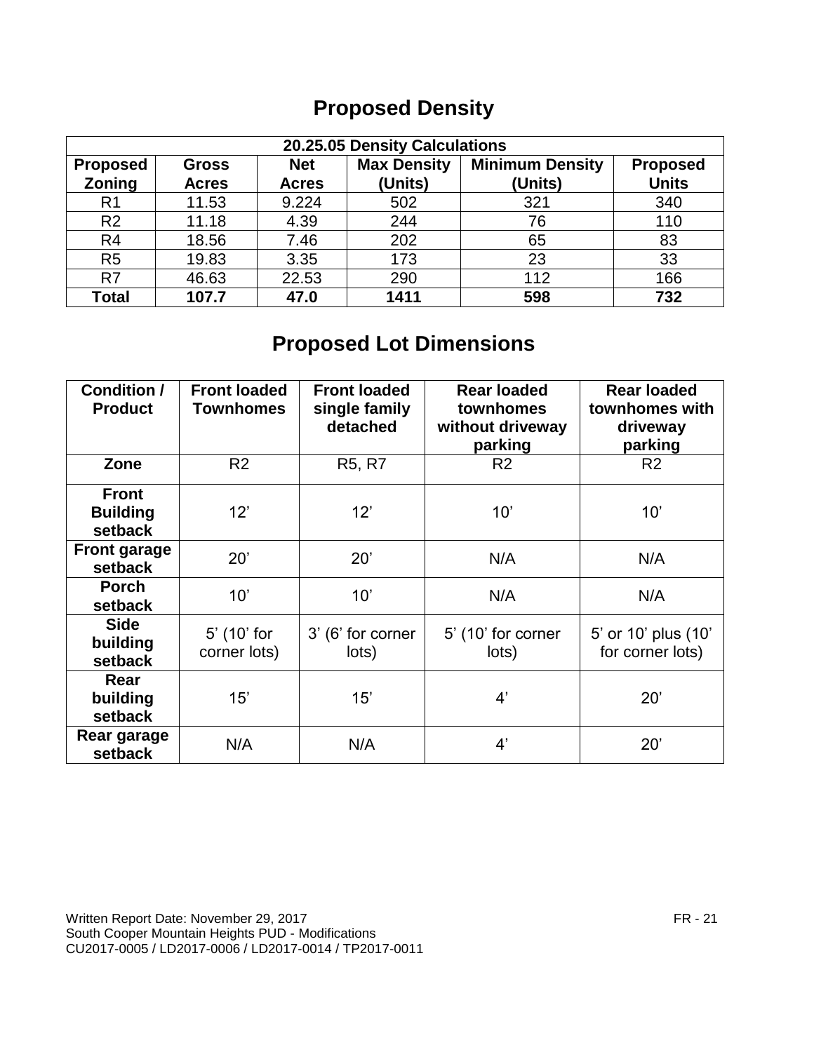## Proposed Density

| 20.25.05 Density Calculations | | | | | |
|---|---|---|---|---|---|
| **Proposed Zoning** | **Gross Acres** | **Net Acres** | **Max Density (Units)** | **Minimum Density (Units)** | **Proposed Units** |
| R1 | 11.53 | 9.224 | 502 | 321 | 340 |
| R2 | 11.18 | 4.39 | 244 | 76 | 110 |
| R4 | 18.56 | 7.46 | 202 | 65 | 83 |
| R5 | 19.83 | 3.35 | 173 | 23 | 33 |
| R7 | 46.63 | 22.53 | 290 | 112 | 166 |
| **Total** | **107.7** | **47.0** | **1411** | **598** | **732** |

## Proposed Lot Dimensions

| Condition / Product | Front loaded Townhomes | Front loaded single family detached | Rear loaded townhomes without driveway parking | Rear loaded townhomes with driveway parking |
|---|---|---|---|---|
| **Zone** | R2 | R5, R7 | R2 | R2 |
| **Front Building setback** | 12’ | 12’ | 10’ | 10’ |
| **Front garage setback** | 20’ | 20’ | N/A | N/A |
| **Porch setback** | 10’ | 10’ | N/A | N/A |
| **Side building setback** | 5’ (10’ for corner lots) | 3’ (6’ for corner lots) | 5’ (10’ for corner lots) | 5’ or 10’ plus (10’ for corner lots) |
| **Rear building setback** | 15’ | 15’ | 4’ | 20’ |
| **Rear garage setback** | N/A | N/A | 4’ | 20’ |

Written Report Date: November 29, 2017
South Cooper Mountain Heights PUD - Modifications
CU2017-0005 / LD2017-0006 / LD2017-0014 / TP2017-0011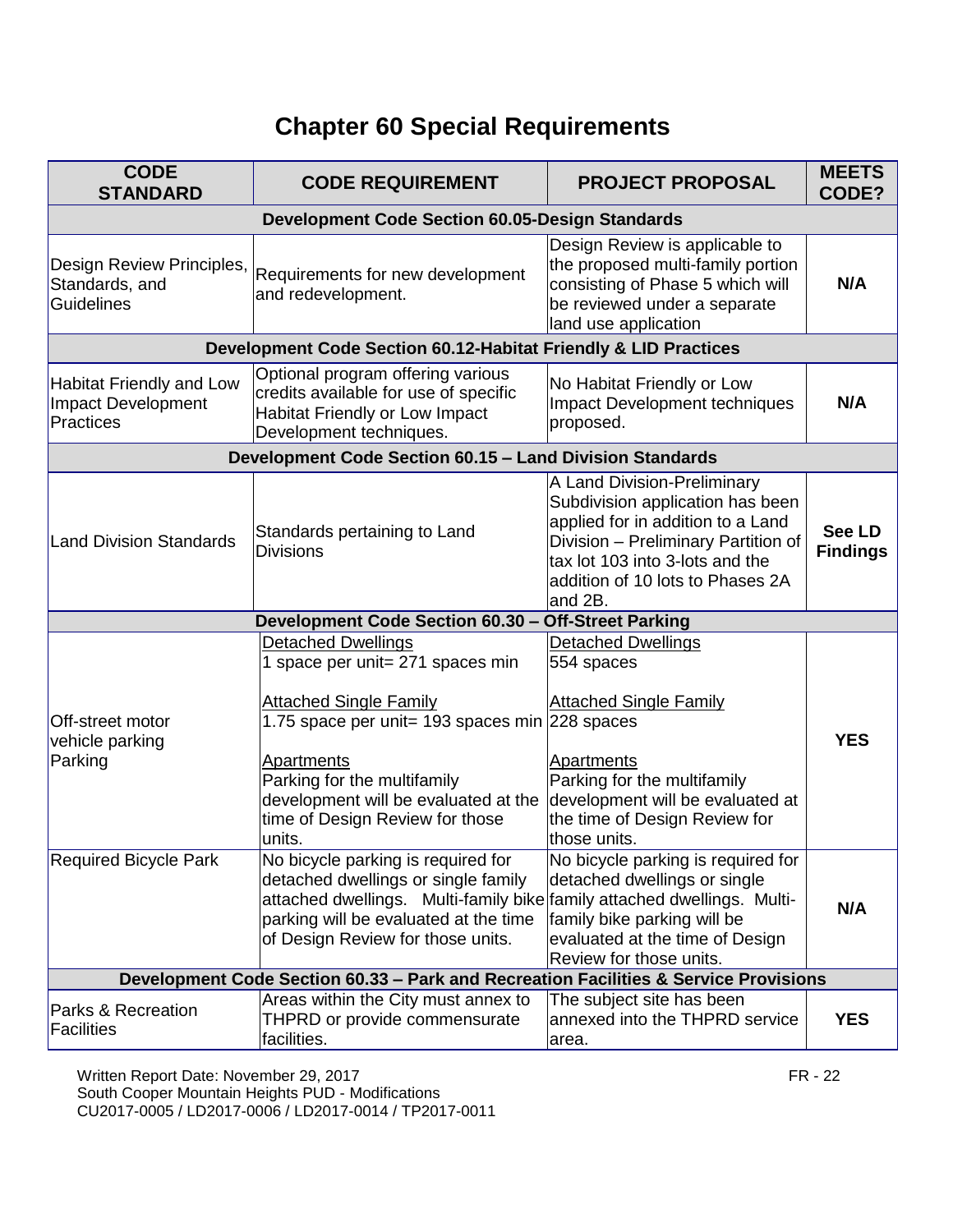# Chapter 60 Special Requirements

| CODE STANDARD | CODE REQUIREMENT | PROJECT PROPOSAL | MEETS CODE? |
|---|---|---|---|
| **Development Code Section 60.05-Design Standards** | | | |
| Design Review Principles, Standards, and Guidelines | Requirements for new development and redevelopment. | Design Review is applicable to the proposed multi-family portion consisting of Phase 5 which will be reviewed under a separate land use application | **N/A** |
| **Development Code Section 60.12-Habitat Friendly & LID Practices** | | | |
| Habitat Friendly and Low Impact Development Practices | Optional program offering various credits available for use of specific Habitat Friendly or Low Impact Development techniques. | No Habitat Friendly or Low Impact Development techniques proposed. | **N/A** |
| **Development Code Section 60.15 – Land Division Standards** | | | |
| Land Division Standards | Standards pertaining to Land Divisions | A Land Division-Preliminary Subdivision application has been applied for in addition to a Land Division – Preliminary Partition of tax lot 103 into 3-lots and the addition of 10 lots to Phases 2A and 2B. | **See LD Findings** |
| **Development Code Section 60.30 – Off-Street Parking** | | | |
| Off-street motor vehicle parking Parking | Detached Dwellings<br>1 space per unit= 271 spaces min<br><br>Attached Single Family<br>1.75 space per unit= 193 spaces min<br><br>Apartments<br>Parking for the multifamily development will be evaluated at the time of Design Review for those units. | Detached Dwellings<br>554 spaces<br><br>Attached Single Family<br>228 spaces<br><br>Apartments<br>Parking for the multifamily development will be evaluated at the time of Design Review for those units. | **YES** |
| Required Bicycle Park | No bicycle parking is required for detached dwellings or single family attached dwellings. Multi-family bike parking will be evaluated at the time of Design Review for those units. | No bicycle parking is required for detached dwellings or single family attached dwellings. Multi-family bike parking will be evaluated at the time of Design Review for those units. | **N/A** |
| **Development Code Section 60.33 – Park and Recreation Facilities & Service Provisions** | | | |
| Parks & Recreation Facilities | Areas within the City must annex to THPRD or provide commensurate facilities. | The subject site has been annexed into the THPRD service area. | **YES** |

Written Report Date: November 29, 2017
South Cooper Mountain Heights PUD - Modifications
CU2017-0005 / LD2017-0006 / LD2017-0014 / TP2017-0011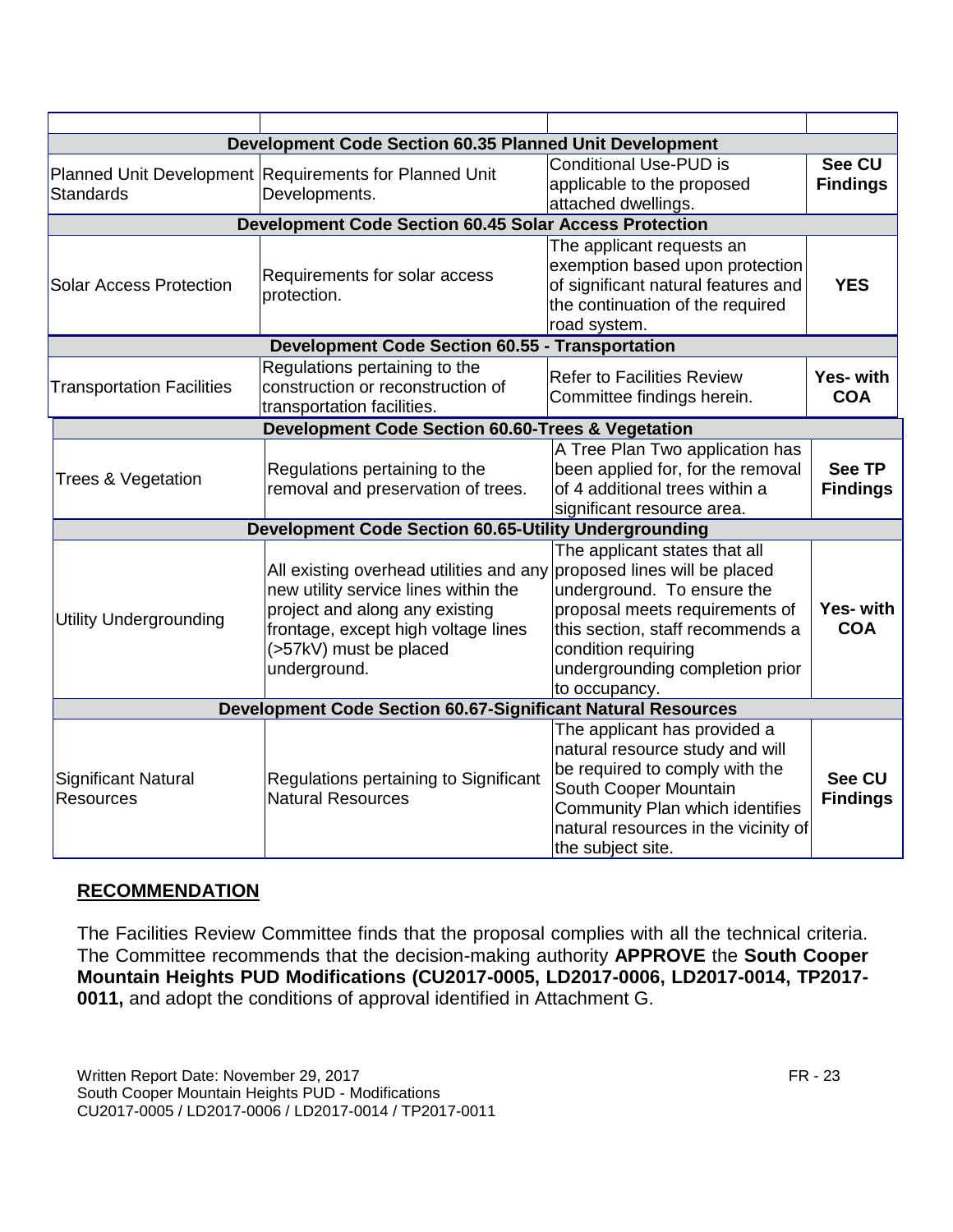| | | | |
|---|---|---|---|
| **Development Code Section 60.35 Planned Unit Development** | | | |
| Planned Unit Development Standards | Requirements for Planned Unit Developments. | Conditional Use-PUD is applicable to the proposed attached dwellings. | **See CU Findings** |
| **Development Code Section 60.45 Solar Access Protection** | | | |
| Solar Access Protection | Requirements for solar access protection. | The applicant requests an exemption based upon protection of significant natural features and the continuation of the required road system. | **YES** |
| **Development Code Section 60.55 - Transportation** | | | |
| Transportation Facilities | Regulations pertaining to the construction or reconstruction of transportation facilities. | Refer to Facilities Review Committee findings herein. | **Yes- with COA** |
| **Development Code Section 60.60-Trees & Vegetation** | | | |
| Trees & Vegetation | Regulations pertaining to the removal and preservation of trees. | A Tree Plan Two application has been applied for, for the removal of 4 additional trees within a significant resource area. | **See TP Findings** |
| **Development Code Section 60.65-Utility Undergrounding** | | | |
| Utility Undergrounding | All existing overhead utilities and any new utility service lines within the project and along any existing frontage, except high voltage lines (>57kV) must be placed underground. | The applicant states that all proposed lines will be placed underground. To ensure the proposal meets requirements of this section, staff recommends a condition requiring undergrounding completion prior to occupancy. | **Yes- with COA** |
| **Development Code Section 60.67-Significant Natural Resources** | | | |
| Significant Natural Resources | Regulations pertaining to Significant Natural Resources | The applicant has provided a natural resource study and will be required to comply with the South Cooper Mountain Community Plan which identifies natural resources in the vicinity of the subject site. | **See CU Findings** |

## RECOMMENDATION

The Facilities Review Committee finds that the proposal complies with all the technical criteria. The Committee recommends that the decision-making authority **APPROVE** the **South Cooper Mountain Heights PUD Modifications (CU2017-0005, LD2017-0006, LD2017-0014, TP2017-0011,** and adopt the conditions of approval identified in Attachment G.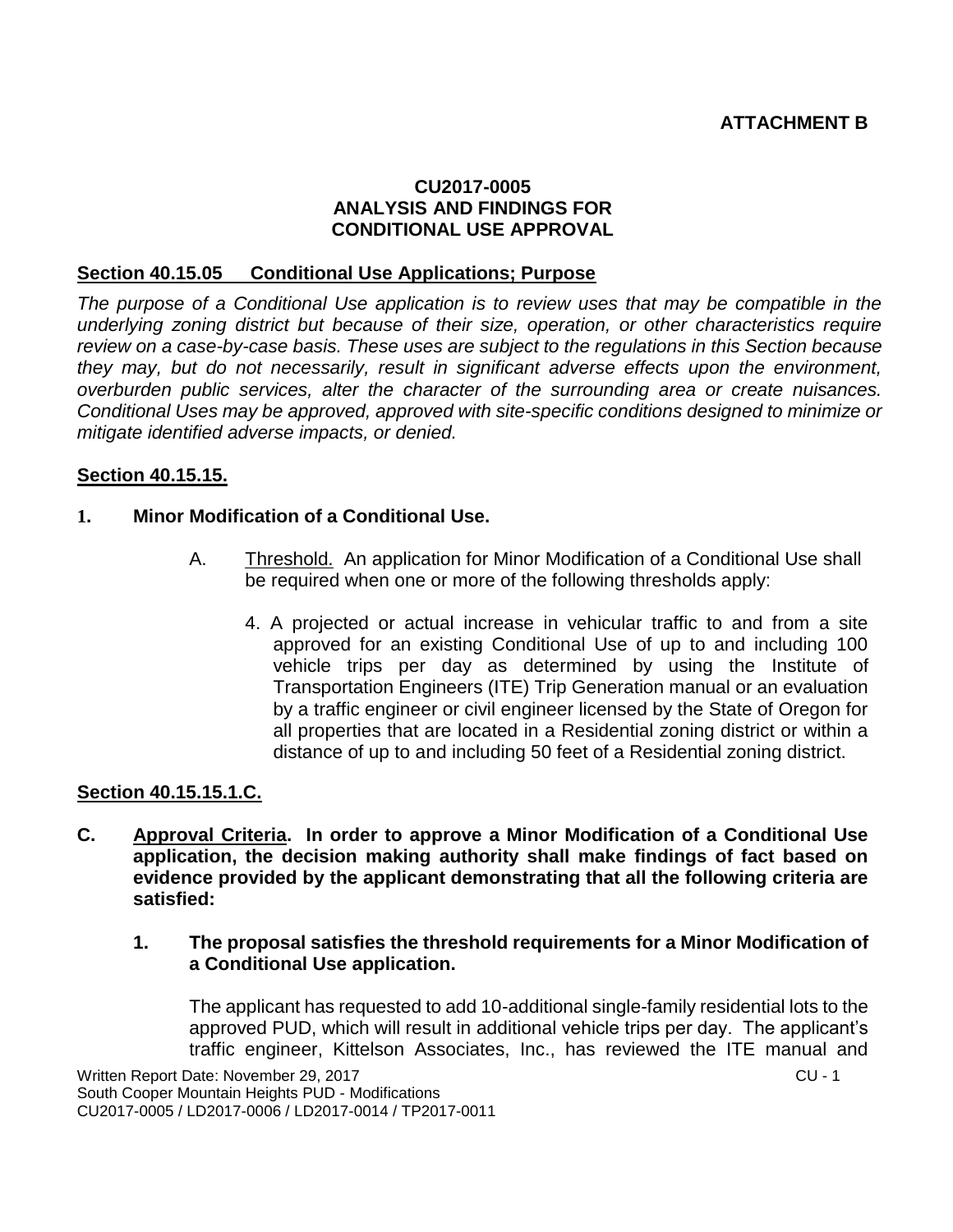**ATTACHMENT B**

**CU2017-0005**
**ANALYSIS AND FINDINGS FOR**
**CONDITIONAL USE APPROVAL**

## Section 40.15.05 Conditional Use Applications; Purpose

*The purpose of a Conditional Use application is to review uses that may be compatible in the underlying zoning district but because of their size, operation, or other characteristics require review on a case-by-case basis. These uses are subject to the regulations in this Section because they may, but do not necessarily, result in significant adverse effects upon the environment, overburden public services, alter the character of the surrounding area or create nuisances. Conditional Uses may be approved, approved with site-specific conditions designed to minimize or mitigate identified adverse impacts, or denied.*

## Section 40.15.15.

**1. Minor Modification of a Conditional Use.**

A. Threshold. An application for Minor Modification of a Conditional Use shall be required when one or more of the following thresholds apply:

4. A projected or actual increase in vehicular traffic to and from a site approved for an existing Conditional Use of up to and including 100 vehicle trips per day as determined by using the Institute of Transportation Engineers (ITE) Trip Generation manual or an evaluation by a traffic engineer or civil engineer licensed by the State of Oregon for all properties that are located in a Residential zoning district or within a distance of up to and including 50 feet of a Residential zoning district.

## Section 40.15.15.1.C.

**C. Approval Criteria. In order to approve a Minor Modification of a Conditional Use application, the decision making authority shall make findings of fact based on evidence provided by the applicant demonstrating that all the following criteria are satisfied:**

**1. The proposal satisfies the threshold requirements for a Minor Modification of a Conditional Use application.**

The applicant has requested to add 10-additional single-family residential lots to the approved PUD, which will result in additional vehicle trips per day. The applicant's traffic engineer, Kittelson Associates, Inc., has reviewed the ITE manual and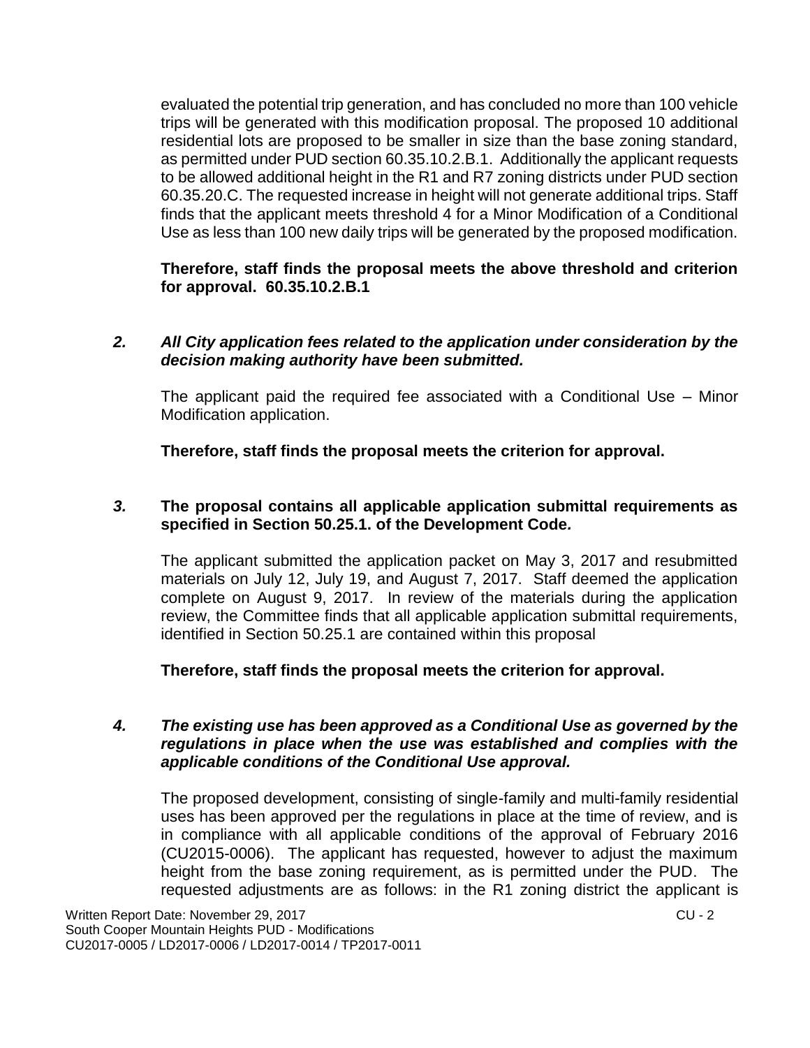evaluated the potential trip generation, and has concluded no more than 100 vehicle trips will be generated with this modification proposal. The proposed 10 additional residential lots are proposed to be smaller in size than the base zoning standard, as permitted under PUD section 60.35.10.2.B.1. Additionally the applicant requests to be allowed additional height in the R1 and R7 zoning districts under PUD section 60.35.20.C. The requested increase in height will not generate additional trips. Staff finds that the applicant meets threshold 4 for a Minor Modification of a Conditional Use as less than 100 new daily trips will be generated by the proposed modification.

**Therefore, staff finds the proposal meets the above threshold and criterion for approval. 60.35.10.2.B.1**

***2. All City application fees related to the application under consideration by the decision making authority have been submitted.***

The applicant paid the required fee associated with a Conditional Use – Minor Modification application.

**Therefore, staff finds the proposal meets the criterion for approval.**

***3.* The proposal contains all applicable application submittal requirements as specified in Section 50.25.1. of the Development Code*.***

The applicant submitted the application packet on May 3, 2017 and resubmitted materials on July 12, July 19, and August 7, 2017. Staff deemed the application complete on August 9, 2017. In review of the materials during the application review, the Committee finds that all applicable application submittal requirements, identified in Section 50.25.1 are contained within this proposal

**Therefore, staff finds the proposal meets the criterion for approval.**

***4. The existing use has been approved as a Conditional Use as governed by the regulations in place when the use was established and complies with the applicable conditions of the Conditional Use approval.***

The proposed development, consisting of single-family and multi-family residential uses has been approved per the regulations in place at the time of review, and is in compliance with all applicable conditions of the approval of February 2016 (CU2015-0006). The applicant has requested, however to adjust the maximum height from the base zoning requirement, as is permitted under the PUD. The requested adjustments are as follows: in the R1 zoning district the applicant is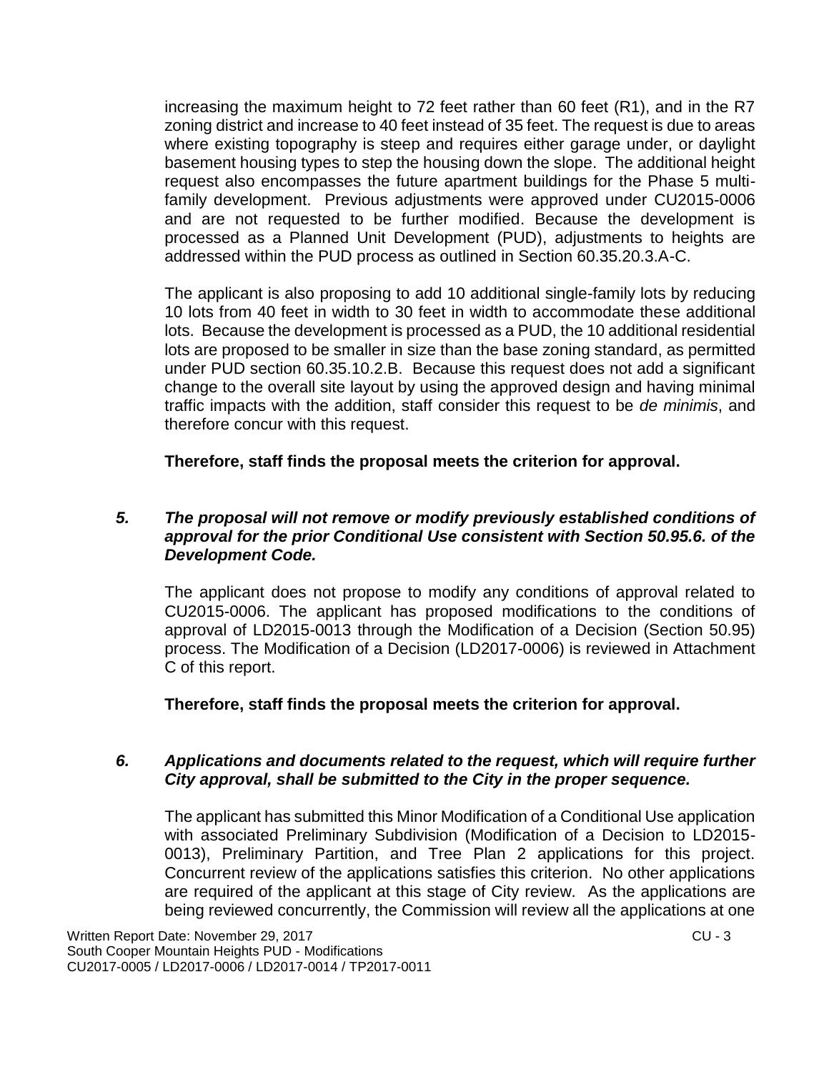increasing the maximum height to 72 feet rather than 60 feet (R1), and in the R7 zoning district and increase to 40 feet instead of 35 feet. The request is due to areas where existing topography is steep and requires either garage under, or daylight basement housing types to step the housing down the slope. The additional height request also encompasses the future apartment buildings for the Phase 5 multi-family development. Previous adjustments were approved under CU2015-0006 and are not requested to be further modified. Because the development is processed as a Planned Unit Development (PUD), adjustments to heights are addressed within the PUD process as outlined in Section 60.35.20.3.A-C.

The applicant is also proposing to add 10 additional single-family lots by reducing 10 lots from 40 feet in width to 30 feet in width to accommodate these additional lots. Because the development is processed as a PUD, the 10 additional residential lots are proposed to be smaller in size than the base zoning standard, as permitted under PUD section 60.35.10.2.B. Because this request does not add a significant change to the overall site layout by using the approved design and having minimal traffic impacts with the addition, staff consider this request to be *de minimis*, and therefore concur with this request.

**Therefore, staff finds the proposal meets the criterion for approval.**

***5. The proposal will not remove or modify previously established conditions of approval for the prior Conditional Use consistent with Section 50.95.6. of the Development Code.***

The applicant does not propose to modify any conditions of approval related to CU2015-0006. The applicant has proposed modifications to the conditions of approval of LD2015-0013 through the Modification of a Decision (Section 50.95) process. The Modification of a Decision (LD2017-0006) is reviewed in Attachment C of this report.

**Therefore, staff finds the proposal meets the criterion for approval.**

***6. Applications and documents related to the request, which will require further City approval, shall be submitted to the City in the proper sequence.***

The applicant has submitted this Minor Modification of a Conditional Use application with associated Preliminary Subdivision (Modification of a Decision to LD2015-0013), Preliminary Partition, and Tree Plan 2 applications for this project. Concurrent review of the applications satisfies this criterion. No other applications are required of the applicant at this stage of City review. As the applications are being reviewed concurrently, the Commission will review all the applications at one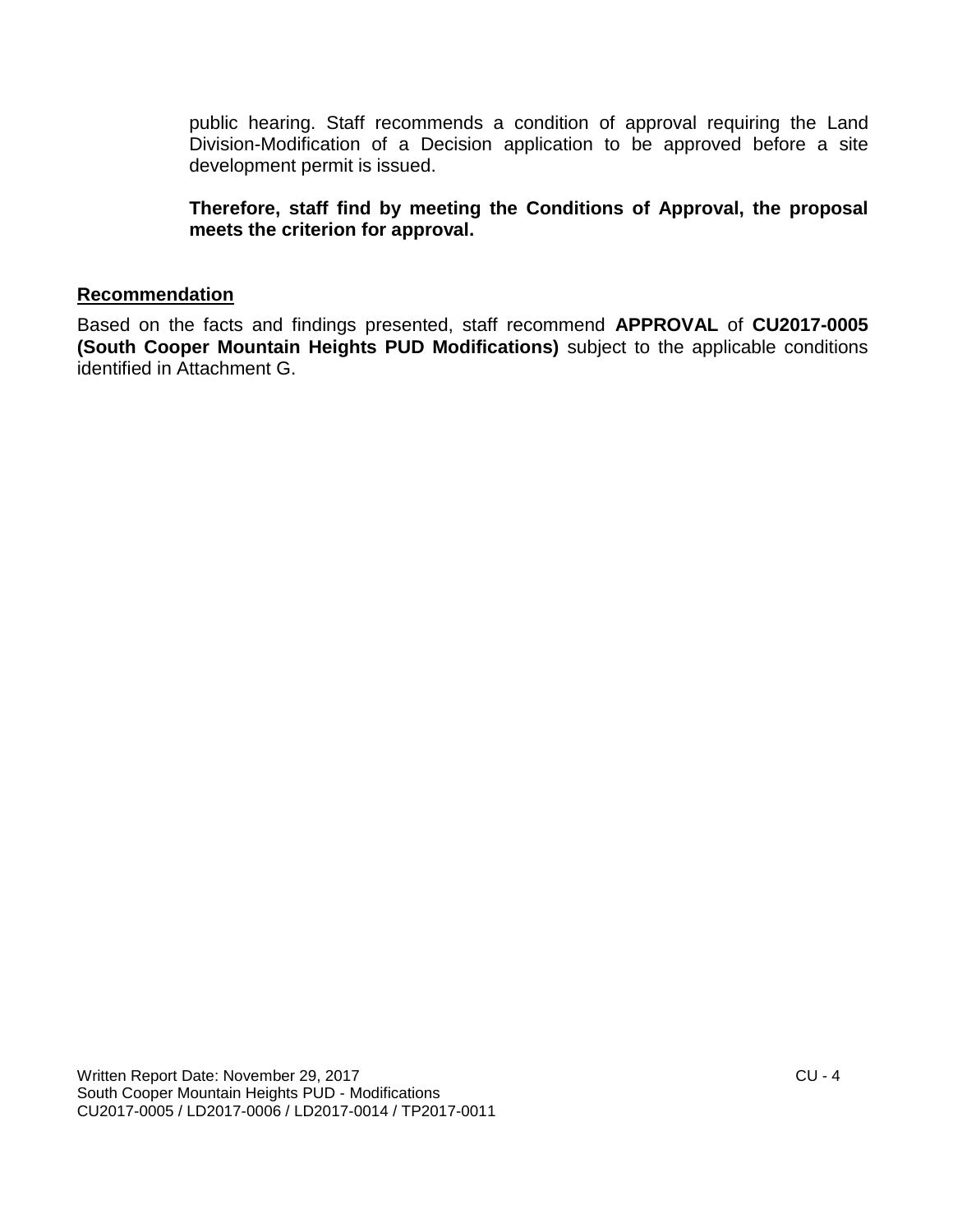public hearing. Staff recommends a condition of approval requiring the Land Division-Modification of a Decision application to be approved before a site development permit is issued.

**Therefore, staff find by meeting the Conditions of Approval, the proposal meets the criterion for approval.**

## Recommendation

Based on the facts and findings presented, staff recommend **APPROVAL** of **CU2017-0005 (South Cooper Mountain Heights PUD Modifications)** subject to the applicable conditions identified in Attachment G.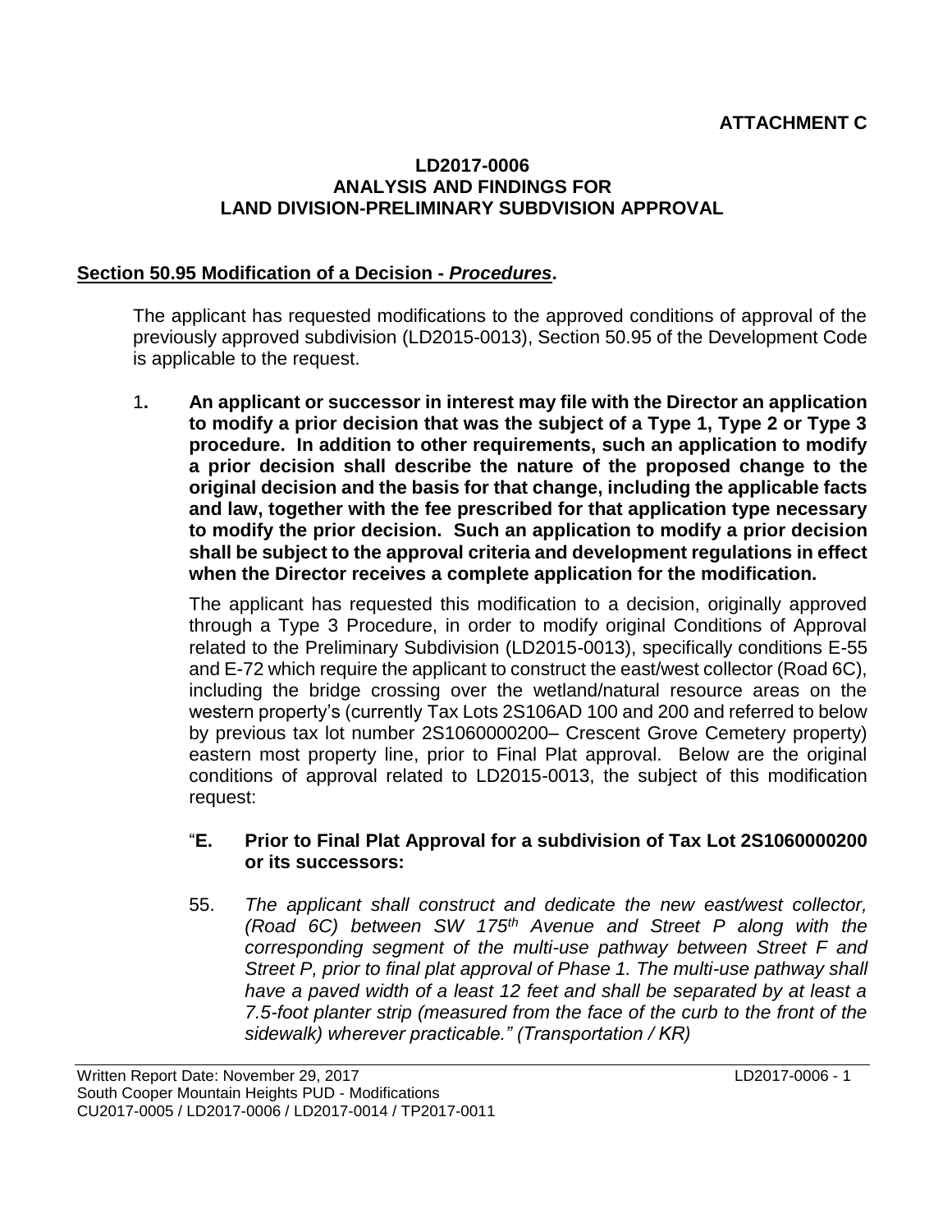**ATTACHMENT C**

**LD2017-0006**
**ANALYSIS AND FINDINGS FOR**
**LAND DIVISION-PRELIMINARY SUBDVISION APPROVAL**

**Section 50.95 Modification of a Decision - *Procedures*.**

The applicant has requested modifications to the approved conditions of approval of the previously approved subdivision (LD2015-0013), Section 50.95 of the Development Code is applicable to the request.

1. **An applicant or successor in interest may file with the Director an application to modify a prior decision that was the subject of a Type 1, Type 2 or Type 3 procedure. In addition to other requirements, such an application to modify a prior decision shall describe the nature of the proposed change to the original decision and the basis for that change, including the applicable facts and law, together with the fee prescribed for that application type necessary to modify the prior decision. Such an application to modify a prior decision shall be subject to the approval criteria and development regulations in effect when the Director receives a complete application for the modification.**

   The applicant has requested this modification to a decision, originally approved through a Type 3 Procedure, in order to modify original Conditions of Approval related to the Preliminary Subdivision (LD2015-0013), specifically conditions E-55 and E-72 which require the applicant to construct the east/west collector (Road 6C), including the bridge crossing over the wetland/natural resource areas on the western property's (currently Tax Lots 2S106AD 100 and 200 and referred to below by previous tax lot number 2S1060000200– Crescent Grove Cemetery property) eastern most property line, prior to Final Plat approval. Below are the original conditions of approval related to LD2015-0013, the subject of this modification request:

   "**E. Prior to Final Plat Approval for a subdivision of Tax Lot 2S1060000200 or its successors:**

   55. *The applicant shall construct and dedicate the new east/west collector, (Road 6C) between SW 175th Avenue and Street P along with the corresponding segment of the multi-use pathway between Street F and Street P, prior to final plat approval of Phase 1. The multi-use pathway shall have a paved width of a least 12 feet and shall be separated by at least a 7.5-foot planter strip (measured from the face of the curb to the front of the sidewalk) wherever practicable." (Transportation / KR)*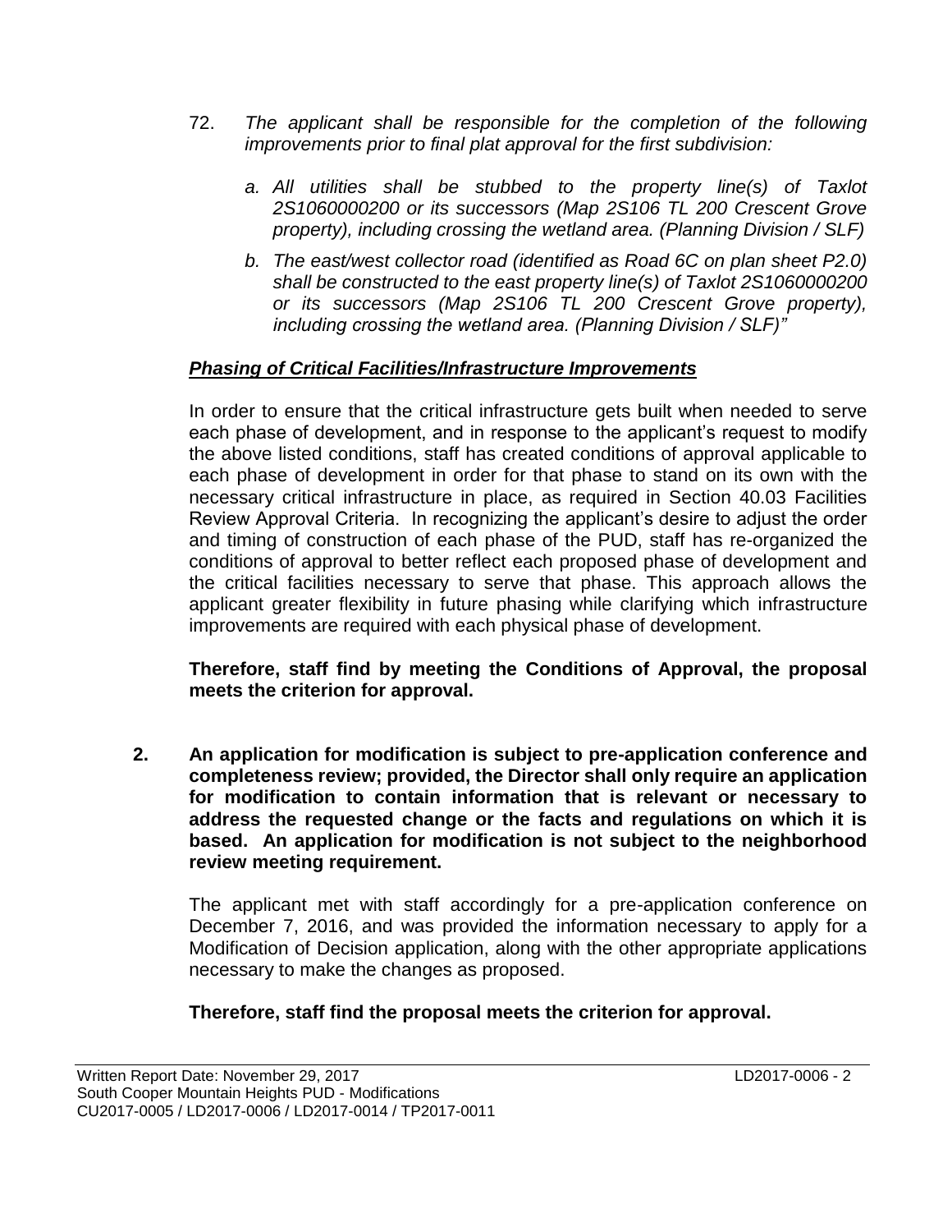72. *The applicant shall be responsible for the completion of the following improvements prior to final plat approval for the first subdivision:*

    *a. All utilities shall be stubbed to the property line(s) of Taxlot 2S1060000200 or its successors (Map 2S106 TL 200 Crescent Grove property), including crossing the wetland area. (Planning Division / SLF)*

    *b. The east/west collector road (identified as Road 6C on plan sheet P2.0) shall be constructed to the east property line(s) of Taxlot 2S1060000200 or its successors (Map 2S106 TL 200 Crescent Grove property), including crossing the wetland area. (Planning Division / SLF)"*

***Phasing of Critical Facilities/Infrastructure Improvements***

In order to ensure that the critical infrastructure gets built when needed to serve each phase of development, and in response to the applicant's request to modify the above listed conditions, staff has created conditions of approval applicable to each phase of development in order for that phase to stand on its own with the necessary critical infrastructure in place, as required in Section 40.03 Facilities Review Approval Criteria. In recognizing the applicant's desire to adjust the order and timing of construction of each phase of the PUD, staff has re-organized the conditions of approval to better reflect each proposed phase of development and the critical facilities necessary to serve that phase. This approach allows the applicant greater flexibility in future phasing while clarifying which infrastructure improvements are required with each physical phase of development.

**Therefore, staff find by meeting the Conditions of Approval, the proposal meets the criterion for approval.**

**2. An application for modification is subject to pre-application conference and completeness review; provided, the Director shall only require an application for modification to contain information that is relevant or necessary to address the requested change or the facts and regulations on which it is based. An application for modification is not subject to the neighborhood review meeting requirement.**

The applicant met with staff accordingly for a pre-application conference on December 7, 2016, and was provided the information necessary to apply for a Modification of Decision application, along with the other appropriate applications necessary to make the changes as proposed.

**Therefore, staff find the proposal meets the criterion for approval.**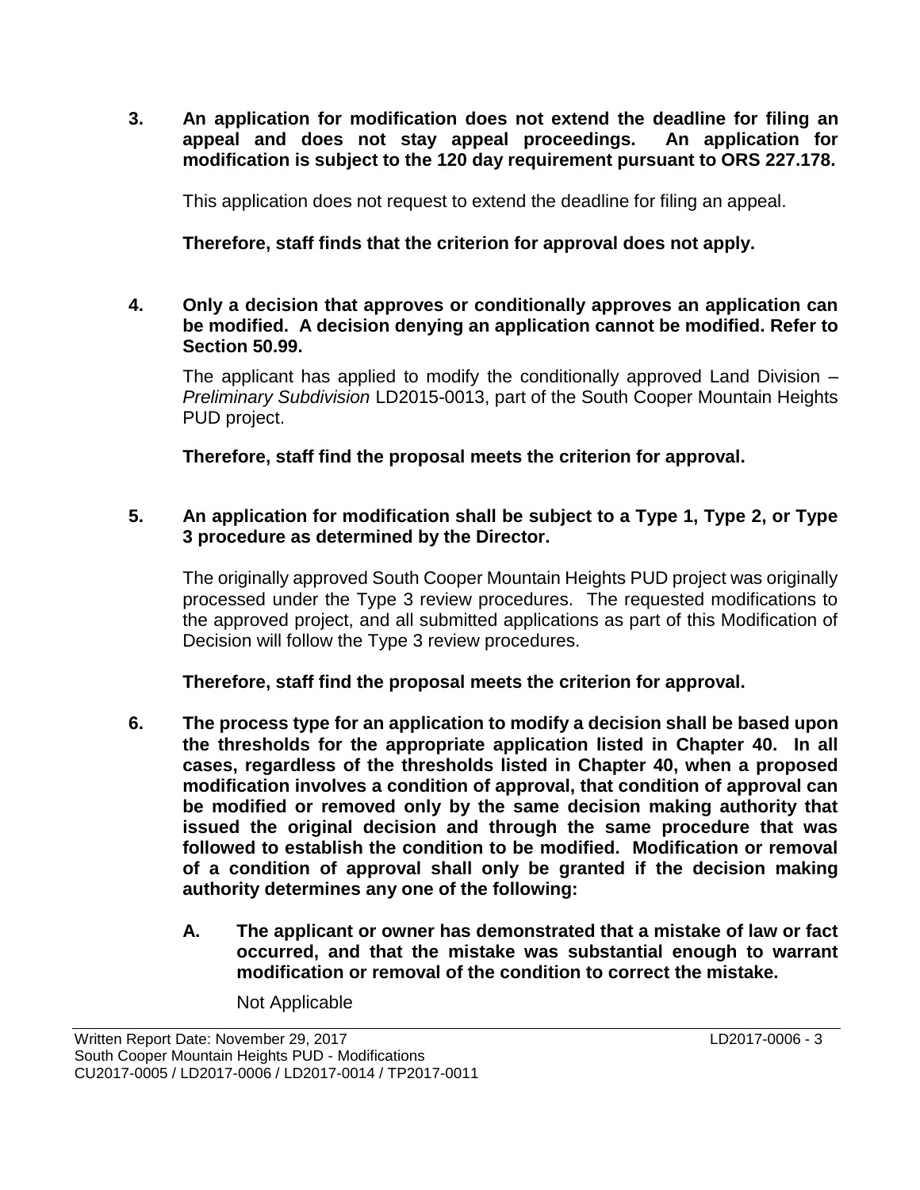**3. An application for modification does not extend the deadline for filing an appeal and does not stay appeal proceedings. An application for modification is subject to the 120 day requirement pursuant to ORS 227.178.**

This application does not request to extend the deadline for filing an appeal.

**Therefore, staff finds that the criterion for approval does not apply.**

**4. Only a decision that approves or conditionally approves an application can be modified. A decision denying an application cannot be modified. Refer to Section 50.99.**

The applicant has applied to modify the conditionally approved Land Division – *Preliminary Subdivision* LD2015-0013, part of the South Cooper Mountain Heights PUD project.

**Therefore, staff find the proposal meets the criterion for approval.**

**5. An application for modification shall be subject to a Type 1, Type 2, or Type 3 procedure as determined by the Director.**

The originally approved South Cooper Mountain Heights PUD project was originally processed under the Type 3 review procedures. The requested modifications to the approved project, and all submitted applications as part of this Modification of Decision will follow the Type 3 review procedures.

**Therefore, staff find the proposal meets the criterion for approval.**

**6. The process type for an application to modify a decision shall be based upon the thresholds for the appropriate application listed in Chapter 40. In all cases, regardless of the thresholds listed in Chapter 40, when a proposed modification involves a condition of approval, that condition of approval can be modified or removed only by the same decision making authority that issued the original decision and through the same procedure that was followed to establish the condition to be modified. Modification or removal of a condition of approval shall only be granted if the decision making authority determines any one of the following:**

**A. The applicant or owner has demonstrated that a mistake of law or fact occurred, and that the mistake was substantial enough to warrant modification or removal of the condition to correct the mistake.**

Not Applicable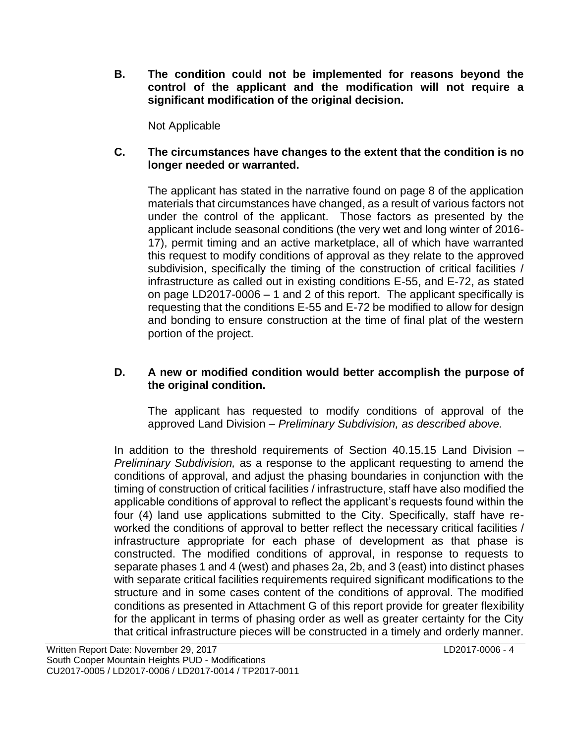**B. The condition could not be implemented for reasons beyond the control of the applicant and the modification will not require a significant modification of the original decision.**

Not Applicable

**C. The circumstances have changes to the extent that the condition is no longer needed or warranted.**

The applicant has stated in the narrative found on page 8 of the application materials that circumstances have changed, as a result of various factors not under the control of the applicant. Those factors as presented by the applicant include seasonal conditions (the very wet and long winter of 2016-17), permit timing and an active marketplace, all of which have warranted this request to modify conditions of approval as they relate to the approved subdivision, specifically the timing of the construction of critical facilities / infrastructure as called out in existing conditions E-55, and E-72, as stated on page LD2017-0006 – 1 and 2 of this report. The applicant specifically is requesting that the conditions E-55 and E-72 be modified to allow for design and bonding to ensure construction at the time of final plat of the western portion of the project.

**D. A new or modified condition would better accomplish the purpose of the original condition.**

The applicant has requested to modify conditions of approval of the approved Land Division – *Preliminary Subdivision, as described above.*

In addition to the threshold requirements of Section 40.15.15 Land Division – *Preliminary Subdivision,* as a response to the applicant requesting to amend the conditions of approval, and adjust the phasing boundaries in conjunction with the timing of construction of critical facilities / infrastructure, staff have also modified the applicable conditions of approval to reflect the applicant's requests found within the four (4) land use applications submitted to the City. Specifically, staff have re-worked the conditions of approval to better reflect the necessary critical facilities / infrastructure appropriate for each phase of development as that phase is constructed. The modified conditions of approval, in response to requests to separate phases 1 and 4 (west) and phases 2a, 2b, and 3 (east) into distinct phases with separate critical facilities requirements required significant modifications to the structure and in some cases content of the conditions of approval. The modified conditions as presented in Attachment G of this report provide for greater flexibility for the applicant in terms of phasing order as well as greater certainty for the City that critical infrastructure pieces will be constructed in a timely and orderly manner.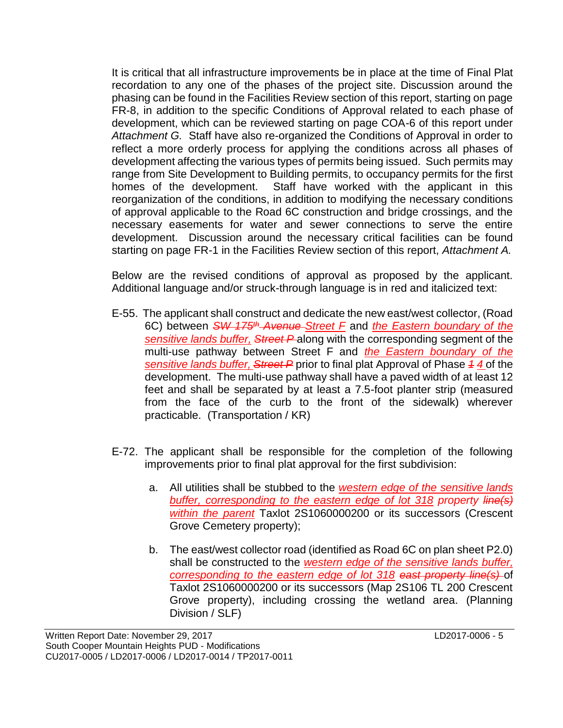It is critical that all infrastructure improvements be in place at the time of Final Plat recordation to any one of the phases of the project site. Discussion around the phasing can be found in the Facilities Review section of this report, starting on page FR-8, in addition to the specific Conditions of Approval related to each phase of development, which can be reviewed starting on page COA-6 of this report under *Attachment G.* Staff have also re-organized the Conditions of Approval in order to reflect a more orderly process for applying the conditions across all phases of development affecting the various types of permits being issued. Such permits may range from Site Development to Building permits, to occupancy permits for the first homes of the development. Staff have worked with the applicant in this reorganization of the conditions, in addition to modifying the necessary conditions of approval applicable to the Road 6C construction and bridge crossings, and the necessary easements for water and sewer connections to serve the entire development. Discussion around the necessary critical facilities can be found starting on page FR-1 in the Facilities Review section of this report, *Attachment A.*

Below are the revised conditions of approval as proposed by the applicant. Additional language and/or struck-through language is in red and italicized text:

E-55. The applicant shall construct and dedicate the new east/west collector, (Road 6C) between ~~*SW 175th Avenue*~~ *Street F* and *the Eastern boundary of the sensitive lands buffer,* ~~*Street P*~~ along with the corresponding segment of the multi-use pathway between Street F and *the Eastern boundary of the sensitive lands buffer,* ~~*Street P*~~ prior to final plat Approval of Phase ~~*1*~~ *4* of the development. The multi-use pathway shall have a paved width of at least 12 feet and shall be separated by at least a 7.5-foot planter strip (measured from the face of the curb to the front of the sidewalk) wherever practicable. (Transportation / KR)

E-72. The applicant shall be responsible for the completion of the following improvements prior to final plat approval for the first subdivision:

a. All utilities shall be stubbed to the *western edge of the sensitive lands buffer, corresponding to the eastern edge of lot 318* *property* ~~*line(s)*~~ *within the parent* Taxlot 2S1060000200 or its successors (Crescent Grove Cemetery property);

b. The east/west collector road (identified as Road 6C on plan sheet P2.0) shall be constructed to the *western edge of the sensitive lands buffer, corresponding to the eastern edge of lot 318* ~~*east property line(s)*~~ of Taxlot 2S1060000200 or its successors (Map 2S106 TL 200 Crescent Grove property), including crossing the wetland area. (Planning Division / SLF)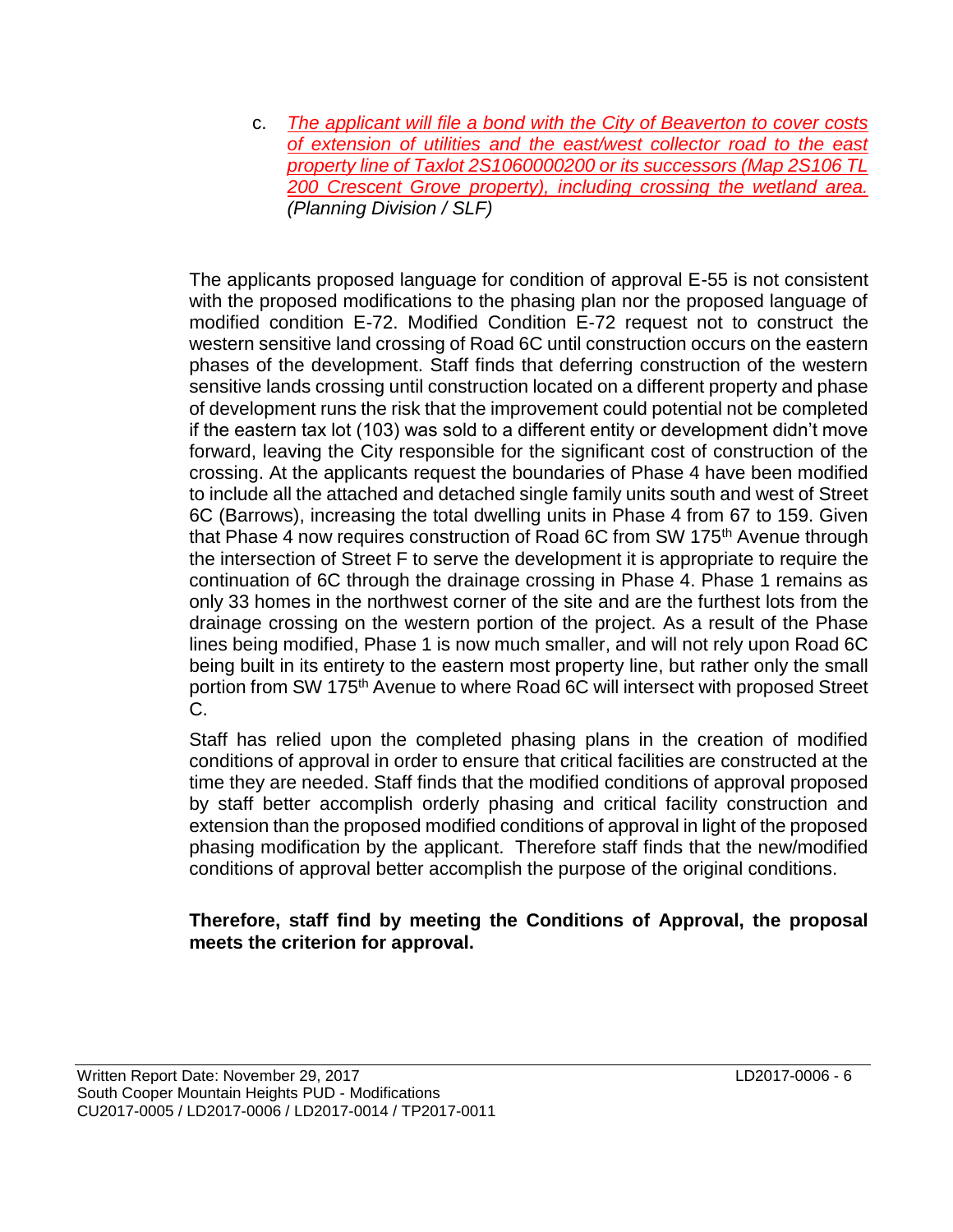c. *The applicant will file a bond with the City of Beaverton to cover costs of extension of utilities and the east/west collector road to the east property line of Taxlot 2S1060000200 or its successors (Map 2S106 TL 200 Crescent Grove property), including crossing the wetland area. (Planning Division / SLF)*

The applicants proposed language for condition of approval E-55 is not consistent with the proposed modifications to the phasing plan nor the proposed language of modified condition E-72. Modified Condition E-72 request not to construct the western sensitive land crossing of Road 6C until construction occurs on the eastern phases of the development. Staff finds that deferring construction of the western sensitive lands crossing until construction located on a different property and phase of development runs the risk that the improvement could potential not be completed if the eastern tax lot (103) was sold to a different entity or development didn't move forward, leaving the City responsible for the significant cost of construction of the crossing. At the applicants request the boundaries of Phase 4 have been modified to include all the attached and detached single family units south and west of Street 6C (Barrows), increasing the total dwelling units in Phase 4 from 67 to 159. Given that Phase 4 now requires construction of Road 6C from SW 175th Avenue through the intersection of Street F to serve the development it is appropriate to require the continuation of 6C through the drainage crossing in Phase 4. Phase 1 remains as only 33 homes in the northwest corner of the site and are the furthest lots from the drainage crossing on the western portion of the project. As a result of the Phase lines being modified, Phase 1 is now much smaller, and will not rely upon Road 6C being built in its entirety to the eastern most property line, but rather only the small portion from SW 175th Avenue to where Road 6C will intersect with proposed Street C.

Staff has relied upon the completed phasing plans in the creation of modified conditions of approval in order to ensure that critical facilities are constructed at the time they are needed. Staff finds that the modified conditions of approval proposed by staff better accomplish orderly phasing and critical facility construction and extension than the proposed modified conditions of approval in light of the proposed phasing modification by the applicant. Therefore staff finds that the new/modified conditions of approval better accomplish the purpose of the original conditions.

**Therefore, staff find by meeting the Conditions of Approval, the proposal meets the criterion for approval.**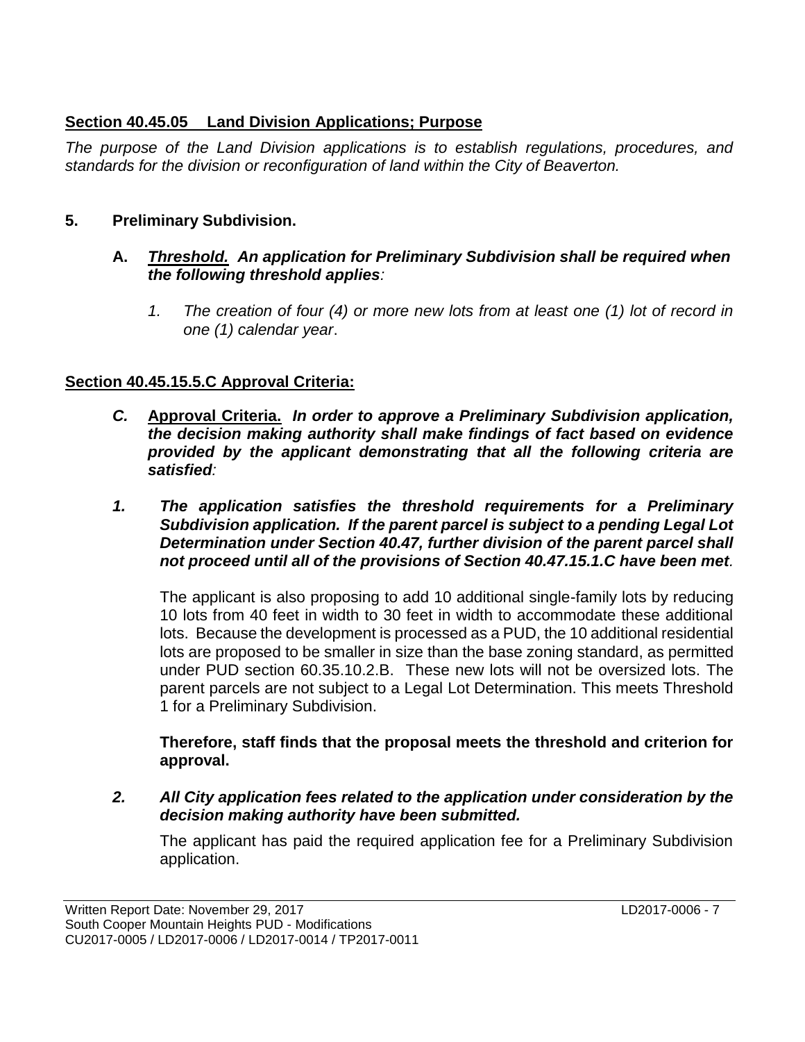## Section 40.45.05 Land Division Applications; Purpose

*The purpose of the Land Division applications is to establish regulations, procedures, and standards for the division or reconfiguration of land within the City of Beaverton.*

**5. Preliminary Subdivision.**

**A.** ***Threshold.*** ***An application for Preliminary Subdivision shall be required when the following threshold applies****:*

*1. The creation of four (4) or more new lots from at least one (1) lot of record in one (1) calendar year*.

## Section 40.45.15.5.C Approval Criteria:

***C.*** **Approval Criteria.** ***In order to approve a Preliminary Subdivision application, the decision making authority shall make findings of fact based on evidence provided by the applicant demonstrating that all the following criteria are satisfied****:*

***1. The application satisfies the threshold requirements for a Preliminary Subdivision application. If the parent parcel is subject to a pending Legal Lot Determination under Section 40.47, further division of the parent parcel shall not proceed until all of the provisions of Section 40.47.15.1.C have been met****.*

The applicant is also proposing to add 10 additional single-family lots by reducing 10 lots from 40 feet in width to 30 feet in width to accommodate these additional lots. Because the development is processed as a PUD, the 10 additional residential lots are proposed to be smaller in size than the base zoning standard, as permitted under PUD section 60.35.10.2.B. These new lots will not be oversized lots. The parent parcels are not subject to a Legal Lot Determination. This meets Threshold 1 for a Preliminary Subdivision.

**Therefore, staff finds that the proposal meets the threshold and criterion for approval.**

***2. All City application fees related to the application under consideration by the decision making authority have been submitted.***

The applicant has paid the required application fee for a Preliminary Subdivision application.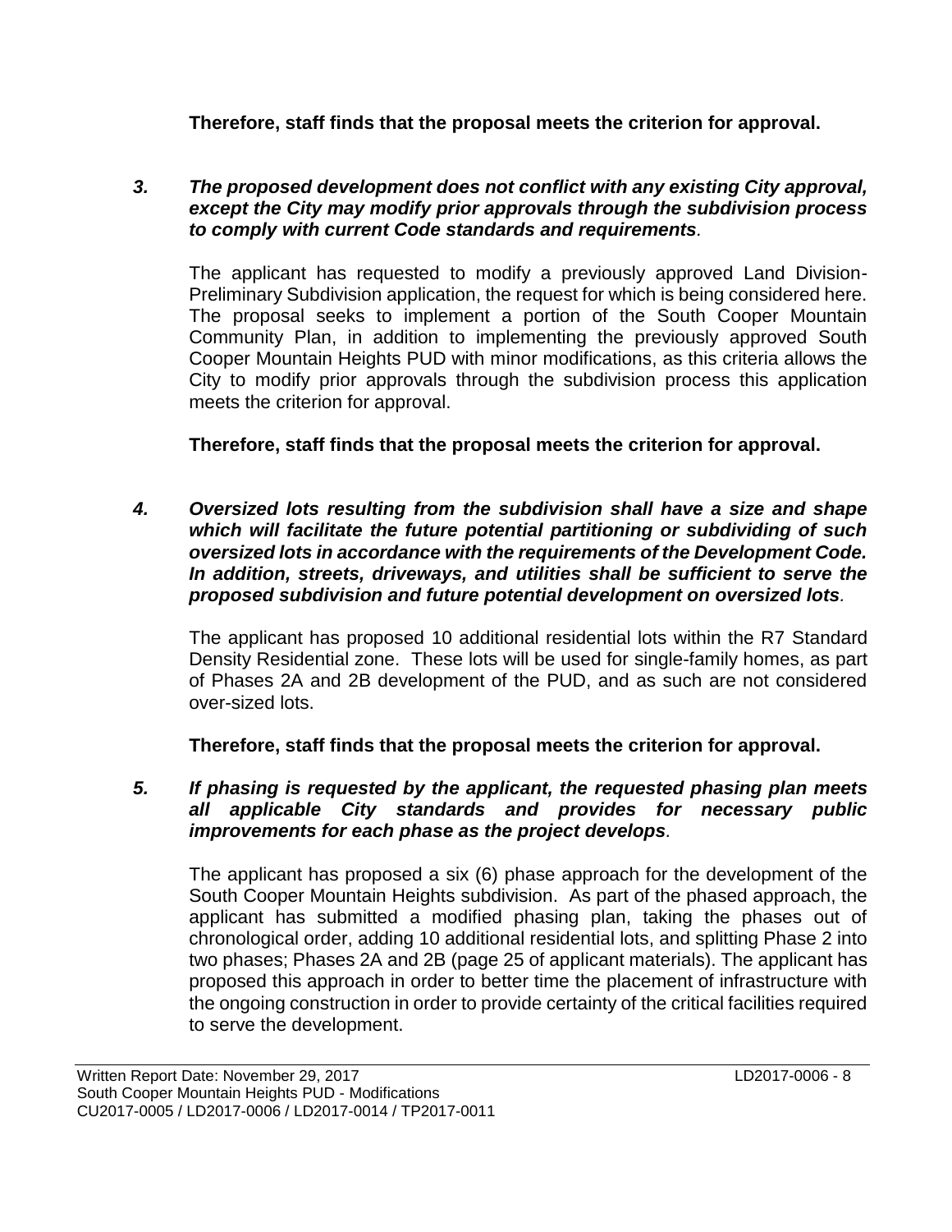**Therefore, staff finds that the proposal meets the criterion for approval.**

***3. The proposed development does not conflict with any existing City approval, except the City may modify prior approvals through the subdivision process to comply with current Code standards and requirements.***

The applicant has requested to modify a previously approved Land Division-Preliminary Subdivision application, the request for which is being considered here. The proposal seeks to implement a portion of the South Cooper Mountain Community Plan, in addition to implementing the previously approved South Cooper Mountain Heights PUD with minor modifications, as this criteria allows the City to modify prior approvals through the subdivision process this application meets the criterion for approval.

**Therefore, staff finds that the proposal meets the criterion for approval.**

***4. Oversized lots resulting from the subdivision shall have a size and shape which will facilitate the future potential partitioning or subdividing of such oversized lots in accordance with the requirements of the Development Code. In addition, streets, driveways, and utilities shall be sufficient to serve the proposed subdivision and future potential development on oversized lots.***

The applicant has proposed 10 additional residential lots within the R7 Standard Density Residential zone. These lots will be used for single-family homes, as part of Phases 2A and 2B development of the PUD, and as such are not considered over-sized lots.

**Therefore, staff finds that the proposal meets the criterion for approval.**

***5. If phasing is requested by the applicant, the requested phasing plan meets all applicable City standards and provides for necessary public improvements for each phase as the project develops.***

The applicant has proposed a six (6) phase approach for the development of the South Cooper Mountain Heights subdivision. As part of the phased approach, the applicant has submitted a modified phasing plan, taking the phases out of chronological order, adding 10 additional residential lots, and splitting Phase 2 into two phases; Phases 2A and 2B (page 25 of applicant materials). The applicant has proposed this approach in order to better time the placement of infrastructure with the ongoing construction in order to provide certainty of the critical facilities required to serve the development.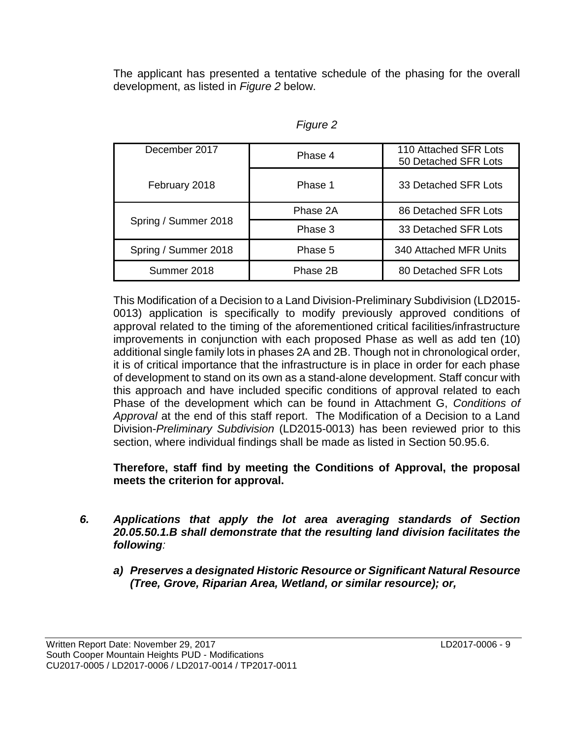The applicant has presented a tentative schedule of the phasing for the overall development, as listed in *Figure 2* below.

*Figure 2*

| | | |
|---|---|---|
| December 2017 | Phase 4 | 110 Attached SFR Lots<br>50 Detached SFR Lots |
| February 2018 | Phase 1 | 33 Detached SFR Lots |
| Spring / Summer 2018 | Phase 2A | 86 Detached SFR Lots |
| | Phase 3 | 33 Detached SFR Lots |
| Spring / Summer 2018 | Phase 5 | 340 Attached MFR Units |
| Summer 2018 | Phase 2B | 80 Detached SFR Lots |

This Modification of a Decision to a Land Division-Preliminary Subdivision (LD2015-0013) application is specifically to modify previously approved conditions of approval related to the timing of the aforementioned critical facilities/infrastructure improvements in conjunction with each proposed Phase as well as add ten (10) additional single family lots in phases 2A and 2B. Though not in chronological order, it is of critical importance that the infrastructure is in place in order for each phase of development to stand on its own as a stand-alone development. Staff concur with this approach and have included specific conditions of approval related to each Phase of the development which can be found in Attachment G, *Conditions of Approval* at the end of this staff report. The Modification of a Decision to a Land Division-*Preliminary Subdivision* (LD2015-0013) has been reviewed prior to this section, where individual findings shall be made as listed in Section 50.95.6.

**Therefore, staff find by meeting the Conditions of Approval, the proposal meets the criterion for approval.**

***6. Applications that apply the lot area averaging standards of Section 20.05.50.1.B shall demonstrate that the resulting land division facilitates the following:***

***a) Preserves a designated Historic Resource or Significant Natural Resource (Tree, Grove, Riparian Area, Wetland, or similar resource); or,***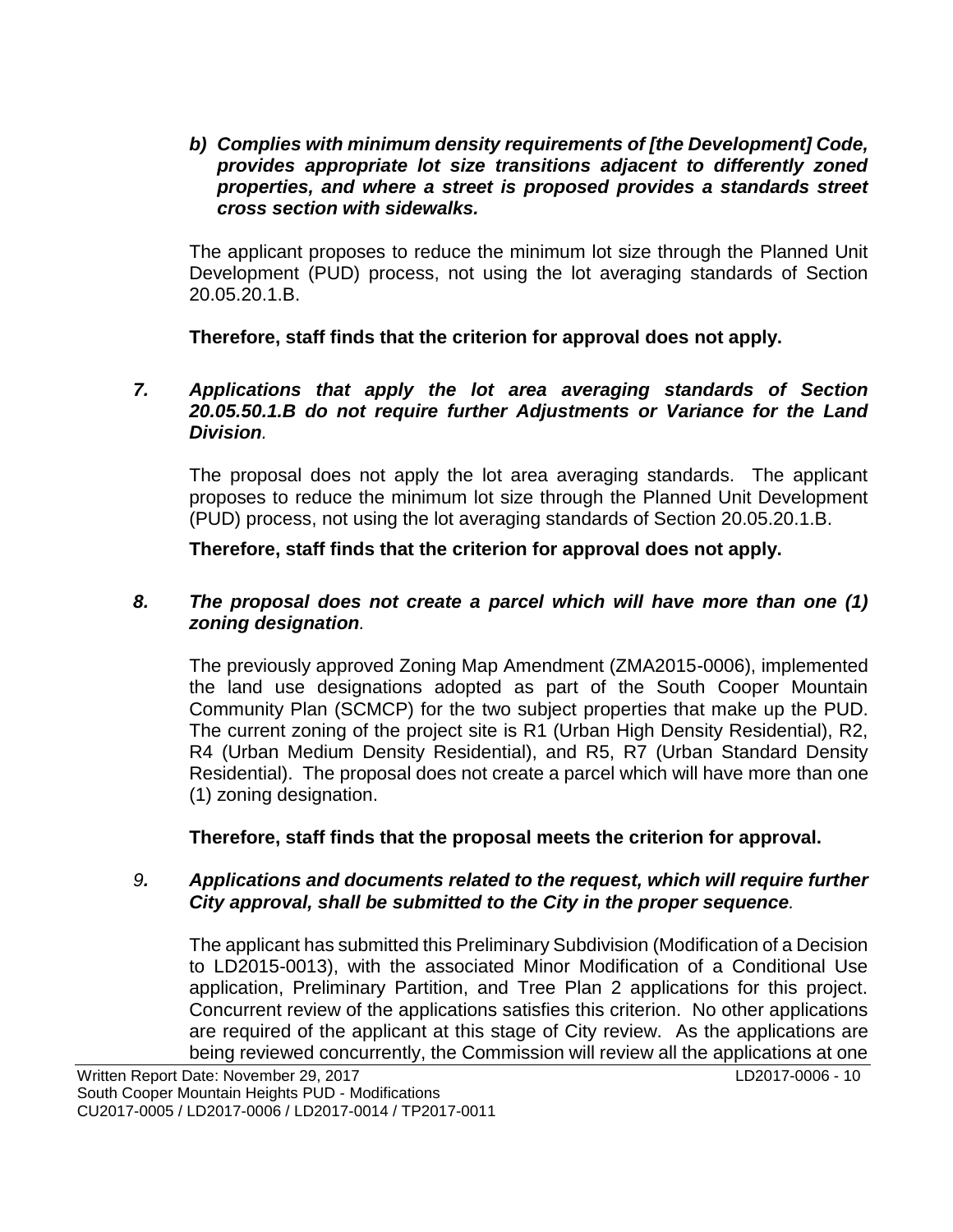*b) Complies with minimum density requirements of [the Development] Code, provides appropriate lot size transitions adjacent to differently zoned properties, and where a street is proposed provides a standards street cross section with sidewalks.*

The applicant proposes to reduce the minimum lot size through the Planned Unit Development (PUD) process, not using the lot averaging standards of Section 20.05.20.1.B.

**Therefore, staff finds that the criterion for approval does not apply.**

*7. Applications that apply the lot area averaging standards of Section 20.05.50.1.B do not require further Adjustments or Variance for the Land Division.*

The proposal does not apply the lot area averaging standards. The applicant proposes to reduce the minimum lot size through the Planned Unit Development (PUD) process, not using the lot averaging standards of Section 20.05.20.1.B.

**Therefore, staff finds that the criterion for approval does not apply.**

*8. The proposal does not create a parcel which will have more than one (1) zoning designation.*

The previously approved Zoning Map Amendment (ZMA2015-0006), implemented the land use designations adopted as part of the South Cooper Mountain Community Plan (SCMCP) for the two subject properties that make up the PUD. The current zoning of the project site is R1 (Urban High Density Residential), R2, R4 (Urban Medium Density Residential), and R5, R7 (Urban Standard Density Residential). The proposal does not create a parcel which will have more than one (1) zoning designation.

**Therefore, staff finds that the proposal meets the criterion for approval.**

*9. Applications and documents related to the request, which will require further City approval, shall be submitted to the City in the proper sequence.*

The applicant has submitted this Preliminary Subdivision (Modification of a Decision to LD2015-0013), with the associated Minor Modification of a Conditional Use application, Preliminary Partition, and Tree Plan 2 applications for this project. Concurrent review of the applications satisfies this criterion. No other applications are required of the applicant at this stage of City review. As the applications are being reviewed concurrently, the Commission will review all the applications at one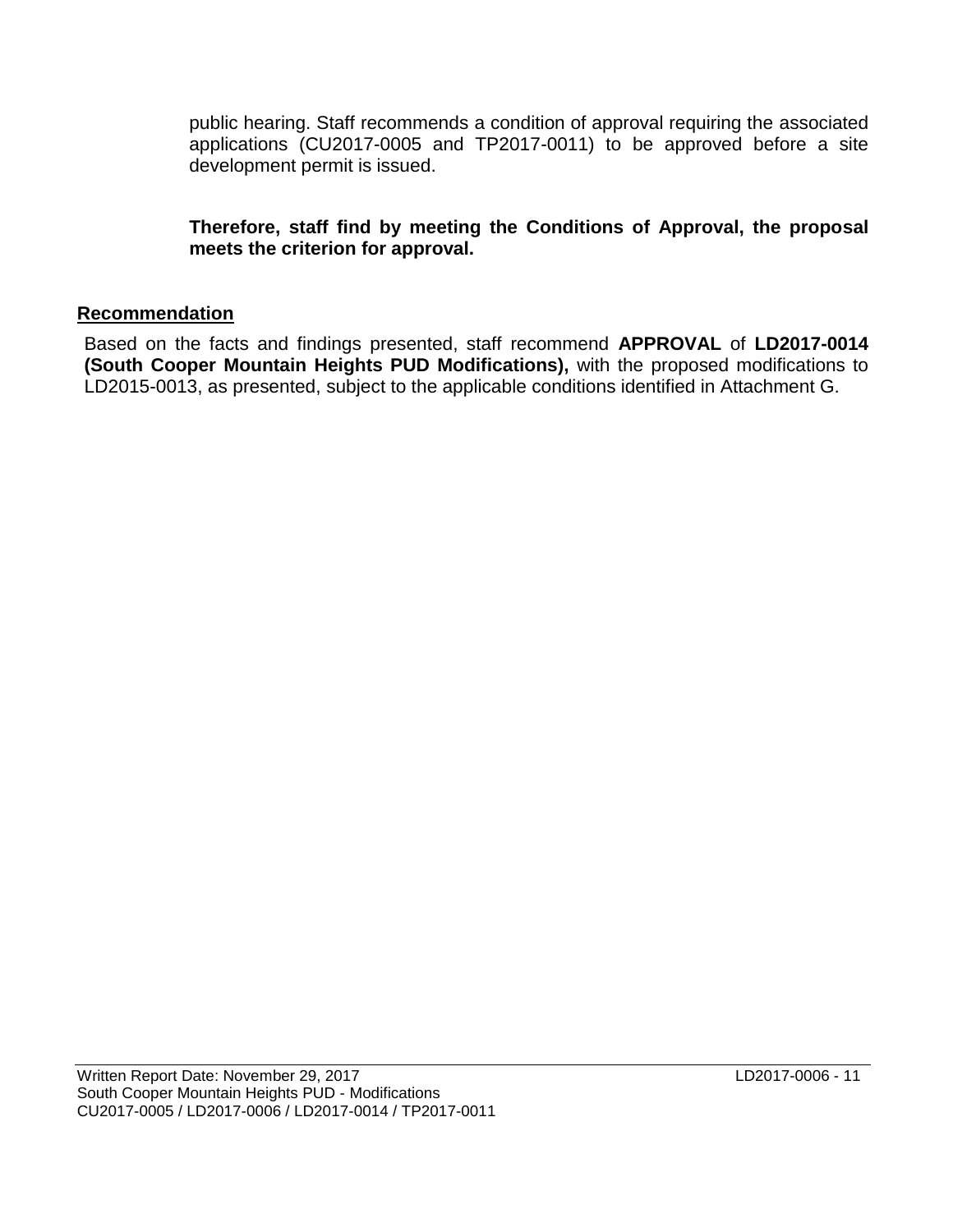public hearing. Staff recommends a condition of approval requiring the associated applications (CU2017-0005 and TP2017-0011) to be approved before a site development permit is issued.

**Therefore, staff find by meeting the Conditions of Approval, the proposal meets the criterion for approval.**

## Recommendation

Based on the facts and findings presented, staff recommend **APPROVAL** of **LD2017-0014 (South Cooper Mountain Heights PUD Modifications),** with the proposed modifications to LD2015-0013, as presented, subject to the applicable conditions identified in Attachment G.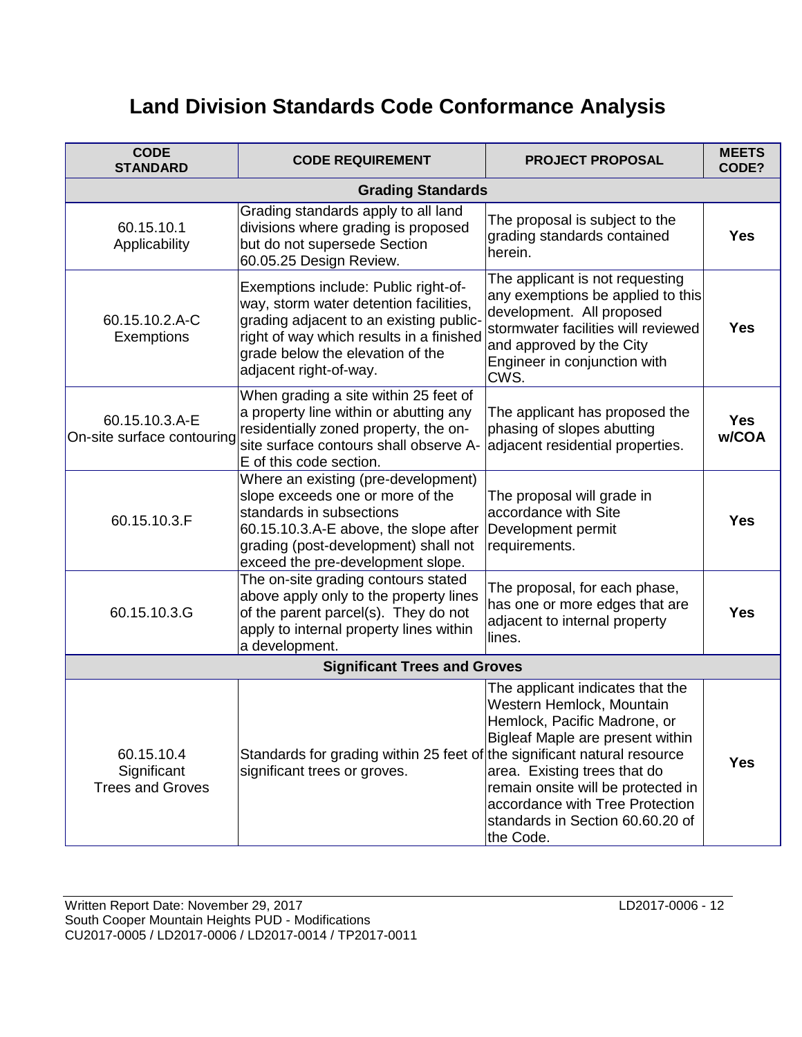# Land Division Standards Code Conformance Analysis

| CODE STANDARD | CODE REQUIREMENT | PROJECT PROPOSAL | MEETS CODE? |
|---|---|---|---|
| **Grading Standards** | | | |
| 60.15.10.1 Applicability | Grading standards apply to all land divisions where grading is proposed but do not supersede Section 60.05.25 Design Review. | The proposal is subject to the grading standards contained herein. | **Yes** |
| 60.15.10.2.A-C Exemptions | Exemptions include: Public right-of-way, storm water detention facilities, grading adjacent to an existing public-right of way which results in a finished grade below the elevation of the adjacent right-of-way. | The applicant is not requesting any exemptions be applied to this development. All proposed stormwater facilities will reviewed and approved by the City Engineer in conjunction with CWS. | **Yes** |
| 60.15.10.3.A-E On-site surface contouring | When grading a site within 25 feet of a property line within or abutting any residentially zoned property, the on-site surface contours shall observe A-E of this code section. | The applicant has proposed the phasing of slopes abutting adjacent residential properties. | **Yes w/COA** |
| 60.15.10.3.F | Where an existing (pre-development) slope exceeds one or more of the standards in subsections 60.15.10.3.A-E above, the slope after grading (post-development) shall not exceed the pre-development slope. | The proposal will grade in accordance with Site Development permit requirements. | **Yes** |
| 60.15.10.3.G | The on-site grading contours stated above apply only to the property lines of the parent parcel(s). They do not apply to internal property lines within a development. | The proposal, for each phase, has one or more edges that are adjacent to internal property lines. | **Yes** |
| **Significant Trees and Groves** | | | |
| 60.15.10.4 Significant Trees and Groves | Standards for grading within 25 feet of significant trees or groves. | The applicant indicates that the Western Hemlock, Mountain Hemlock, Pacific Madrone, or Bigleaf Maple are present within the significant natural resource area. Existing trees that do remain onsite will be protected in accordance with Tree Protection standards in Section 60.60.20 of the Code. | **Yes** |

Written Report Date: November 29, 2017
South Cooper Mountain Heights PUD - Modifications
CU2017-0005 / LD2017-0006 / LD2017-0014 / TP2017-0011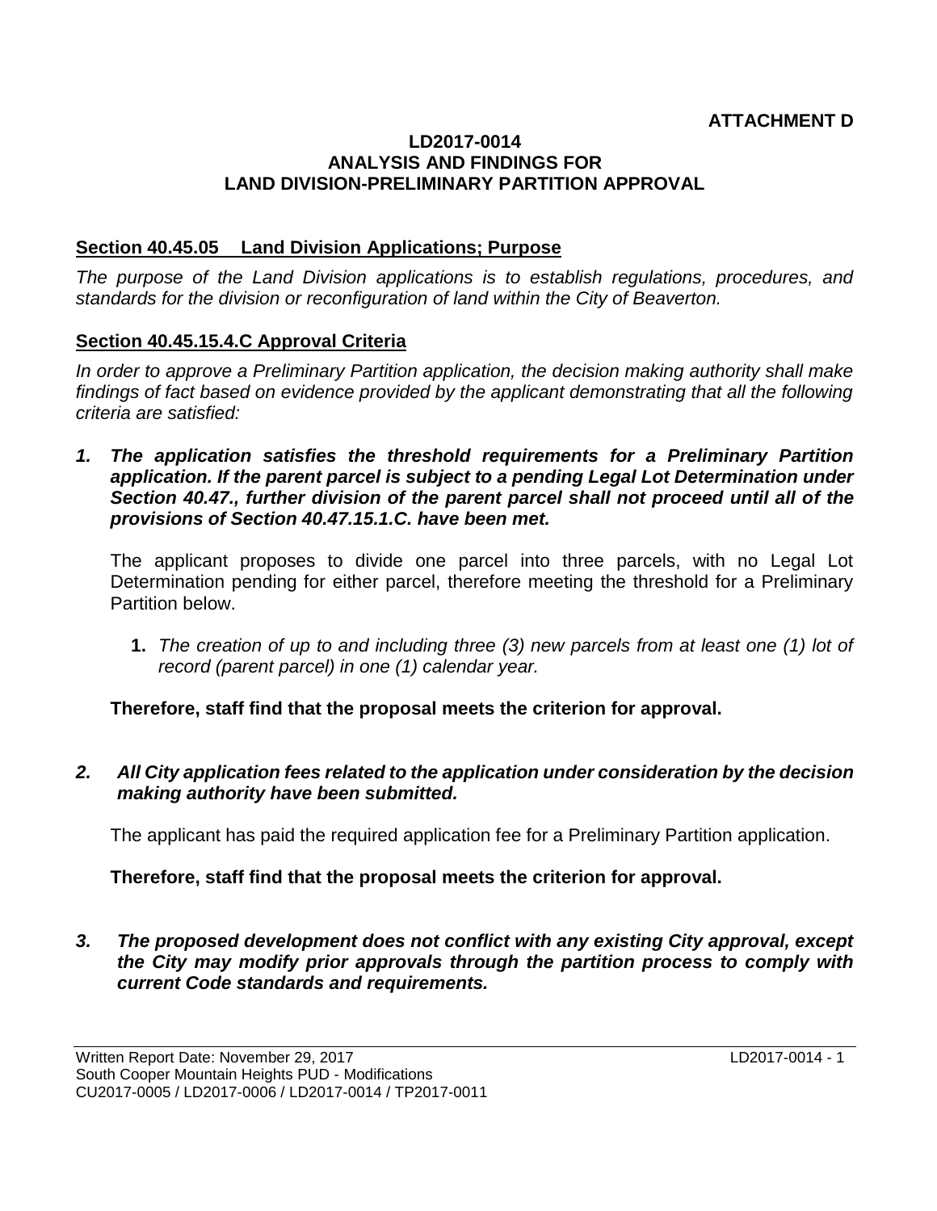**ATTACHMENT D**

**LD2017-0014**
**ANALYSIS AND FINDINGS FOR**
**LAND DIVISION-PRELIMINARY PARTITION APPROVAL**

## Section 40.45.05 Land Division Applications; Purpose

*The purpose of the Land Division applications is to establish regulations, procedures, and standards for the division or reconfiguration of land within the City of Beaverton.*

## Section 40.45.15.4.C Approval Criteria

*In order to approve a Preliminary Partition application, the decision making authority shall make findings of fact based on evidence provided by the applicant demonstrating that all the following criteria are satisfied:*

***1. The application satisfies the threshold requirements for a Preliminary Partition application. If the parent parcel is subject to a pending Legal Lot Determination under Section 40.47., further division of the parent parcel shall not proceed until all of the provisions of Section 40.47.15.1.C. have been met.***

The applicant proposes to divide one parcel into three parcels, with no Legal Lot Determination pending for either parcel, therefore meeting the threshold for a Preliminary Partition below.

**1.** *The creation of up to and including three (3) new parcels from at least one (1) lot of record (parent parcel) in one (1) calendar year.*

**Therefore, staff find that the proposal meets the criterion for approval.**

***2. All City application fees related to the application under consideration by the decision making authority have been submitted.***

The applicant has paid the required application fee for a Preliminary Partition application.

**Therefore, staff find that the proposal meets the criterion for approval.**

***3. The proposed development does not conflict with any existing City approval, except the City may modify prior approvals through the partition process to comply with current Code standards and requirements.***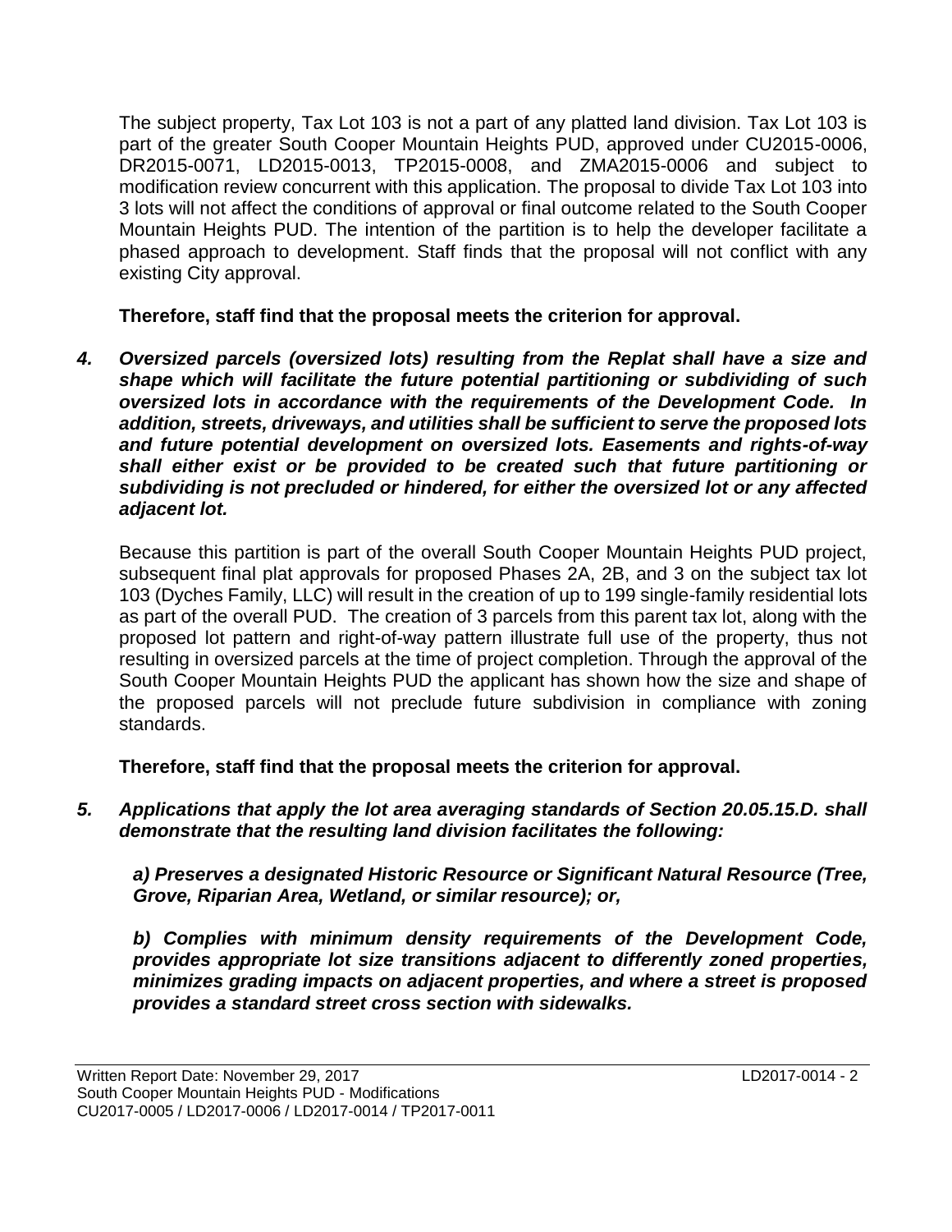The subject property, Tax Lot 103 is not a part of any platted land division. Tax Lot 103 is part of the greater South Cooper Mountain Heights PUD, approved under CU2015-0006, DR2015-0071, LD2015-0013, TP2015-0008, and ZMA2015-0006 and subject to modification review concurrent with this application. The proposal to divide Tax Lot 103 into 3 lots will not affect the conditions of approval or final outcome related to the South Cooper Mountain Heights PUD. The intention of the partition is to help the developer facilitate a phased approach to development. Staff finds that the proposal will not conflict with any existing City approval.

**Therefore, staff find that the proposal meets the criterion for approval.**

***4. Oversized parcels (oversized lots) resulting from the Replat shall have a size and shape which will facilitate the future potential partitioning or subdividing of such oversized lots in accordance with the requirements of the Development Code. In addition, streets, driveways, and utilities shall be sufficient to serve the proposed lots and future potential development on oversized lots. Easements and rights-of-way shall either exist or be provided to be created such that future partitioning or subdividing is not precluded or hindered, for either the oversized lot or any affected adjacent lot.***

Because this partition is part of the overall South Cooper Mountain Heights PUD project, subsequent final plat approvals for proposed Phases 2A, 2B, and 3 on the subject tax lot 103 (Dyches Family, LLC) will result in the creation of up to 199 single-family residential lots as part of the overall PUD. The creation of 3 parcels from this parent tax lot, along with the proposed lot pattern and right-of-way pattern illustrate full use of the property, thus not resulting in oversized parcels at the time of project completion. Through the approval of the South Cooper Mountain Heights PUD the applicant has shown how the size and shape of the proposed parcels will not preclude future subdivision in compliance with zoning standards.

**Therefore, staff find that the proposal meets the criterion for approval.**

***5. Applications that apply the lot area averaging standards of Section 20.05.15.D. shall demonstrate that the resulting land division facilitates the following:***

***a) Preserves a designated Historic Resource or Significant Natural Resource (Tree, Grove, Riparian Area, Wetland, or similar resource); or,***

***b) Complies with minimum density requirements of the Development Code, provides appropriate lot size transitions adjacent to differently zoned properties, minimizes grading impacts on adjacent properties, and where a street is proposed provides a standard street cross section with sidewalks.***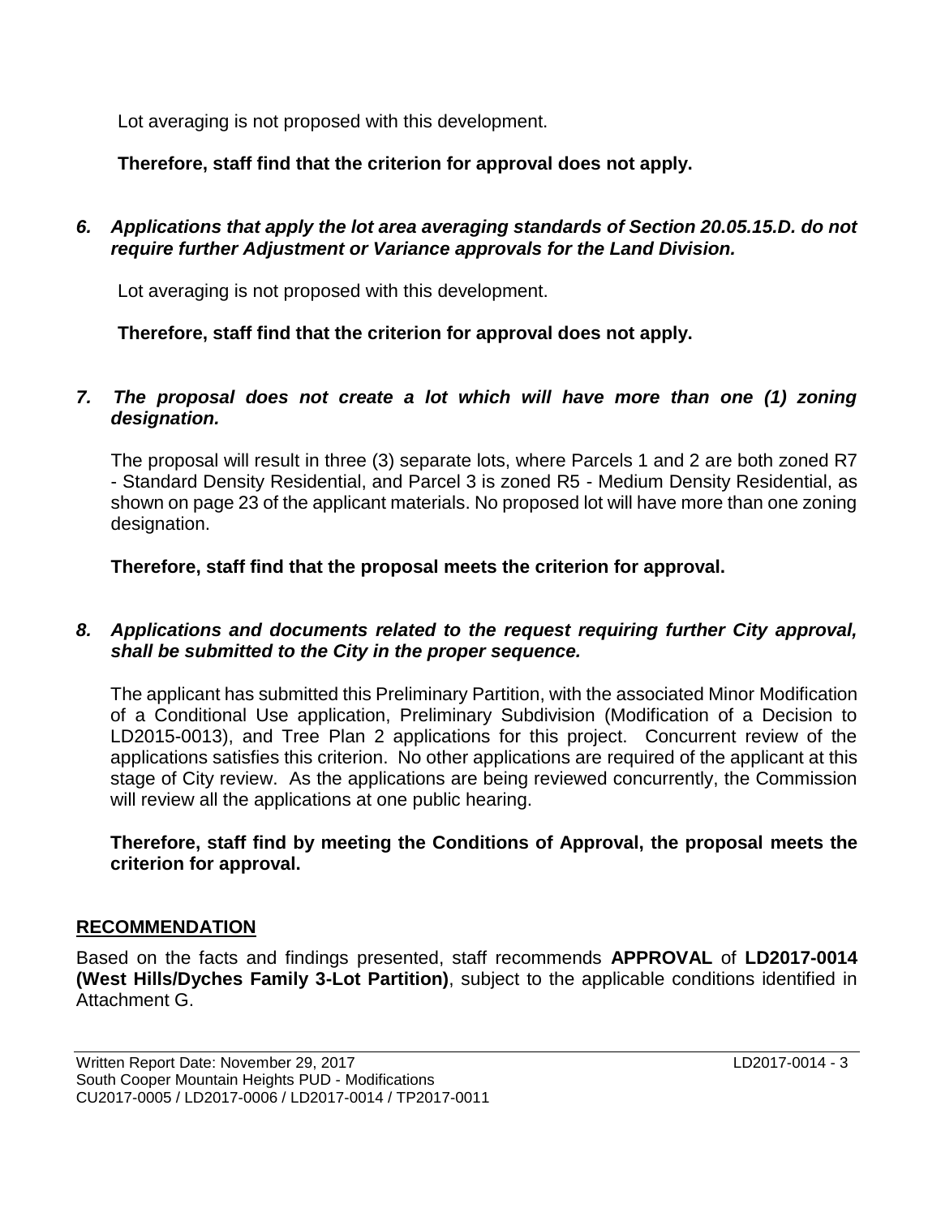Lot averaging is not proposed with this development.

**Therefore, staff find that the criterion for approval does not apply.**

***6. Applications that apply the lot area averaging standards of Section 20.05.15.D. do not require further Adjustment or Variance approvals for the Land Division.***

Lot averaging is not proposed with this development.

**Therefore, staff find that the criterion for approval does not apply.**

***7. The proposal does not create a lot which will have more than one (1) zoning designation.***

The proposal will result in three (3) separate lots, where Parcels 1 and 2 are both zoned R7 - Standard Density Residential, and Parcel 3 is zoned R5 - Medium Density Residential, as shown on page 23 of the applicant materials. No proposed lot will have more than one zoning designation.

**Therefore, staff find that the proposal meets the criterion for approval.**

***8. Applications and documents related to the request requiring further City approval, shall be submitted to the City in the proper sequence.***

The applicant has submitted this Preliminary Partition, with the associated Minor Modification of a Conditional Use application, Preliminary Subdivision (Modification of a Decision to LD2015-0013), and Tree Plan 2 applications for this project. Concurrent review of the applications satisfies this criterion. No other applications are required of the applicant at this stage of City review. As the applications are being reviewed concurrently, the Commission will review all the applications at one public hearing.

**Therefore, staff find by meeting the Conditions of Approval, the proposal meets the criterion for approval.**

## RECOMMENDATION

Based on the facts and findings presented, staff recommends **APPROVAL** of **LD2017-0014 (West Hills/Dyches Family 3-Lot Partition)**, subject to the applicable conditions identified in Attachment G.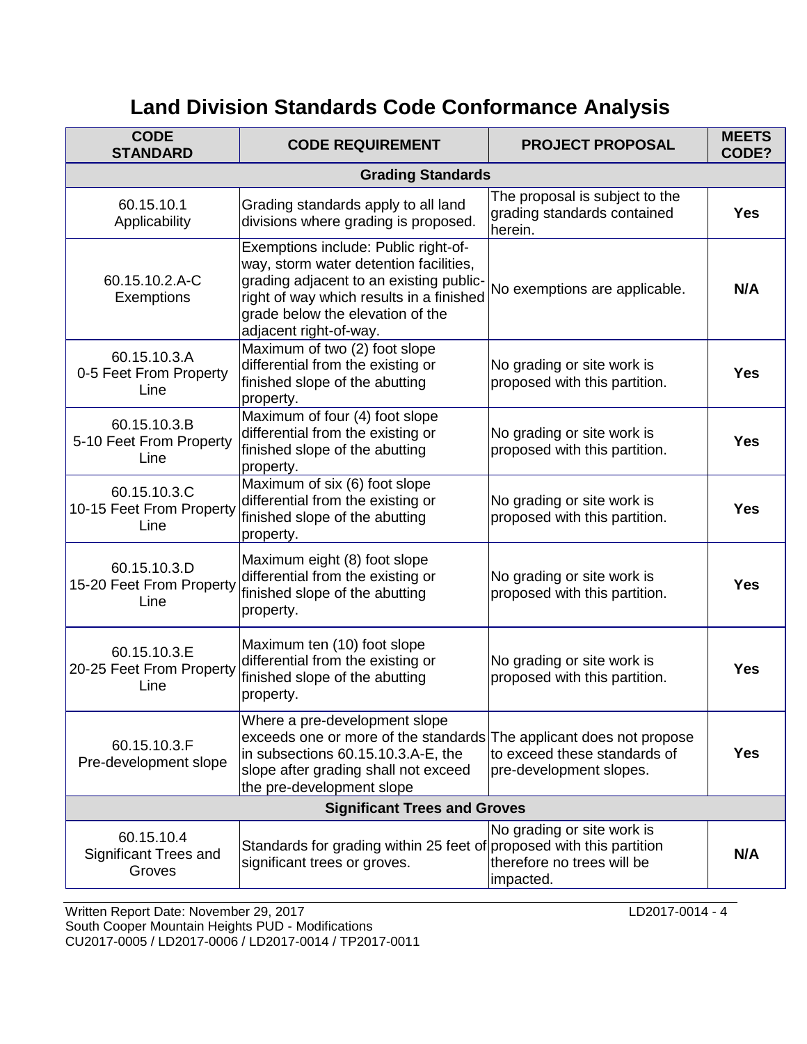# Land Division Standards Code Conformance Analysis

| CODE STANDARD | CODE REQUIREMENT | PROJECT PROPOSAL | MEETS CODE? |
|---|---|---|---|
| **Grading Standards** | | | |
| 60.15.10.1 Applicability | Grading standards apply to all land divisions where grading is proposed. | The proposal is subject to the grading standards contained herein. | **Yes** |
| 60.15.10.2.A-C Exemptions | Exemptions include: Public right-of-way, storm water detention facilities, grading adjacent to an existing public-right of way which results in a finished grade below the elevation of the adjacent right-of-way. | No exemptions are applicable. | **N/A** |
| 60.15.10.3.A 0-5 Feet From Property Line | Maximum of two (2) foot slope differential from the existing or finished slope of the abutting property. | No grading or site work is proposed with this partition. | **Yes** |
| 60.15.10.3.B 5-10 Feet From Property Line | Maximum of four (4) foot slope differential from the existing or finished slope of the abutting property. | No grading or site work is proposed with this partition. | **Yes** |
| 60.15.10.3.C 10-15 Feet From Property Line | Maximum of six (6) foot slope differential from the existing or finished slope of the abutting property. | No grading or site work is proposed with this partition. | **Yes** |
| 60.15.10.3.D 15-20 Feet From Property Line | Maximum eight (8) foot slope differential from the existing or finished slope of the abutting property. | No grading or site work is proposed with this partition. | **Yes** |
| 60.15.10.3.E 20-25 Feet From Property Line | Maximum ten (10) foot slope differential from the existing or finished slope of the abutting property. | No grading or site work is proposed with this partition. | **Yes** |
| 60.15.10.3.F Pre-development slope | Where a pre-development slope exceeds one or more of the standards in subsections 60.15.10.3.A-E, the slope after grading shall not exceed the pre-development slope | The applicant does not propose to exceed these standards of pre-development slopes. | **Yes** |
| **Significant Trees and Groves** | | | |
| 60.15.10.4 Significant Trees and Groves | Standards for grading within 25 feet of significant trees or groves. | No grading or site work is proposed with this partition therefore no trees will be impacted. | **N/A** |

Written Report Date: November 29, 2017
South Cooper Mountain Heights PUD - Modifications
CU2017-0005 / LD2017-0006 / LD2017-0014 / TP2017-0011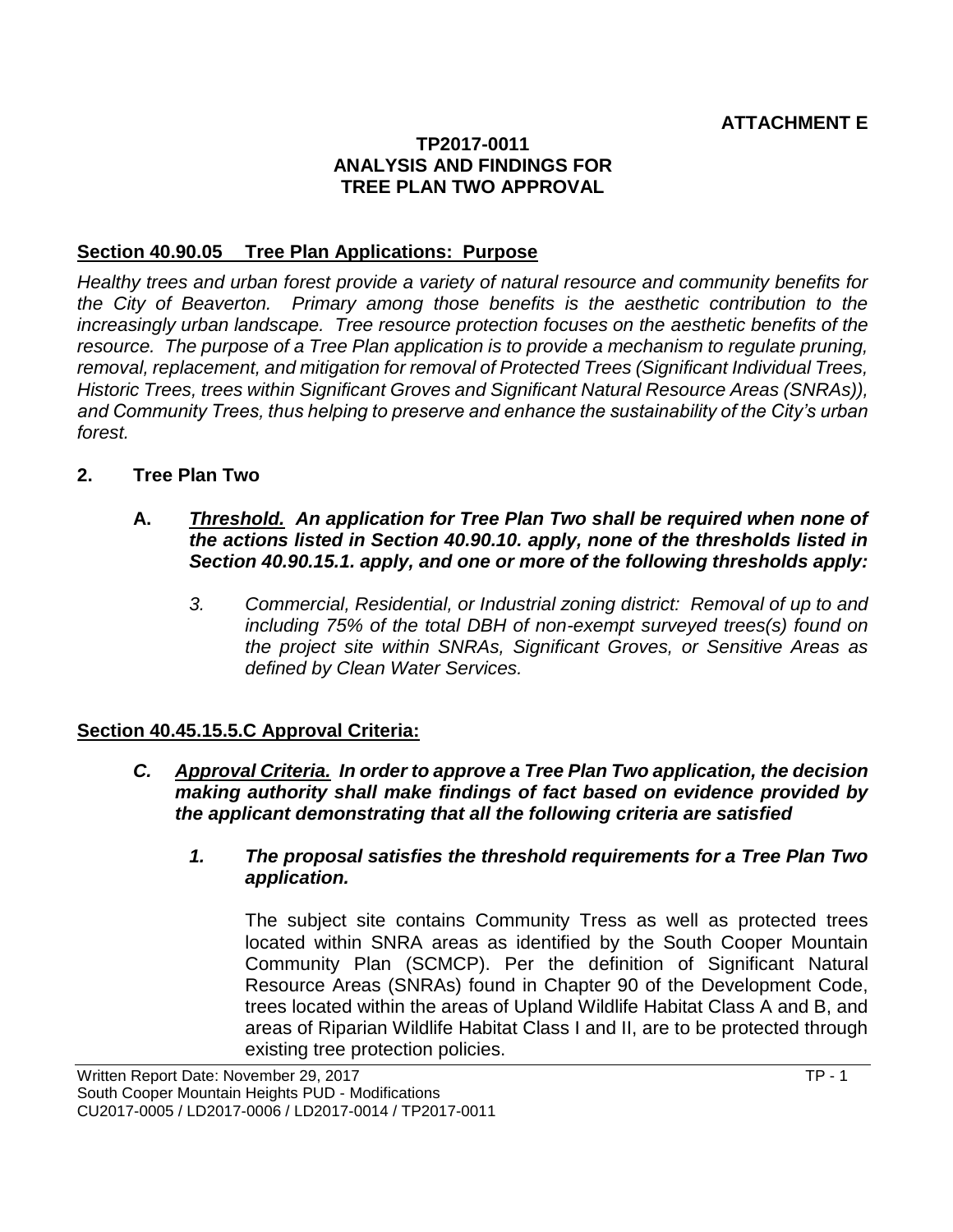**ATTACHMENT E**

**TP2017-0011**
**ANALYSIS AND FINDINGS FOR**
**TREE PLAN TWO APPROVAL**

## Section 40.90.05 Tree Plan Applications: Purpose

*Healthy trees and urban forest provide a variety of natural resource and community benefits for the City of Beaverton. Primary among those benefits is the aesthetic contribution to the increasingly urban landscape. Tree resource protection focuses on the aesthetic benefits of the resource. The purpose of a Tree Plan application is to provide a mechanism to regulate pruning, removal, replacement, and mitigation for removal of Protected Trees (Significant Individual Trees, Historic Trees, trees within Significant Groves and Significant Natural Resource Areas (SNRAs)), and Community Trees, thus helping to preserve and enhance the sustainability of the City's urban forest.*

**2. Tree Plan Two**

**A.** ***Threshold. An application for Tree Plan Two shall be required when none of the actions listed in Section 40.90.10. apply, none of the thresholds listed in Section 40.90.15.1. apply, and one or more of the following thresholds apply:***

*3. Commercial, Residential, or Industrial zoning district: Removal of up to and including 75% of the total DBH of non-exempt surveyed trees(s) found on the project site within SNRAs, Significant Groves, or Sensitive Areas as defined by Clean Water Services.*

## Section 40.45.15.5.C Approval Criteria:

***C. Approval Criteria. In order to approve a Tree Plan Two application, the decision making authority shall make findings of fact based on evidence provided by the applicant demonstrating that all the following criteria are satisfied***

***1. The proposal satisfies the threshold requirements for a Tree Plan Two application.***

The subject site contains Community Tress as well as protected trees located within SNRA areas as identified by the South Cooper Mountain Community Plan (SCMCP). Per the definition of Significant Natural Resource Areas (SNRAs) found in Chapter 90 of the Development Code, trees located within the areas of Upland Wildlife Habitat Class A and B, and areas of Riparian Wildlife Habitat Class I and II, are to be protected through existing tree protection policies.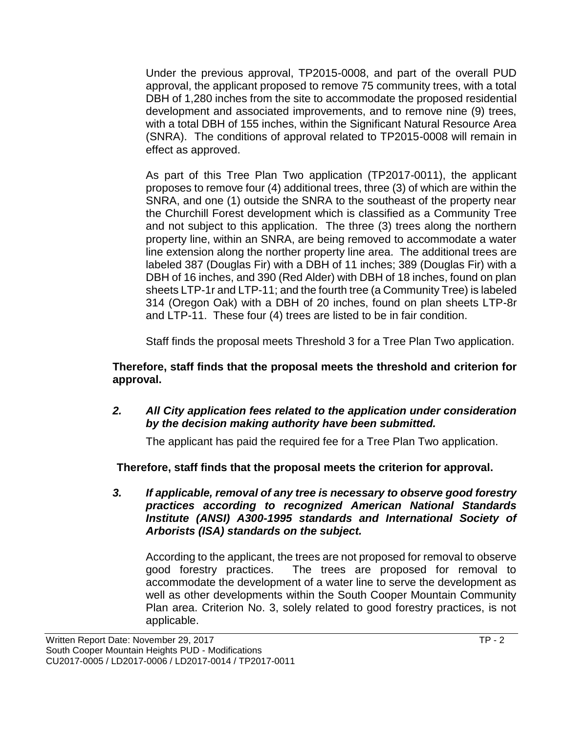Under the previous approval, TP2015-0008, and part of the overall PUD approval, the applicant proposed to remove 75 community trees, with a total DBH of 1,280 inches from the site to accommodate the proposed residential development and associated improvements, and to remove nine (9) trees, with a total DBH of 155 inches, within the Significant Natural Resource Area (SNRA). The conditions of approval related to TP2015-0008 will remain in effect as approved.

As part of this Tree Plan Two application (TP2017-0011), the applicant proposes to remove four (4) additional trees, three (3) of which are within the SNRA, and one (1) outside the SNRA to the southeast of the property near the Churchill Forest development which is classified as a Community Tree and not subject to this application. The three (3) trees along the northern property line, within an SNRA, are being removed to accommodate a water line extension along the norther property line area. The additional trees are labeled 387 (Douglas Fir) with a DBH of 11 inches; 389 (Douglas Fir) with a DBH of 16 inches, and 390 (Red Alder) with DBH of 18 inches, found on plan sheets LTP-1r and LTP-11; and the fourth tree (a Community Tree) is labeled 314 (Oregon Oak) with a DBH of 20 inches, found on plan sheets LTP-8r and LTP-11. These four (4) trees are listed to be in fair condition.

Staff finds the proposal meets Threshold 3 for a Tree Plan Two application.

**Therefore, staff finds that the proposal meets the threshold and criterion for approval.**

***2. All City application fees related to the application under consideration by the decision making authority have been submitted.***

The applicant has paid the required fee for a Tree Plan Two application.

**Therefore, staff finds that the proposal meets the criterion for approval.**

***3. If applicable, removal of any tree is necessary to observe good forestry practices according to recognized American National Standards Institute (ANSI) A300-1995 standards and International Society of Arborists (ISA) standards on the subject.***

According to the applicant, the trees are not proposed for removal to observe good forestry practices. The trees are proposed for removal to accommodate the development of a water line to serve the development as well as other developments within the South Cooper Mountain Community Plan area. Criterion No. 3, solely related to good forestry practices, is not applicable.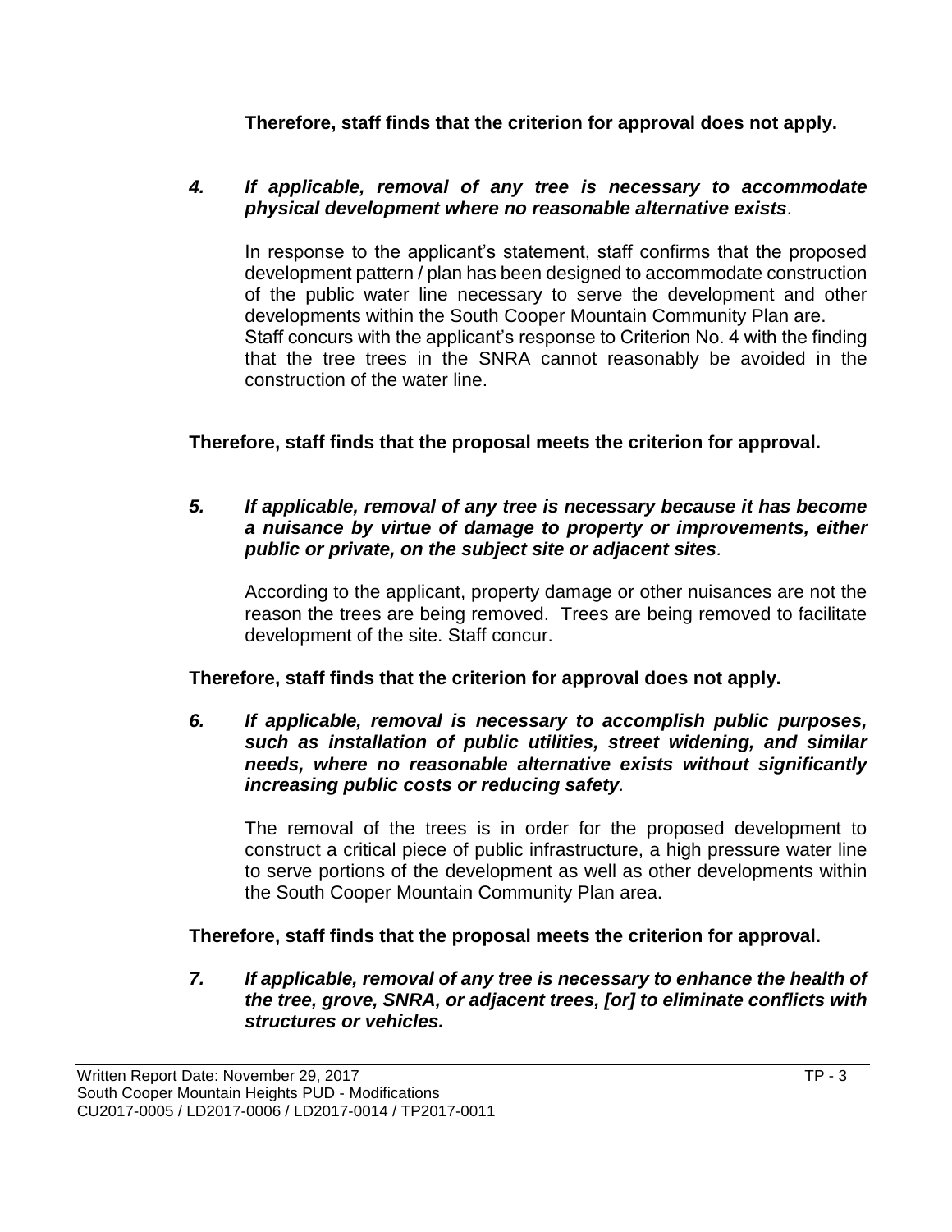**Therefore, staff finds that the criterion for approval does not apply.**

***4. If applicable, removal of any tree is necessary to accommodate physical development where no reasonable alternative exists.***

In response to the applicant's statement, staff confirms that the proposed development pattern / plan has been designed to accommodate construction of the public water line necessary to serve the development and other developments within the South Cooper Mountain Community Plan are. Staff concurs with the applicant's response to Criterion No. 4 with the finding that the tree trees in the SNRA cannot reasonably be avoided in the construction of the water line.

**Therefore, staff finds that the proposal meets the criterion for approval.**

***5. If applicable, removal of any tree is necessary because it has become a nuisance by virtue of damage to property or improvements, either public or private, on the subject site or adjacent sites.***

According to the applicant, property damage or other nuisances are not the reason the trees are being removed. Trees are being removed to facilitate development of the site. Staff concur.

**Therefore, staff finds that the criterion for approval does not apply.**

***6. If applicable, removal is necessary to accomplish public purposes, such as installation of public utilities, street widening, and similar needs, where no reasonable alternative exists without significantly increasing public costs or reducing safety.***

The removal of the trees is in order for the proposed development to construct a critical piece of public infrastructure, a high pressure water line to serve portions of the development as well as other developments within the South Cooper Mountain Community Plan area.

**Therefore, staff finds that the proposal meets the criterion for approval.**

***7. If applicable, removal of any tree is necessary to enhance the health of the tree, grove, SNRA, or adjacent trees, [or] to eliminate conflicts with structures or vehicles.***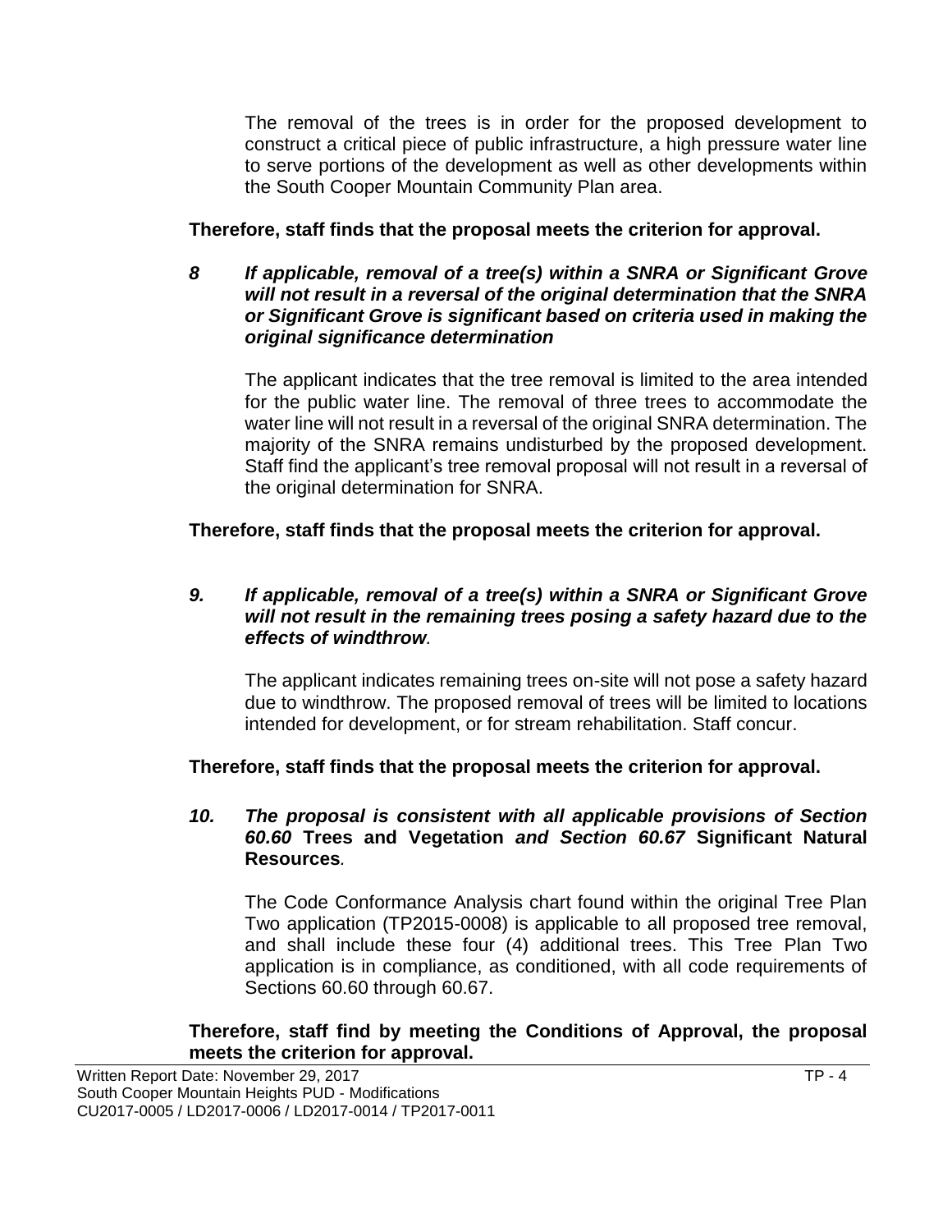The removal of the trees is in order for the proposed development to construct a critical piece of public infrastructure, a high pressure water line to serve portions of the development as well as other developments within the South Cooper Mountain Community Plan area.

**Therefore, staff finds that the proposal meets the criterion for approval.**

***8 If applicable, removal of a tree(s) within a SNRA or Significant Grove will not result in a reversal of the original determination that the SNRA or Significant Grove is significant based on criteria used in making the original significance determination***

The applicant indicates that the tree removal is limited to the area intended for the public water line. The removal of three trees to accommodate the water line will not result in a reversal of the original SNRA determination. The majority of the SNRA remains undisturbed by the proposed development. Staff find the applicant's tree removal proposal will not result in a reversal of the original determination for SNRA.

**Therefore, staff finds that the proposal meets the criterion for approval.**

***9. If applicable, removal of a tree(s) within a SNRA or Significant Grove will not result in the remaining trees posing a safety hazard due to the effects of windthrow.***

The applicant indicates remaining trees on-site will not pose a safety hazard due to windthrow. The proposed removal of trees will be limited to locations intended for development, or for stream rehabilitation. Staff concur.

**Therefore, staff finds that the proposal meets the criterion for approval.**

***10. The proposal is consistent with all applicable provisions of Section 60.60* Trees and Vegetation *and Section 60.67* Significant Natural Resources*.***

The Code Conformance Analysis chart found within the original Tree Plan Two application (TP2015-0008) is applicable to all proposed tree removal, and shall include these four (4) additional trees. This Tree Plan Two application is in compliance, as conditioned, with all code requirements of Sections 60.60 through 60.67.

**Therefore, staff find by meeting the Conditions of Approval, the proposal meets the criterion for approval.**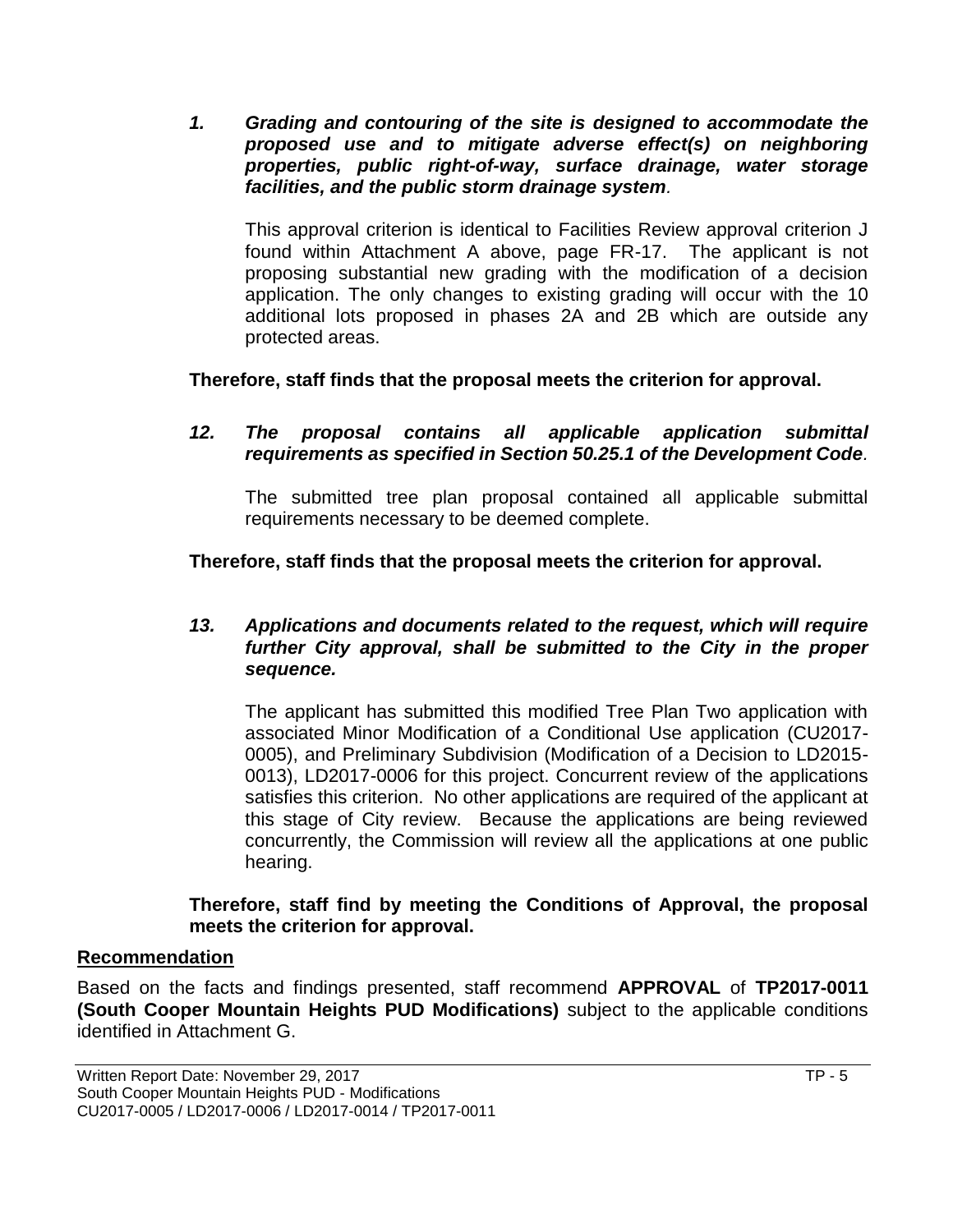*1. Grading and contouring of the site is designed to accommodate the proposed use and to mitigate adverse effect(s) on neighboring properties, public right-of-way, surface drainage, water storage facilities, and the public storm drainage system.*

This approval criterion is identical to Facilities Review approval criterion J found within Attachment A above, page FR-17. The applicant is not proposing substantial new grading with the modification of a decision application. The only changes to existing grading will occur with the 10 additional lots proposed in phases 2A and 2B which are outside any protected areas.

**Therefore, staff finds that the proposal meets the criterion for approval.**

*12. The proposal contains all applicable application submittal requirements as specified in Section 50.25.1 of the Development Code.*

The submitted tree plan proposal contained all applicable submittal requirements necessary to be deemed complete.

**Therefore, staff finds that the proposal meets the criterion for approval.**

*13. Applications and documents related to the request, which will require further City approval, shall be submitted to the City in the proper sequence.*

The applicant has submitted this modified Tree Plan Two application with associated Minor Modification of a Conditional Use application (CU2017-0005), and Preliminary Subdivision (Modification of a Decision to LD2015-0013), LD2017-0006 for this project. Concurrent review of the applications satisfies this criterion. No other applications are required of the applicant at this stage of City review. Because the applications are being reviewed concurrently, the Commission will review all the applications at one public hearing.

**Therefore, staff find by meeting the Conditions of Approval, the proposal meets the criterion for approval.**

## Recommendation

Based on the facts and findings presented, staff recommend **APPROVAL** of **TP2017-0011 (South Cooper Mountain Heights PUD Modifications)** subject to the applicable conditions identified in Attachment G.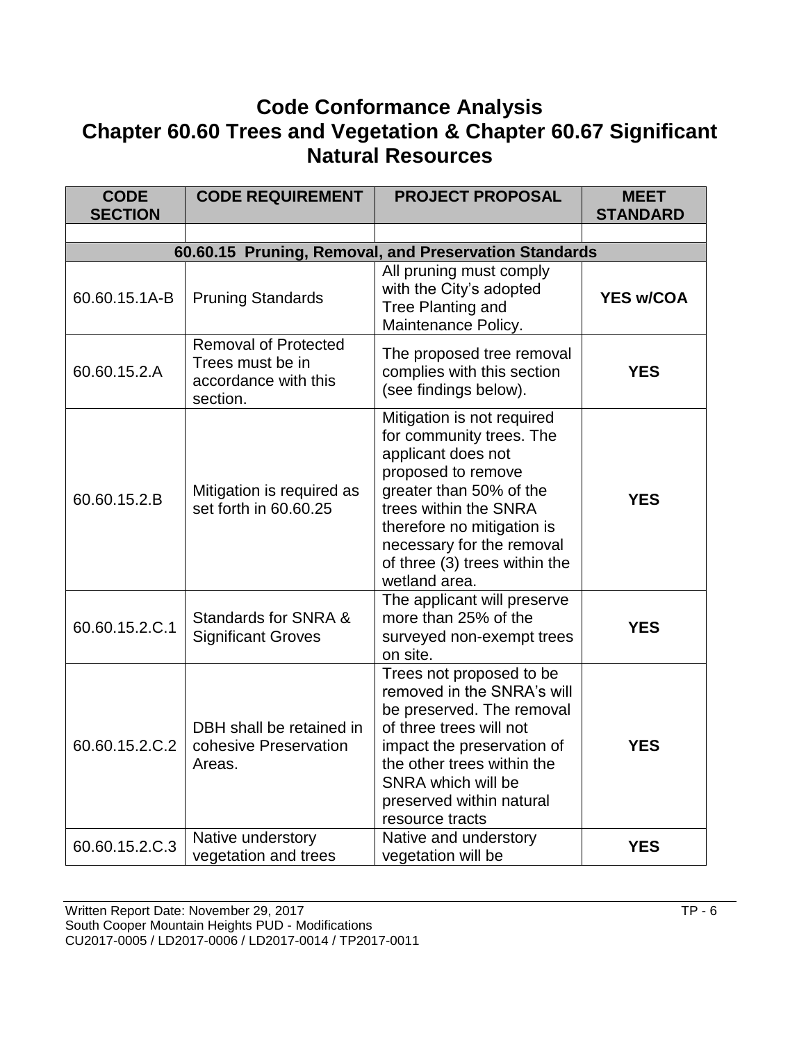# Code Conformance Analysis
# Chapter 60.60 Trees and Vegetation & Chapter 60.67 Significant Natural Resources

| CODE SECTION | CODE REQUIREMENT | PROJECT PROPOSAL | MEET STANDARD |
|---|---|---|---|
| | | | |
| **60.60.15 Pruning, Removal, and Preservation Standards** | | | |
| 60.60.15.1A-B | Pruning Standards | All pruning must comply with the City's adopted Tree Planting and Maintenance Policy. | **YES w/COA** |
| 60.60.15.2.A | Removal of Protected Trees must be in accordance with this section. | The proposed tree removal complies with this section (see findings below). | **YES** |
| 60.60.15.2.B | Mitigation is required as set forth in 60.60.25 | Mitigation is not required for community trees. The applicant does not proposed to remove greater than 50% of the trees within the SNRA therefore no mitigation is necessary for the removal of three (3) trees within the wetland area. | **YES** |
| 60.60.15.2.C.1 | Standards for SNRA & Significant Groves | The applicant will preserve more than 25% of the surveyed non-exempt trees on site. | **YES** |
| 60.60.15.2.C.2 | DBH shall be retained in cohesive Preservation Areas. | Trees not proposed to be removed in the SNRA's will be preserved. The removal of three trees will not impact the preservation of the other trees within the SNRA which will be preserved within natural resource tracts | **YES** |
| 60.60.15.2.C.3 | Native understory vegetation and trees | Native and understory vegetation will be | **YES** |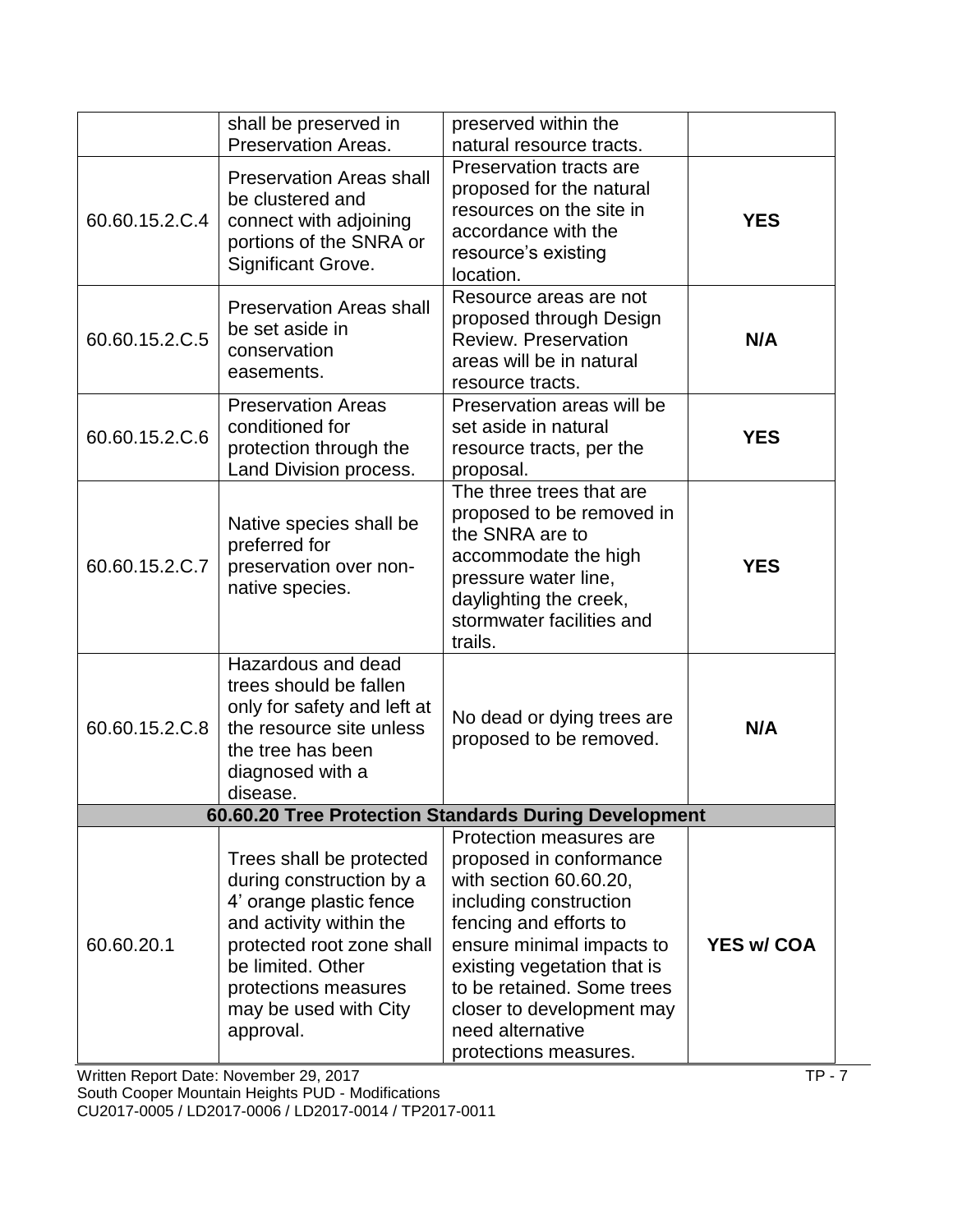| | | | |
|---|---|---|---|
| | shall be preserved in Preservation Areas. | preserved within the natural resource tracts. | |
| 60.60.15.2.C.4 | Preservation Areas shall be clustered and connect with adjoining portions of the SNRA or Significant Grove. | Preservation tracts are proposed for the natural resources on the site in accordance with the resource's existing location. | **YES** |
| 60.60.15.2.C.5 | Preservation Areas shall be set aside in conservation easements. | Resource areas are not proposed through Design Review. Preservation areas will be in natural resource tracts. | **N/A** |
| 60.60.15.2.C.6 | Preservation Areas conditioned for protection through the Land Division process. | Preservation areas will be set aside in natural resource tracts, per the proposal. | **YES** |
| 60.60.15.2.C.7 | Native species shall be preferred for preservation over non-native species. | The three trees that are proposed to be removed in the SNRA are to accommodate the high pressure water line, daylighting the creek, stormwater facilities and trails. | **YES** |
| 60.60.15.2.C.8 | Hazardous and dead trees should be fallen only for safety and left at the resource site unless the tree has been diagnosed with a disease. | No dead or dying trees are proposed to be removed. | **N/A** |
| **60.60.20 Tree Protection Standards During Development** | | | |
| 60.60.20.1 | Trees shall be protected during construction by a 4' orange plastic fence and activity within the protected root zone shall be limited. Other protections measures may be used with City approval. | Protection measures are proposed in conformance with section 60.60.20, including construction fencing and efforts to ensure minimal impacts to existing vegetation that is to be retained. Some trees closer to development may need alternative protections measures. | **YES w/ COA** |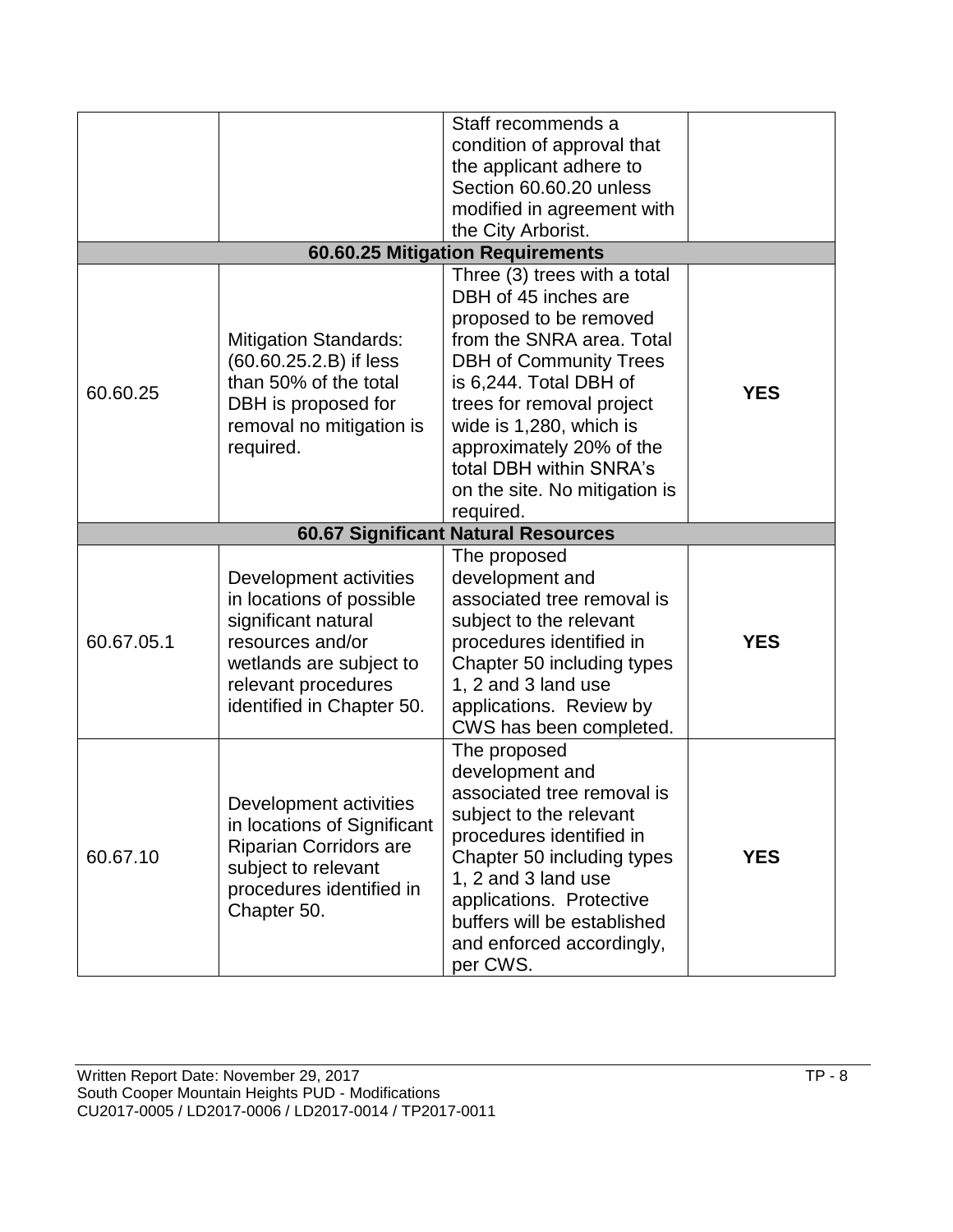| | | | |
|---|---|---|---|
| | | Staff recommends a condition of approval that the applicant adhere to Section 60.60.20 unless modified in agreement with the City Arborist. | |
| **60.60.25 Mitigation Requirements** | | | |
| 60.60.25 | Mitigation Standards: (60.60.25.2.B) if less than 50% of the total DBH is proposed for removal no mitigation is required. | Three (3) trees with a total DBH of 45 inches are proposed to be removed from the SNRA area. Total DBH of Community Trees is 6,244. Total DBH of trees for removal project wide is 1,280, which is approximately 20% of the total DBH within SNRA's on the site. No mitigation is required. | **YES** |
| **60.67 Significant Natural Resources** | | | |
| 60.67.05.1 | Development activities in locations of possible significant natural resources and/or wetlands are subject to relevant procedures identified in Chapter 50. | The proposed development and associated tree removal is subject to the relevant procedures identified in Chapter 50 including types 1, 2 and 3 land use applications. Review by CWS has been completed. | **YES** |
| 60.67.10 | Development activities in locations of Significant Riparian Corridors are subject to relevant procedures identified in Chapter 50. | The proposed development and associated tree removal is subject to the relevant procedures identified in Chapter 50 including types 1, 2 and 3 land use applications. Protective buffers will be established and enforced accordingly, per CWS. | **YES** |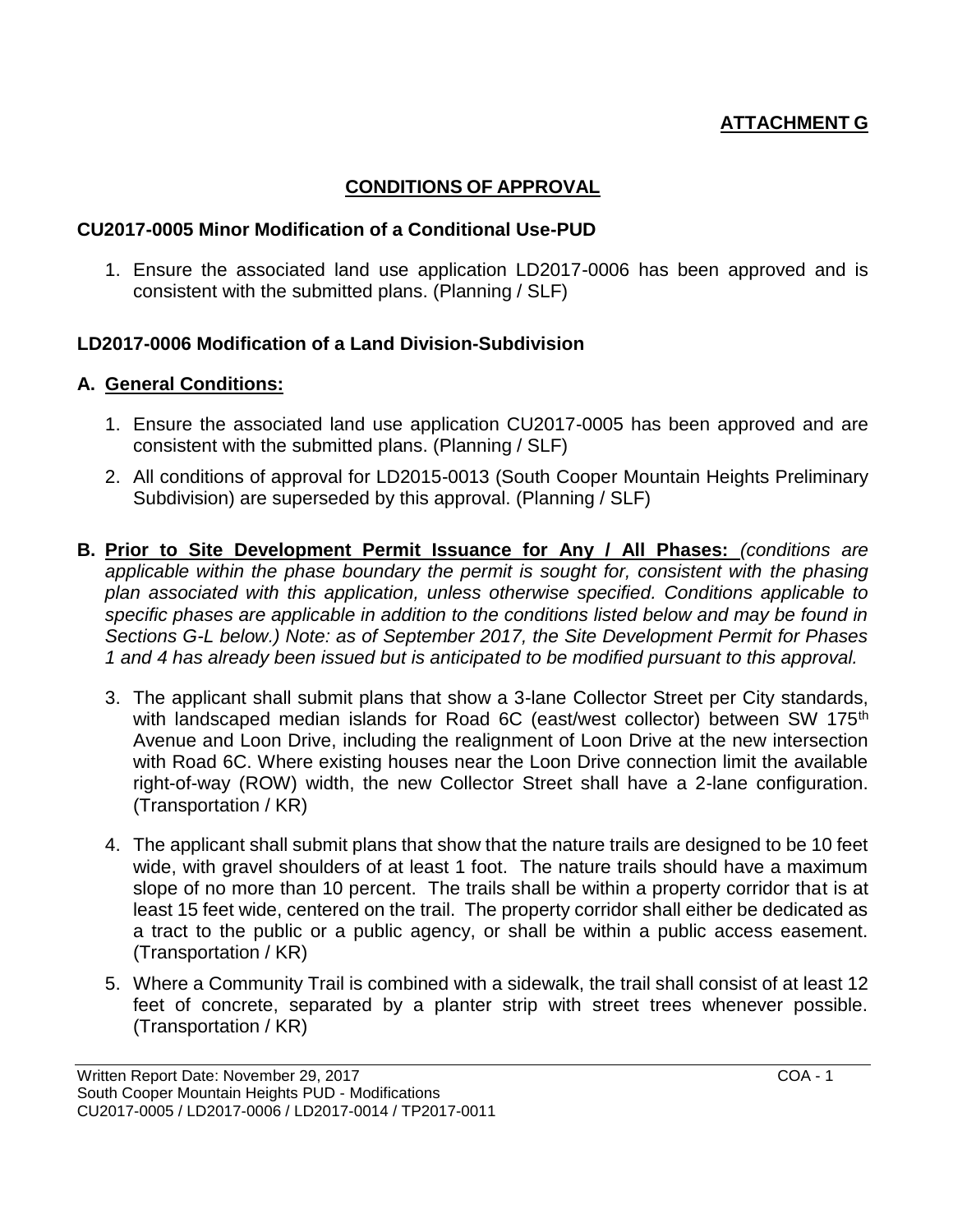**ATTACHMENT G**

# CONDITIONS OF APPROVAL

## CU2017-0005 Minor Modification of a Conditional Use-PUD

1. Ensure the associated land use application LD2017-0006 has been approved and is consistent with the submitted plans. (Planning / SLF)

## LD2017-0006 Modification of a Land Division-Subdivision

### A. General Conditions:

1. Ensure the associated land use application CU2017-0005 has been approved and are consistent with the submitted plans. (Planning / SLF)
2. All conditions of approval for LD2015-0013 (South Cooper Mountain Heights Preliminary Subdivision) are superseded by this approval. (Planning / SLF)

### B. Prior to Site Development Permit Issuance for Any / All Phases: *(conditions are applicable within the phase boundary the permit is sought for, consistent with the phasing plan associated with this application, unless otherwise specified. Conditions applicable to specific phases are applicable in addition to the conditions listed below and may be found in Sections G-L below.) Note: as of September 2017, the Site Development Permit for Phases 1 and 4 has already been issued but is anticipated to be modified pursuant to this approval.*

3. The applicant shall submit plans that show a 3-lane Collector Street per City standards, with landscaped median islands for Road 6C (east/west collector) between SW 175th Avenue and Loon Drive, including the realignment of Loon Drive at the new intersection with Road 6C. Where existing houses near the Loon Drive connection limit the available right-of-way (ROW) width, the new Collector Street shall have a 2-lane configuration. (Transportation / KR)
4. The applicant shall submit plans that show that the nature trails are designed to be 10 feet wide, with gravel shoulders of at least 1 foot. The nature trails should have a maximum slope of no more than 10 percent. The trails shall be within a property corridor that is at least 15 feet wide, centered on the trail. The property corridor shall either be dedicated as a tract to the public or a public agency, or shall be within a public access easement. (Transportation / KR)
5. Where a Community Trail is combined with a sidewalk, the trail shall consist of at least 12 feet of concrete, separated by a planter strip with street trees whenever possible. (Transportation / KR)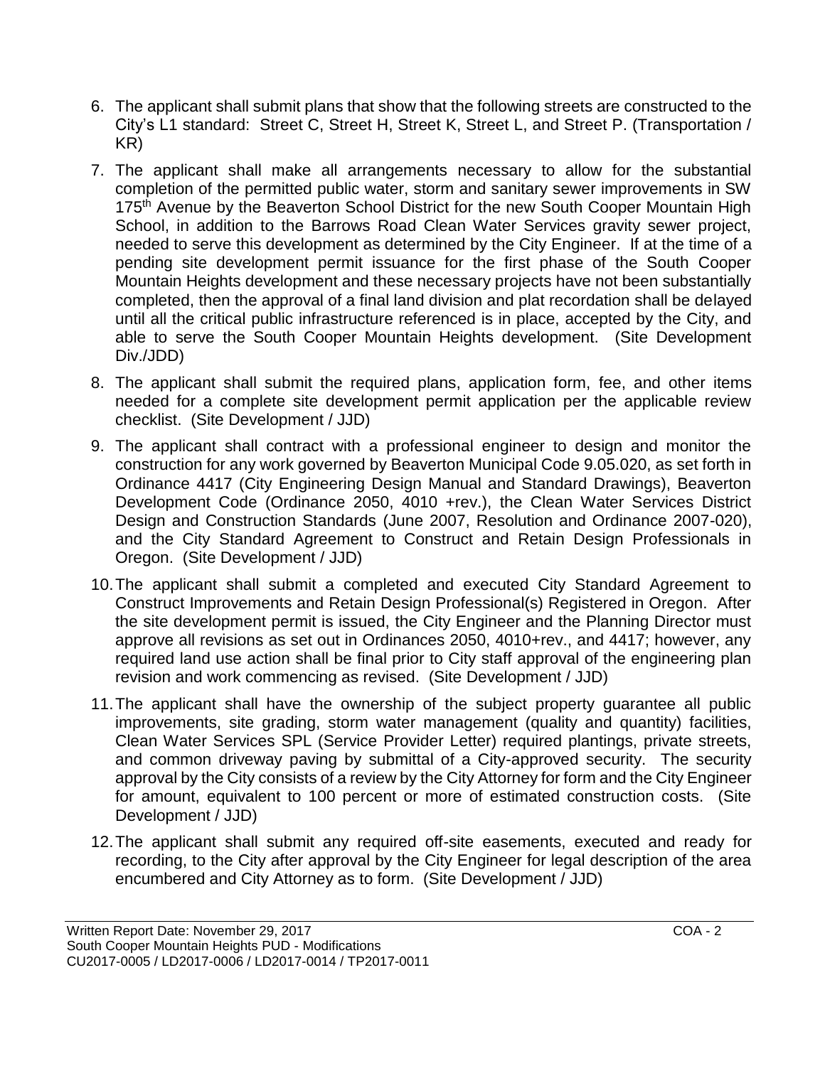6. The applicant shall submit plans that show that the following streets are constructed to the City's L1 standard: Street C, Street H, Street K, Street L, and Street P. (Transportation / KR)

7. The applicant shall make all arrangements necessary to allow for the substantial completion of the permitted public water, storm and sanitary sewer improvements in SW 175th Avenue by the Beaverton School District for the new South Cooper Mountain High School, in addition to the Barrows Road Clean Water Services gravity sewer project, needed to serve this development as determined by the City Engineer. If at the time of a pending site development permit issuance for the first phase of the South Cooper Mountain Heights development and these necessary projects have not been substantially completed, then the approval of a final land division and plat recordation shall be delayed until all the critical public infrastructure referenced is in place, accepted by the City, and able to serve the South Cooper Mountain Heights development. (Site Development Div./JDD)

8. The applicant shall submit the required plans, application form, fee, and other items needed for a complete site development permit application per the applicable review checklist. (Site Development / JJD)

9. The applicant shall contract with a professional engineer to design and monitor the construction for any work governed by Beaverton Municipal Code 9.05.020, as set forth in Ordinance 4417 (City Engineering Design Manual and Standard Drawings), Beaverton Development Code (Ordinance 2050, 4010 +rev.), the Clean Water Services District Design and Construction Standards (June 2007, Resolution and Ordinance 2007-020), and the City Standard Agreement to Construct and Retain Design Professionals in Oregon. (Site Development / JJD)

10. The applicant shall submit a completed and executed City Standard Agreement to Construct Improvements and Retain Design Professional(s) Registered in Oregon. After the site development permit is issued, the City Engineer and the Planning Director must approve all revisions as set out in Ordinances 2050, 4010+rev., and 4417; however, any required land use action shall be final prior to City staff approval of the engineering plan revision and work commencing as revised. (Site Development / JJD)

11. The applicant shall have the ownership of the subject property guarantee all public improvements, site grading, storm water management (quality and quantity) facilities, Clean Water Services SPL (Service Provider Letter) required plantings, private streets, and common driveway paving by submittal of a City-approved security. The security approval by the City consists of a review by the City Attorney for form and the City Engineer for amount, equivalent to 100 percent or more of estimated construction costs. (Site Development / JJD)

12. The applicant shall submit any required off-site easements, executed and ready for recording, to the City after approval by the City Engineer for legal description of the area encumbered and City Attorney as to form. (Site Development / JJD)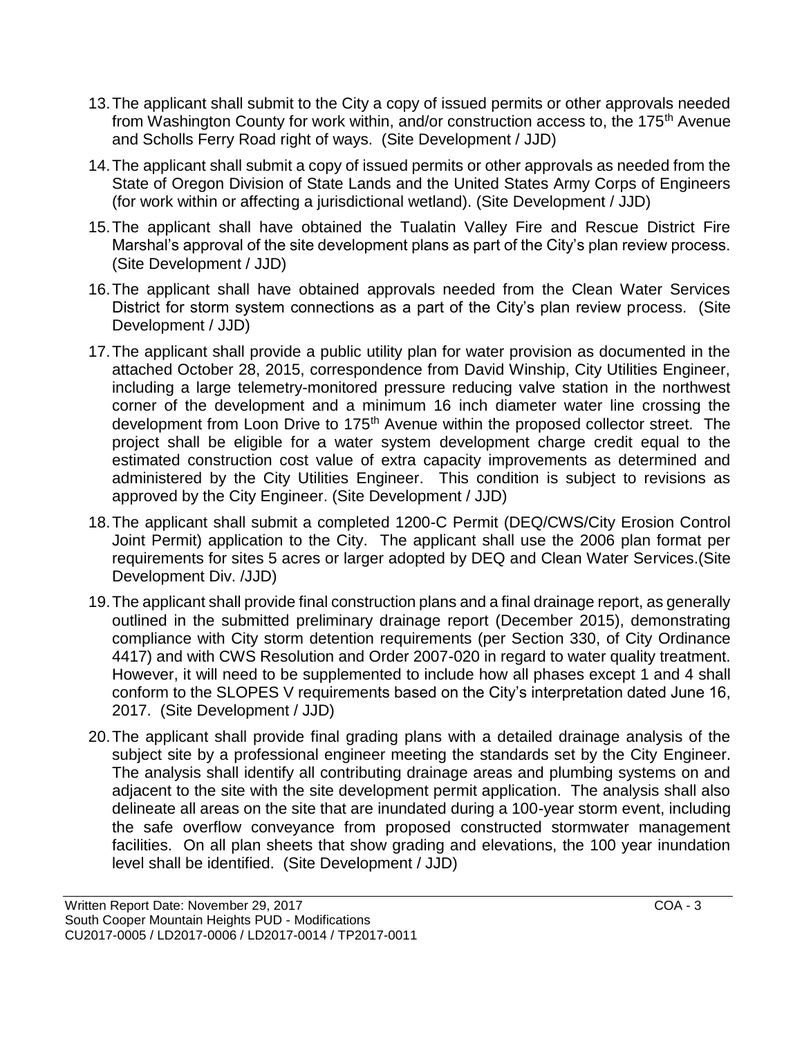13. The applicant shall submit to the City a copy of issued permits or other approvals needed from Washington County for work within, and/or construction access to, the 175th Avenue and Scholls Ferry Road right of ways. (Site Development / JJD)

14. The applicant shall submit a copy of issued permits or other approvals as needed from the State of Oregon Division of State Lands and the United States Army Corps of Engineers (for work within or affecting a jurisdictional wetland). (Site Development / JJD)

15. The applicant shall have obtained the Tualatin Valley Fire and Rescue District Fire Marshal's approval of the site development plans as part of the City's plan review process. (Site Development / JJD)

16. The applicant shall have obtained approvals needed from the Clean Water Services District for storm system connections as a part of the City's plan review process. (Site Development / JJD)

17. The applicant shall provide a public utility plan for water provision as documented in the attached October 28, 2015, correspondence from David Winship, City Utilities Engineer, including a large telemetry-monitored pressure reducing valve station in the northwest corner of the development and a minimum 16 inch diameter water line crossing the development from Loon Drive to 175th Avenue within the proposed collector street. The project shall be eligible for a water system development charge credit equal to the estimated construction cost value of extra capacity improvements as determined and administered by the City Utilities Engineer. This condition is subject to revisions as approved by the City Engineer. (Site Development / JJD)

18. The applicant shall submit a completed 1200-C Permit (DEQ/CWS/City Erosion Control Joint Permit) application to the City. The applicant shall use the 2006 plan format per requirements for sites 5 acres or larger adopted by DEQ and Clean Water Services.(Site Development Div. /JJD)

19. The applicant shall provide final construction plans and a final drainage report, as generally outlined in the submitted preliminary drainage report (December 2015), demonstrating compliance with City storm detention requirements (per Section 330, of City Ordinance 4417) and with CWS Resolution and Order 2007-020 in regard to water quality treatment. However, it will need to be supplemented to include how all phases except 1 and 4 shall conform to the SLOPES V requirements based on the City's interpretation dated June 16, 2017. (Site Development / JJD)

20. The applicant shall provide final grading plans with a detailed drainage analysis of the subject site by a professional engineer meeting the standards set by the City Engineer. The analysis shall identify all contributing drainage areas and plumbing systems on and adjacent to the site with the site development permit application. The analysis shall also delineate all areas on the site that are inundated during a 100-year storm event, including the safe overflow conveyance from proposed constructed stormwater management facilities. On all plan sheets that show grading and elevations, the 100 year inundation level shall be identified. (Site Development / JJD)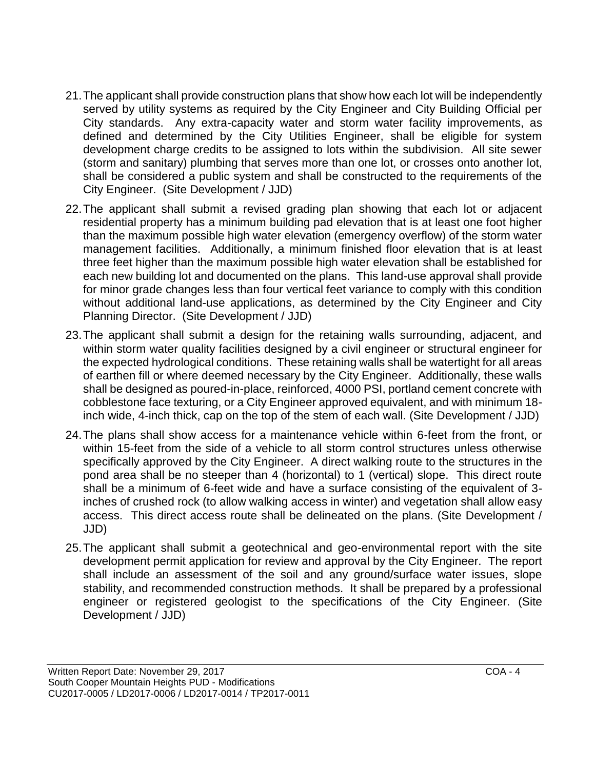21. The applicant shall provide construction plans that show how each lot will be independently served by utility systems as required by the City Engineer and City Building Official per City standards. Any extra-capacity water and storm water facility improvements, as defined and determined by the City Utilities Engineer, shall be eligible for system development charge credits to be assigned to lots within the subdivision. All site sewer (storm and sanitary) plumbing that serves more than one lot, or crosses onto another lot, shall be considered a public system and shall be constructed to the requirements of the City Engineer. (Site Development / JJD)

22. The applicant shall submit a revised grading plan showing that each lot or adjacent residential property has a minimum building pad elevation that is at least one foot higher than the maximum possible high water elevation (emergency overflow) of the storm water management facilities. Additionally, a minimum finished floor elevation that is at least three feet higher than the maximum possible high water elevation shall be established for each new building lot and documented on the plans. This land-use approval shall provide for minor grade changes less than four vertical feet variance to comply with this condition without additional land-use applications, as determined by the City Engineer and City Planning Director. (Site Development / JJD)

23. The applicant shall submit a design for the retaining walls surrounding, adjacent, and within storm water quality facilities designed by a civil engineer or structural engineer for the expected hydrological conditions. These retaining walls shall be watertight for all areas of earthen fill or where deemed necessary by the City Engineer. Additionally, these walls shall be designed as poured-in-place, reinforced, 4000 PSI, portland cement concrete with cobblestone face texturing, or a City Engineer approved equivalent, and with minimum 18-inch wide, 4-inch thick, cap on the top of the stem of each wall. (Site Development / JJD)

24. The plans shall show access for a maintenance vehicle within 6-feet from the front, or within 15-feet from the side of a vehicle to all storm control structures unless otherwise specifically approved by the City Engineer. A direct walking route to the structures in the pond area shall be no steeper than 4 (horizontal) to 1 (vertical) slope. This direct route shall be a minimum of 6-feet wide and have a surface consisting of the equivalent of 3-inches of crushed rock (to allow walking access in winter) and vegetation shall allow easy access. This direct access route shall be delineated on the plans. (Site Development / JJD)

25. The applicant shall submit a geotechnical and geo-environmental report with the site development permit application for review and approval by the City Engineer. The report shall include an assessment of the soil and any ground/surface water issues, slope stability, and recommended construction methods. It shall be prepared by a professional engineer or registered geologist to the specifications of the City Engineer. (Site Development / JJD)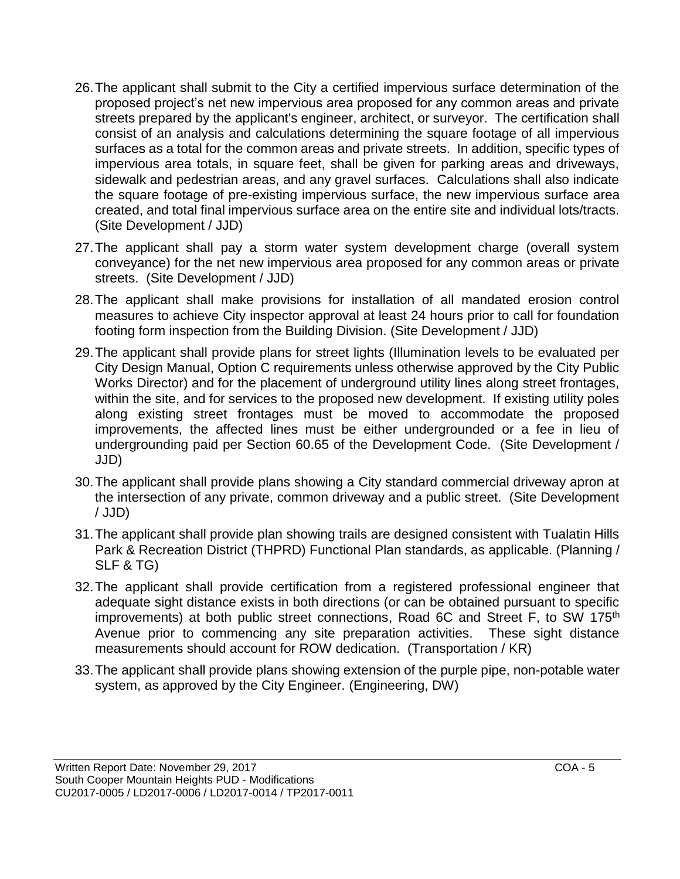26. The applicant shall submit to the City a certified impervious surface determination of the proposed project's net new impervious area proposed for any common areas and private streets prepared by the applicant's engineer, architect, or surveyor. The certification shall consist of an analysis and calculations determining the square footage of all impervious surfaces as a total for the common areas and private streets. In addition, specific types of impervious area totals, in square feet, shall be given for parking areas and driveways, sidewalk and pedestrian areas, and any gravel surfaces. Calculations shall also indicate the square footage of pre-existing impervious surface, the new impervious surface area created, and total final impervious surface area on the entire site and individual lots/tracts. (Site Development / JJD)

27. The applicant shall pay a storm water system development charge (overall system conveyance) for the net new impervious area proposed for any common areas or private streets. (Site Development / JJD)

28. The applicant shall make provisions for installation of all mandated erosion control measures to achieve City inspector approval at least 24 hours prior to call for foundation footing form inspection from the Building Division. (Site Development / JJD)

29. The applicant shall provide plans for street lights (Illumination levels to be evaluated per City Design Manual, Option C requirements unless otherwise approved by the City Public Works Director) and for the placement of underground utility lines along street frontages, within the site, and for services to the proposed new development. If existing utility poles along existing street frontages must be moved to accommodate the proposed improvements, the affected lines must be either undergrounded or a fee in lieu of undergrounding paid per Section 60.65 of the Development Code. (Site Development / JJD)

30. The applicant shall provide plans showing a City standard commercial driveway apron at the intersection of any private, common driveway and a public street. (Site Development / JJD)

31. The applicant shall provide plan showing trails are designed consistent with Tualatin Hills Park & Recreation District (THPRD) Functional Plan standards, as applicable. (Planning / SLF & TG)

32. The applicant shall provide certification from a registered professional engineer that adequate sight distance exists in both directions (or can be obtained pursuant to specific improvements) at both public street connections, Road 6C and Street F, to SW 175th Avenue prior to commencing any site preparation activities. These sight distance measurements should account for ROW dedication. (Transportation / KR)

33. The applicant shall provide plans showing extension of the purple pipe, non-potable water system, as approved by the City Engineer. (Engineering, DW)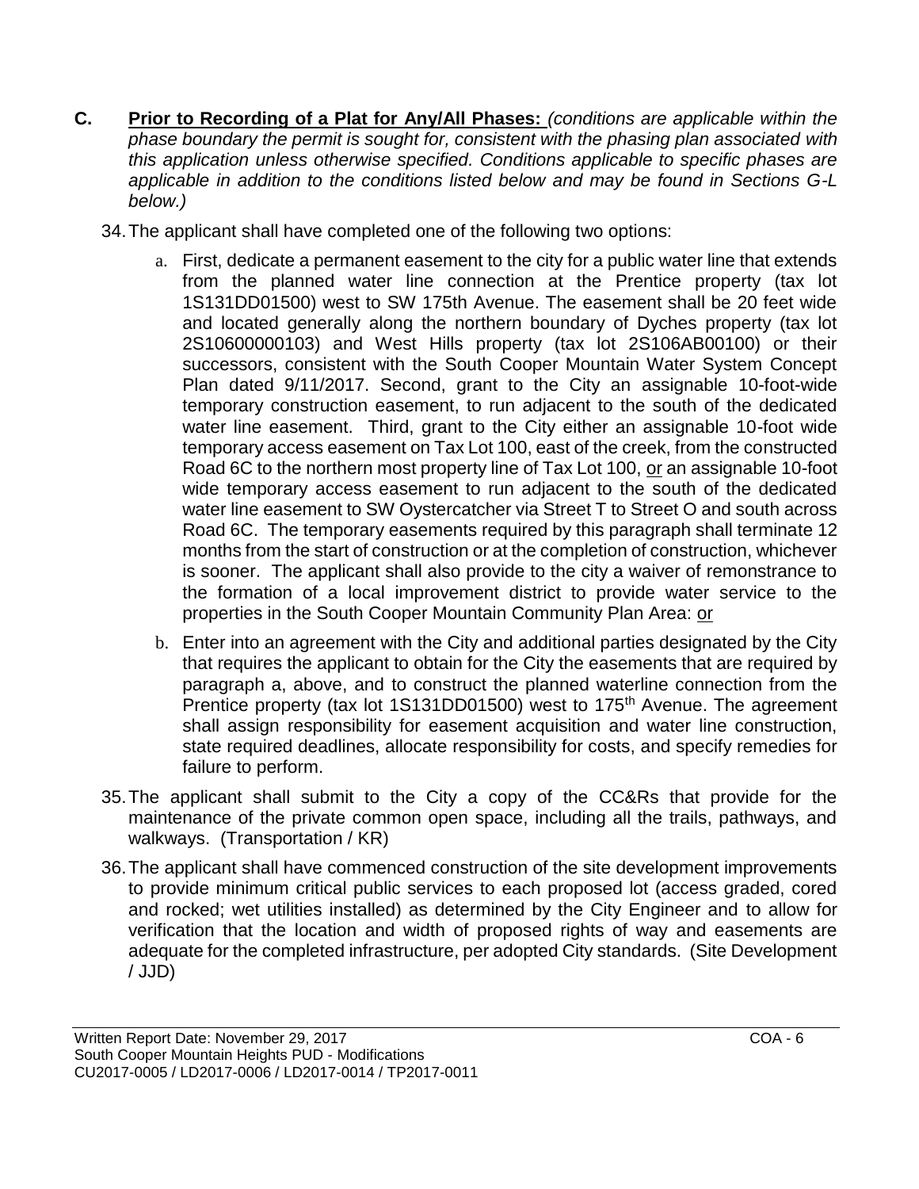**C. Prior to Recording of a Plat for Any/All Phases:** *(conditions are applicable within the phase boundary the permit is sought for, consistent with the phasing plan associated with this application unless otherwise specified. Conditions applicable to specific phases are applicable in addition to the conditions listed below and may be found in Sections G-L below.)*

34. The applicant shall have completed one of the following two options:

    a. First, dedicate a permanent easement to the city for a public water line that extends from the planned water line connection at the Prentice property (tax lot 1S131DD01500) west to SW 175th Avenue. The easement shall be 20 feet wide and located generally along the northern boundary of Dyches property (tax lot 2S10600000103) and West Hills property (tax lot 2S106AB00100) or their successors, consistent with the South Cooper Mountain Water System Concept Plan dated 9/11/2017. Second, grant to the City an assignable 10-foot-wide temporary construction easement, to run adjacent to the south of the dedicated water line easement. Third, grant to the City either an assignable 10-foot wide temporary access easement on Tax Lot 100, east of the creek, from the constructed Road 6C to the northern most property line of Tax Lot 100, or an assignable 10-foot wide temporary access easement to run adjacent to the south of the dedicated water line easement to SW Oystercatcher via Street T to Street O and south across Road 6C. The temporary easements required by this paragraph shall terminate 12 months from the start of construction or at the completion of construction, whichever is sooner. The applicant shall also provide to the city a waiver of remonstrance to the formation of a local improvement district to provide water service to the properties in the South Cooper Mountain Community Plan Area: or

    b. Enter into an agreement with the City and additional parties designated by the City that requires the applicant to obtain for the City the easements that are required by paragraph a, above, and to construct the planned waterline connection from the Prentice property (tax lot 1S131DD01500) west to 175th Avenue. The agreement shall assign responsibility for easement acquisition and water line construction, state required deadlines, allocate responsibility for costs, and specify remedies for failure to perform.

35. The applicant shall submit to the City a copy of the CC&Rs that provide for the maintenance of the private common open space, including all the trails, pathways, and walkways. (Transportation / KR)

36. The applicant shall have commenced construction of the site development improvements to provide minimum critical public services to each proposed lot (access graded, cored and rocked; wet utilities installed) as determined by the City Engineer and to allow for verification that the location and width of proposed rights of way and easements are adequate for the completed infrastructure, per adopted City standards. (Site Development / JJD)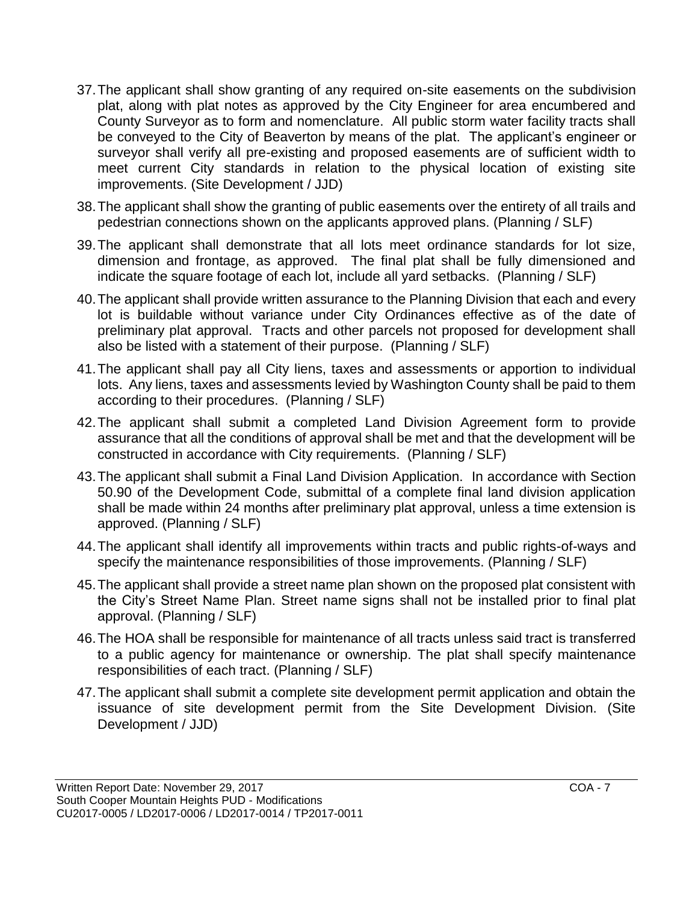37. The applicant shall show granting of any required on-site easements on the subdivision plat, along with plat notes as approved by the City Engineer for area encumbered and County Surveyor as to form and nomenclature. All public storm water facility tracts shall be conveyed to the City of Beaverton by means of the plat. The applicant's engineer or surveyor shall verify all pre-existing and proposed easements are of sufficient width to meet current City standards in relation to the physical location of existing site improvements. (Site Development / JJD)

38. The applicant shall show the granting of public easements over the entirety of all trails and pedestrian connections shown on the applicants approved plans. (Planning / SLF)

39. The applicant shall demonstrate that all lots meet ordinance standards for lot size, dimension and frontage, as approved. The final plat shall be fully dimensioned and indicate the square footage of each lot, include all yard setbacks. (Planning / SLF)

40. The applicant shall provide written assurance to the Planning Division that each and every lot is buildable without variance under City Ordinances effective as of the date of preliminary plat approval. Tracts and other parcels not proposed for development shall also be listed with a statement of their purpose. (Planning / SLF)

41. The applicant shall pay all City liens, taxes and assessments or apportion to individual lots. Any liens, taxes and assessments levied by Washington County shall be paid to them according to their procedures. (Planning / SLF)

42. The applicant shall submit a completed Land Division Agreement form to provide assurance that all the conditions of approval shall be met and that the development will be constructed in accordance with City requirements. (Planning / SLF)

43. The applicant shall submit a Final Land Division Application. In accordance with Section 50.90 of the Development Code, submittal of a complete final land division application shall be made within 24 months after preliminary plat approval, unless a time extension is approved. (Planning / SLF)

44. The applicant shall identify all improvements within tracts and public rights-of-ways and specify the maintenance responsibilities of those improvements. (Planning / SLF)

45. The applicant shall provide a street name plan shown on the proposed plat consistent with the City's Street Name Plan. Street name signs shall not be installed prior to final plat approval. (Planning / SLF)

46. The HOA shall be responsible for maintenance of all tracts unless said tract is transferred to a public agency for maintenance or ownership. The plat shall specify maintenance responsibilities of each tract. (Planning / SLF)

47. The applicant shall submit a complete site development permit application and obtain the issuance of site development permit from the Site Development Division. (Site Development / JJD)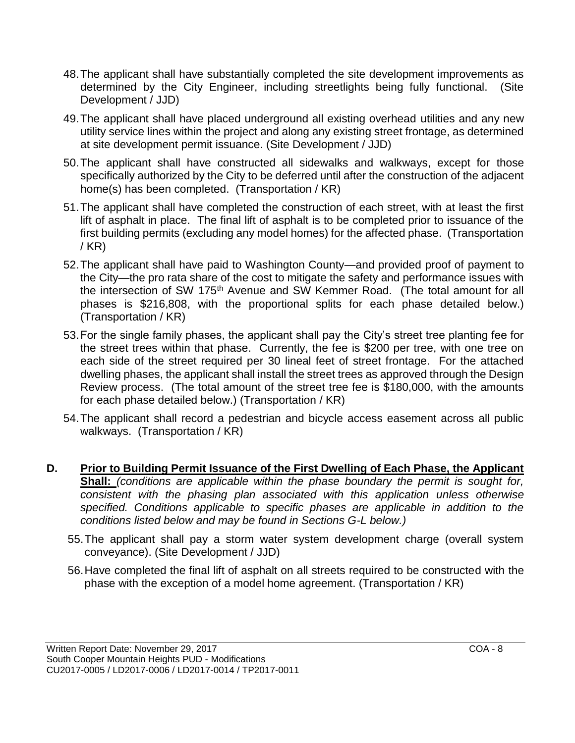48. The applicant shall have substantially completed the site development improvements as determined by the City Engineer, including streetlights being fully functional. (Site Development / JJD)

49. The applicant shall have placed underground all existing overhead utilities and any new utility service lines within the project and along any existing street frontage, as determined at site development permit issuance. (Site Development / JJD)

50. The applicant shall have constructed all sidewalks and walkways, except for those specifically authorized by the City to be deferred until after the construction of the adjacent home(s) has been completed. (Transportation / KR)

51. The applicant shall have completed the construction of each street, with at least the first lift of asphalt in place. The final lift of asphalt is to be completed prior to issuance of the first building permits (excluding any model homes) for the affected phase. (Transportation / KR)

52. The applicant shall have paid to Washington County—and provided proof of payment to the City—the pro rata share of the cost to mitigate the safety and performance issues with the intersection of SW 175th Avenue and SW Kemmer Road. (The total amount for all phases is $216,808, with the proportional splits for each phase detailed below.) (Transportation / KR)

53. For the single family phases, the applicant shall pay the City's street tree planting fee for the street trees within that phase. Currently, the fee is $200 per tree, with one tree on each side of the street required per 30 lineal feet of street frontage. For the attached dwelling phases, the applicant shall install the street trees as approved through the Design Review process. (The total amount of the street tree fee is $180,000, with the amounts for each phase detailed below.) (Transportation / KR)

54. The applicant shall record a pedestrian and bicycle access easement across all public walkways. (Transportation / KR)

**D. Prior to Building Permit Issuance of the First Dwelling of Each Phase, the Applicant Shall:** *(conditions are applicable within the phase boundary the permit is sought for, consistent with the phasing plan associated with this application unless otherwise specified. Conditions applicable to specific phases are applicable in addition to the conditions listed below and may be found in Sections G-L below.)*

55. The applicant shall pay a storm water system development charge (overall system conveyance). (Site Development / JJD)

56. Have completed the final lift of asphalt on all streets required to be constructed with the phase with the exception of a model home agreement. (Transportation / KR)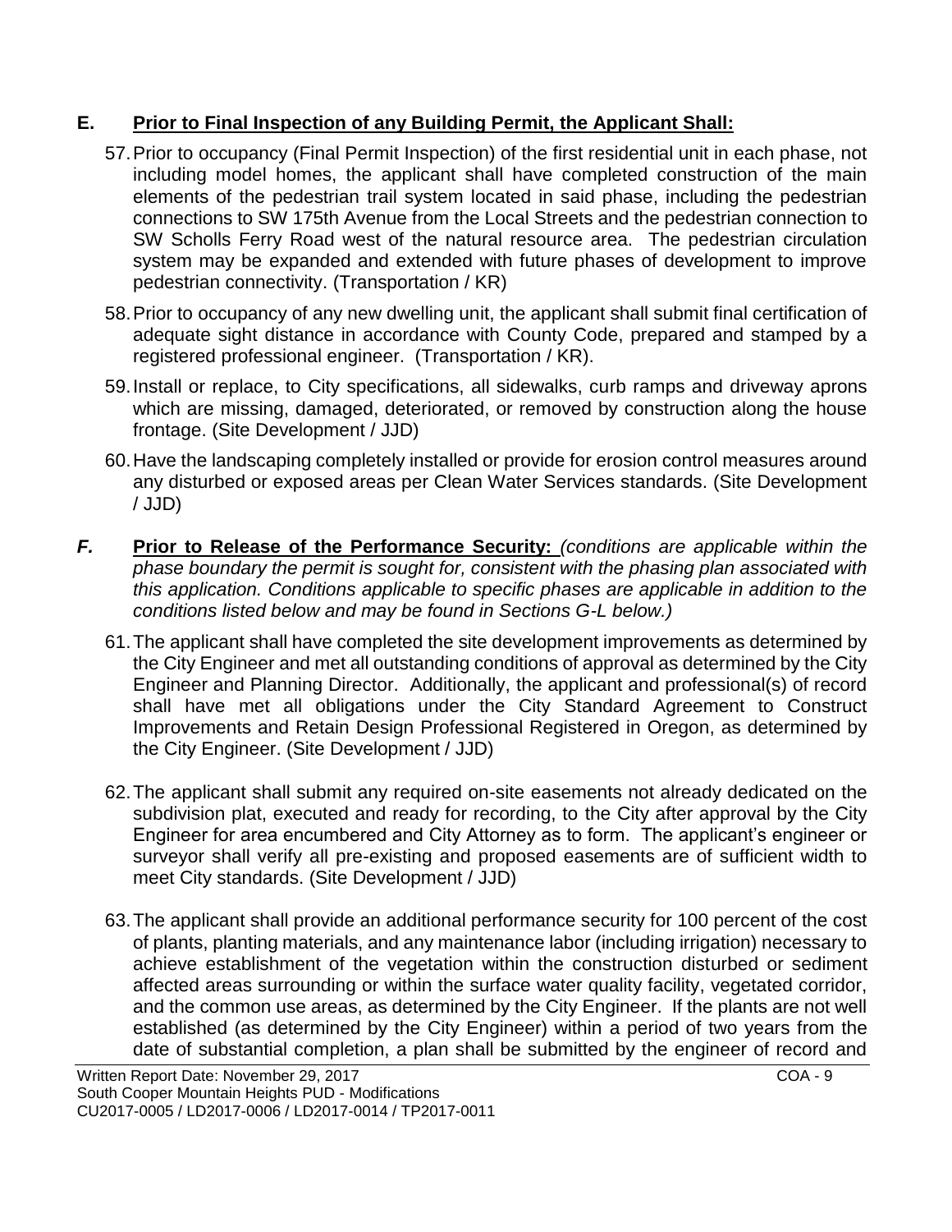## E. **Prior to Final Inspection of any Building Permit, the Applicant Shall:**

57. Prior to occupancy (Final Permit Inspection) of the first residential unit in each phase, not including model homes, the applicant shall have completed construction of the main elements of the pedestrian trail system located in said phase, including the pedestrian connections to SW 175th Avenue from the Local Streets and the pedestrian connection to SW Scholls Ferry Road west of the natural resource area. The pedestrian circulation system may be expanded and extended with future phases of development to improve pedestrian connectivity. (Transportation / KR)

58. Prior to occupancy of any new dwelling unit, the applicant shall submit final certification of adequate sight distance in accordance with County Code, prepared and stamped by a registered professional engineer. (Transportation / KR).

59. Install or replace, to City specifications, all sidewalks, curb ramps and driveway aprons which are missing, damaged, deteriorated, or removed by construction along the house frontage. (Site Development / JJD)

60. Have the landscaping completely installed or provide for erosion control measures around any disturbed or exposed areas per Clean Water Services standards. (Site Development / JJD)

## *F.* **Prior to Release of the Performance Security:** *(conditions are applicable within the phase boundary the permit is sought for, consistent with the phasing plan associated with this application. Conditions applicable to specific phases are applicable in addition to the conditions listed below and may be found in Sections G-L below.)*

61. The applicant shall have completed the site development improvements as determined by the City Engineer and met all outstanding conditions of approval as determined by the City Engineer and Planning Director. Additionally, the applicant and professional(s) of record shall have met all obligations under the City Standard Agreement to Construct Improvements and Retain Design Professional Registered in Oregon, as determined by the City Engineer. (Site Development / JJD)

62. The applicant shall submit any required on-site easements not already dedicated on the subdivision plat, executed and ready for recording, to the City after approval by the City Engineer for area encumbered and City Attorney as to form. The applicant's engineer or surveyor shall verify all pre-existing and proposed easements are of sufficient width to meet City standards. (Site Development / JJD)

63. The applicant shall provide an additional performance security for 100 percent of the cost of plants, planting materials, and any maintenance labor (including irrigation) necessary to achieve establishment of the vegetation within the construction disturbed or sediment affected areas surrounding or within the surface water quality facility, vegetated corridor, and the common use areas, as determined by the City Engineer. If the plants are not well established (as determined by the City Engineer) within a period of two years from the date of substantial completion, a plan shall be submitted by the engineer of record and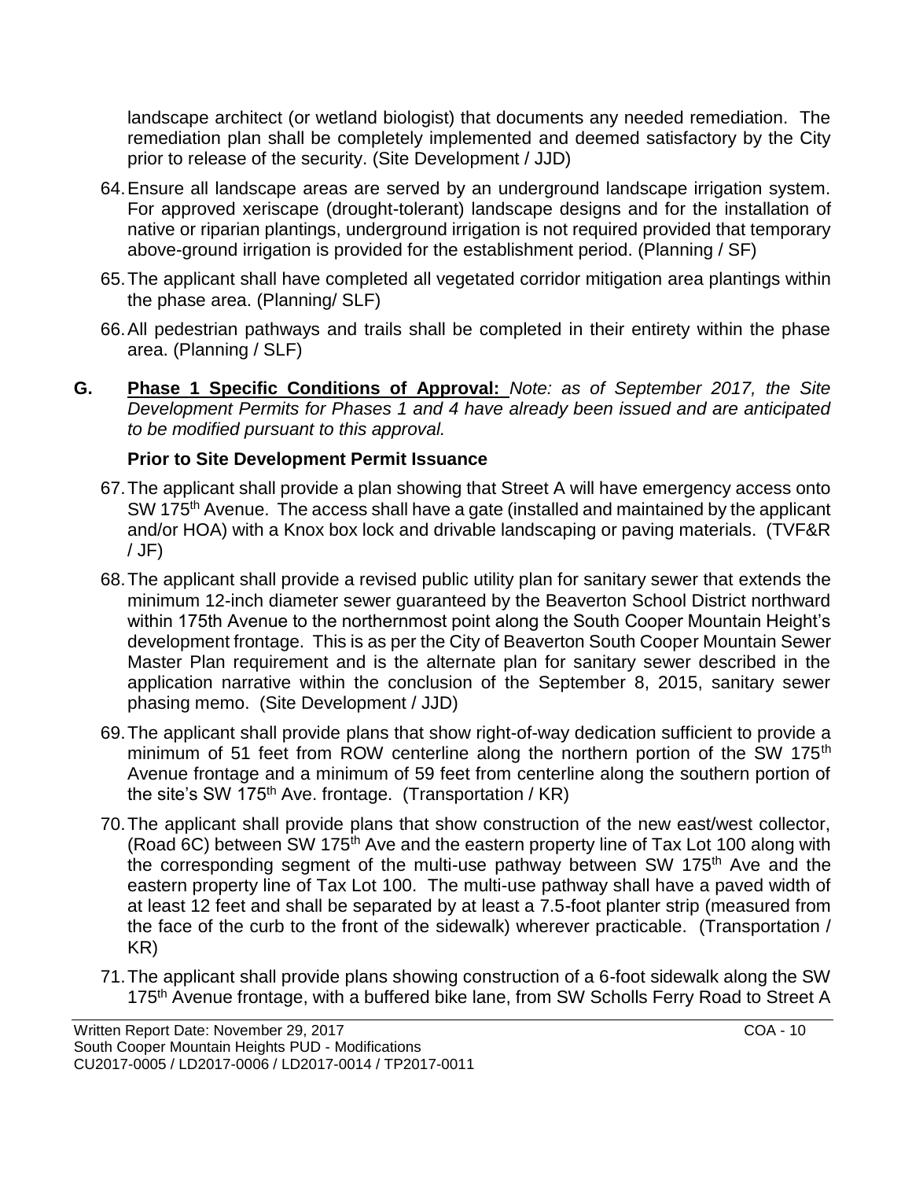landscape architect (or wetland biologist) that documents any needed remediation. The remediation plan shall be completely implemented and deemed satisfactory by the City prior to release of the security. (Site Development / JJD)

64. Ensure all landscape areas are served by an underground landscape irrigation system. For approved xeriscape (drought-tolerant) landscape designs and for the installation of native or riparian plantings, underground irrigation is not required provided that temporary above-ground irrigation is provided for the establishment period. (Planning / SF)

65. The applicant shall have completed all vegetated corridor mitigation area plantings within the phase area. (Planning/ SLF)

66. All pedestrian pathways and trails shall be completed in their entirety within the phase area. (Planning / SLF)

**G. Phase 1 Specific Conditions of Approval:** *Note: as of September 2017, the Site Development Permits for Phases 1 and 4 have already been issued and are anticipated to be modified pursuant to this approval.*

**Prior to Site Development Permit Issuance**

67. The applicant shall provide a plan showing that Street A will have emergency access onto SW 175th Avenue. The access shall have a gate (installed and maintained by the applicant and/or HOA) with a Knox box lock and drivable landscaping or paving materials. (TVF&R / JF)

68. The applicant shall provide a revised public utility plan for sanitary sewer that extends the minimum 12-inch diameter sewer guaranteed by the Beaverton School District northward within 175th Avenue to the northernmost point along the South Cooper Mountain Height's development frontage. This is as per the City of Beaverton South Cooper Mountain Sewer Master Plan requirement and is the alternate plan for sanitary sewer described in the application narrative within the conclusion of the September 8, 2015, sanitary sewer phasing memo. (Site Development / JJD)

69. The applicant shall provide plans that show right-of-way dedication sufficient to provide a minimum of 51 feet from ROW centerline along the northern portion of the SW 175th Avenue frontage and a minimum of 59 feet from centerline along the southern portion of the site's SW 175th Ave. frontage. (Transportation / KR)

70. The applicant shall provide plans that show construction of the new east/west collector, (Road 6C) between SW 175th Ave and the eastern property line of Tax Lot 100 along with the corresponding segment of the multi-use pathway between SW 175th Ave and the eastern property line of Tax Lot 100. The multi-use pathway shall have a paved width of at least 12 feet and shall be separated by at least a 7.5-foot planter strip (measured from the face of the curb to the front of the sidewalk) wherever practicable. (Transportation / KR)

71. The applicant shall provide plans showing construction of a 6-foot sidewalk along the SW 175th Avenue frontage, with a buffered bike lane, from SW Scholls Ferry Road to Street A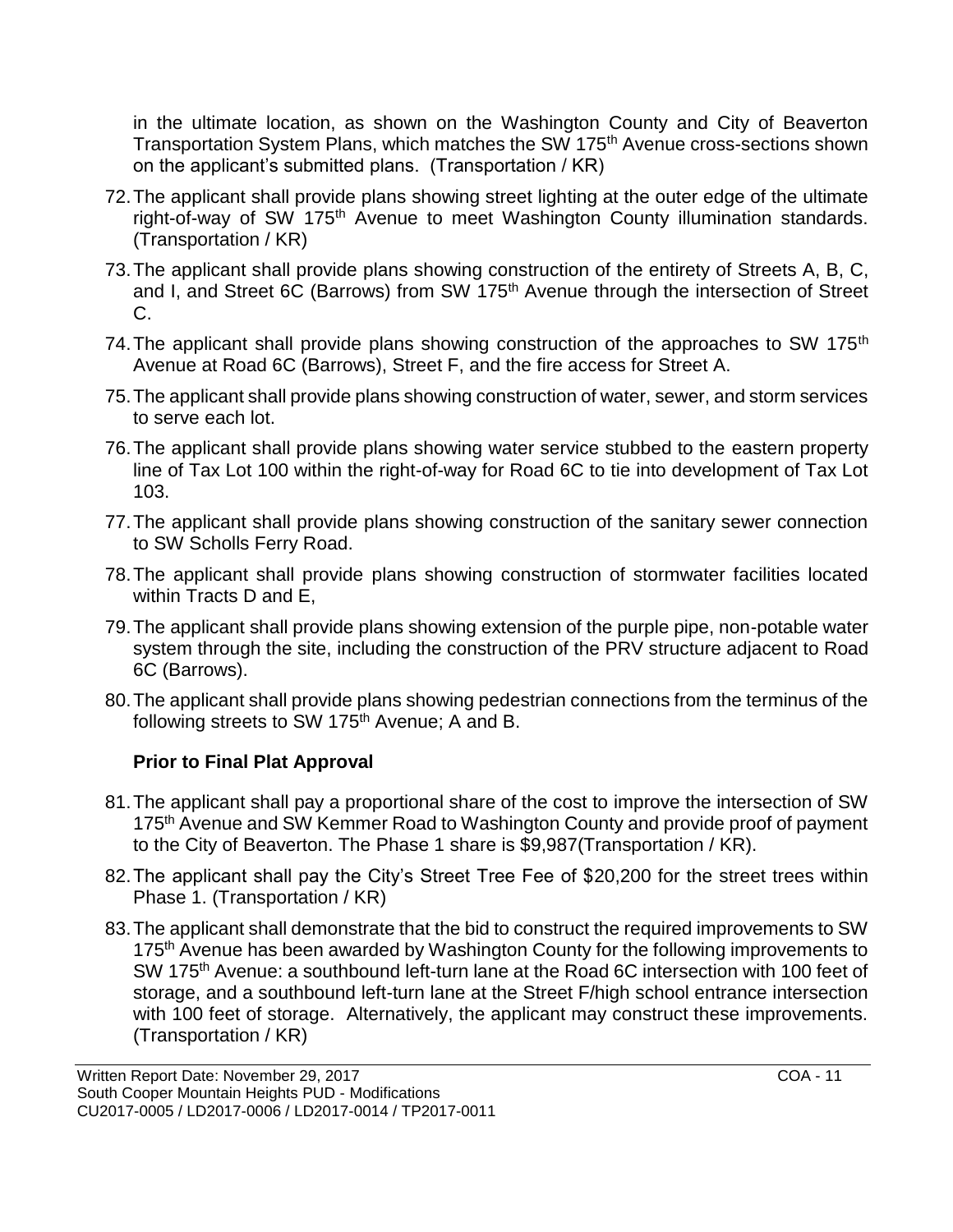in the ultimate location, as shown on the Washington County and City of Beaverton Transportation System Plans, which matches the SW 175th Avenue cross-sections shown on the applicant's submitted plans. (Transportation / KR)

72. The applicant shall provide plans showing street lighting at the outer edge of the ultimate right-of-way of SW 175th Avenue to meet Washington County illumination standards. (Transportation / KR)
73. The applicant shall provide plans showing construction of the entirety of Streets A, B, C, and I, and Street 6C (Barrows) from SW 175th Avenue through the intersection of Street C.
74. The applicant shall provide plans showing construction of the approaches to SW 175th Avenue at Road 6C (Barrows), Street F, and the fire access for Street A.
75. The applicant shall provide plans showing construction of water, sewer, and storm services to serve each lot.
76. The applicant shall provide plans showing water service stubbed to the eastern property line of Tax Lot 100 within the right-of-way for Road 6C to tie into development of Tax Lot 103.
77. The applicant shall provide plans showing construction of the sanitary sewer connection to SW Scholls Ferry Road.
78. The applicant shall provide plans showing construction of stormwater facilities located within Tracts D and E,
79. The applicant shall provide plans showing extension of the purple pipe, non-potable water system through the site, including the construction of the PRV structure adjacent to Road 6C (Barrows).
80. The applicant shall provide plans showing pedestrian connections from the terminus of the following streets to SW 175th Avenue; A and B.

**Prior to Final Plat Approval**

81. The applicant shall pay a proportional share of the cost to improve the intersection of SW 175th Avenue and SW Kemmer Road to Washington County and provide proof of payment to the City of Beaverton. The Phase 1 share is $9,987(Transportation / KR).
82. The applicant shall pay the City's Street Tree Fee of $20,200 for the street trees within Phase 1. (Transportation / KR)
83. The applicant shall demonstrate that the bid to construct the required improvements to SW 175th Avenue has been awarded by Washington County for the following improvements to SW 175th Avenue: a southbound left-turn lane at the Road 6C intersection with 100 feet of storage, and a southbound left-turn lane at the Street F/high school entrance intersection with 100 feet of storage. Alternatively, the applicant may construct these improvements. (Transportation / KR)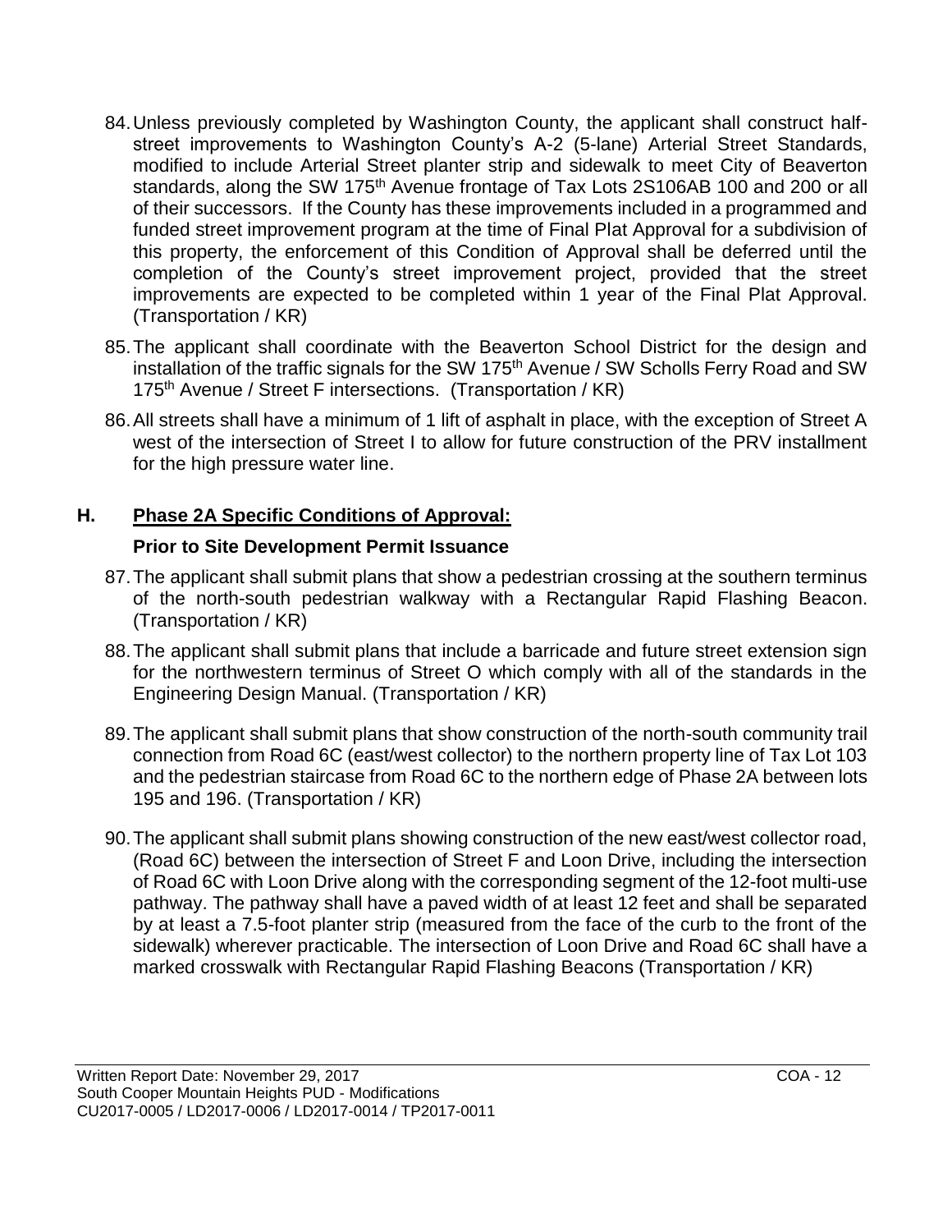84. Unless previously completed by Washington County, the applicant shall construct half-street improvements to Washington County's A-2 (5-lane) Arterial Street Standards, modified to include Arterial Street planter strip and sidewalk to meet City of Beaverton standards, along the SW 175th Avenue frontage of Tax Lots 2S106AB 100 and 200 or all of their successors. If the County has these improvements included in a programmed and funded street improvement program at the time of Final Plat Approval for a subdivision of this property, the enforcement of this Condition of Approval shall be deferred until the completion of the County's street improvement project, provided that the street improvements are expected to be completed within 1 year of the Final Plat Approval. (Transportation / KR)

85. The applicant shall coordinate with the Beaverton School District for the design and installation of the traffic signals for the SW 175th Avenue / SW Scholls Ferry Road and SW 175th Avenue / Street F intersections. (Transportation / KR)

86. All streets shall have a minimum of 1 lift of asphalt in place, with the exception of Street A west of the intersection of Street I to allow for future construction of the PRV installment for the high pressure water line.

## H. Phase 2A Specific Conditions of Approval:

### Prior to Site Development Permit Issuance

87. The applicant shall submit plans that show a pedestrian crossing at the southern terminus of the north-south pedestrian walkway with a Rectangular Rapid Flashing Beacon. (Transportation / KR)

88. The applicant shall submit plans that include a barricade and future street extension sign for the northwestern terminus of Street O which comply with all of the standards in the Engineering Design Manual. (Transportation / KR)

89. The applicant shall submit plans that show construction of the north-south community trail connection from Road 6C (east/west collector) to the northern property line of Tax Lot 103 and the pedestrian staircase from Road 6C to the northern edge of Phase 2A between lots 195 and 196. (Transportation / KR)

90. The applicant shall submit plans showing construction of the new east/west collector road, (Road 6C) between the intersection of Street F and Loon Drive, including the intersection of Road 6C with Loon Drive along with the corresponding segment of the 12-foot multi-use pathway. The pathway shall have a paved width of at least 12 feet and shall be separated by at least a 7.5-foot planter strip (measured from the face of the curb to the front of the sidewalk) wherever practicable. The intersection of Loon Drive and Road 6C shall have a marked crosswalk with Rectangular Rapid Flashing Beacons (Transportation / KR)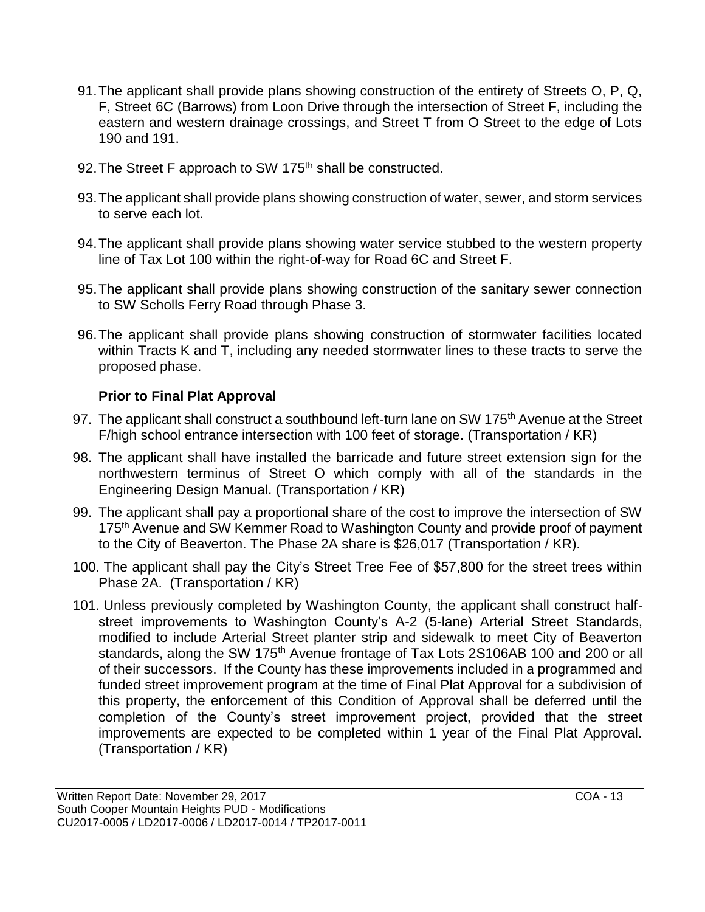91. The applicant shall provide plans showing construction of the entirety of Streets O, P, Q, F, Street 6C (Barrows) from Loon Drive through the intersection of Street F, including the eastern and western drainage crossings, and Street T from O Street to the edge of Lots 190 and 191.

92. The Street F approach to SW 175th shall be constructed.

93. The applicant shall provide plans showing construction of water, sewer, and storm services to serve each lot.

94. The applicant shall provide plans showing water service stubbed to the western property line of Tax Lot 100 within the right-of-way for Road 6C and Street F.

95. The applicant shall provide plans showing construction of the sanitary sewer connection to SW Scholls Ferry Road through Phase 3.

96. The applicant shall provide plans showing construction of stormwater facilities located within Tracts K and T, including any needed stormwater lines to these tracts to serve the proposed phase.

**Prior to Final Plat Approval**

97. The applicant shall construct a southbound left-turn lane on SW 175th Avenue at the Street F/high school entrance intersection with 100 feet of storage. (Transportation / KR)

98. The applicant shall have installed the barricade and future street extension sign for the northwestern terminus of Street O which comply with all of the standards in the Engineering Design Manual. (Transportation / KR)

99. The applicant shall pay a proportional share of the cost to improve the intersection of SW 175th Avenue and SW Kemmer Road to Washington County and provide proof of payment to the City of Beaverton. The Phase 2A share is $26,017 (Transportation / KR).

100. The applicant shall pay the City's Street Tree Fee of $57,800 for the street trees within Phase 2A. (Transportation / KR)

101. Unless previously completed by Washington County, the applicant shall construct half-street improvements to Washington County's A-2 (5-lane) Arterial Street Standards, modified to include Arterial Street planter strip and sidewalk to meet City of Beaverton standards, along the SW 175th Avenue frontage of Tax Lots 2S106AB 100 and 200 or all of their successors. If the County has these improvements included in a programmed and funded street improvement program at the time of Final Plat Approval for a subdivision of this property, the enforcement of this Condition of Approval shall be deferred until the completion of the County's street improvement project, provided that the street improvements are expected to be completed within 1 year of the Final Plat Approval. (Transportation / KR)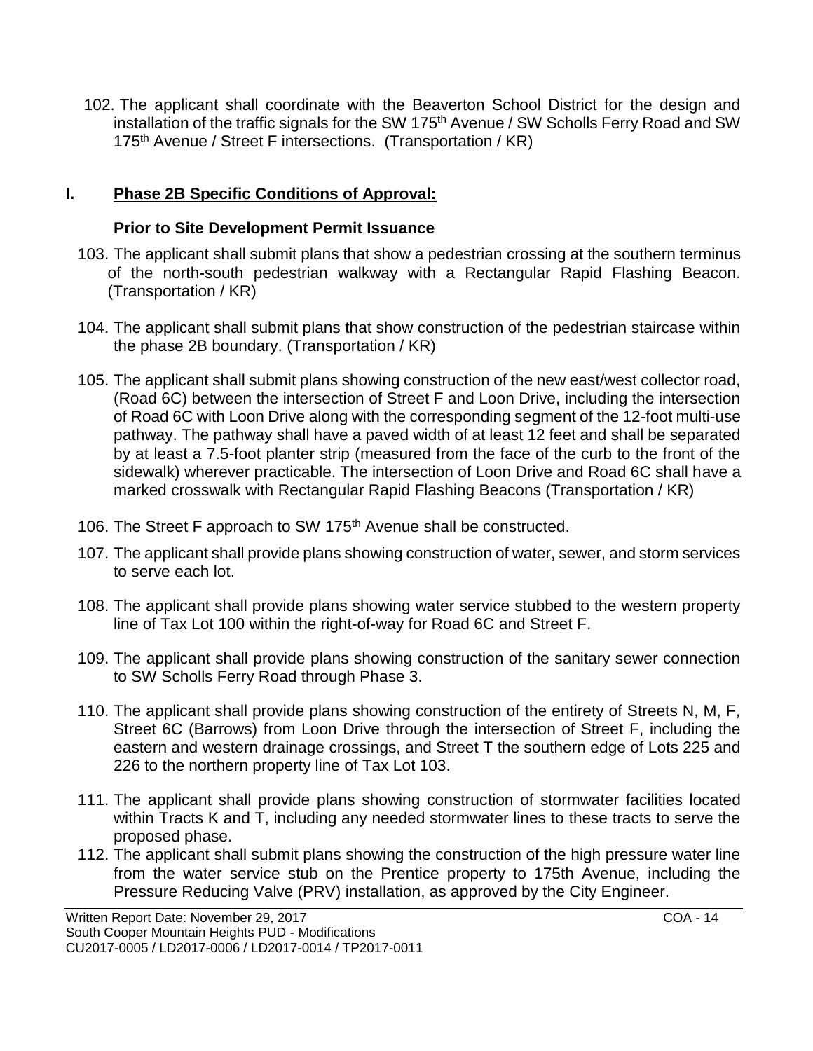102. The applicant shall coordinate with the Beaverton School District for the design and installation of the traffic signals for the SW 175th Avenue / SW Scholls Ferry Road and SW 175th Avenue / Street F intersections. (Transportation / KR)

## I. Phase 2B Specific Conditions of Approval:

### Prior to Site Development Permit Issuance

103. The applicant shall submit plans that show a pedestrian crossing at the southern terminus of the north-south pedestrian walkway with a Rectangular Rapid Flashing Beacon. (Transportation / KR)

104. The applicant shall submit plans that show construction of the pedestrian staircase within the phase 2B boundary. (Transportation / KR)

105. The applicant shall submit plans showing construction of the new east/west collector road, (Road 6C) between the intersection of Street F and Loon Drive, including the intersection of Road 6C with Loon Drive along with the corresponding segment of the 12-foot multi-use pathway. The pathway shall have a paved width of at least 12 feet and shall be separated by at least a 7.5-foot planter strip (measured from the face of the curb to the front of the sidewalk) wherever practicable. The intersection of Loon Drive and Road 6C shall have a marked crosswalk with Rectangular Rapid Flashing Beacons (Transportation / KR)

106. The Street F approach to SW 175th Avenue shall be constructed.

107. The applicant shall provide plans showing construction of water, sewer, and storm services to serve each lot.

108. The applicant shall provide plans showing water service stubbed to the western property line of Tax Lot 100 within the right-of-way for Road 6C and Street F.

109. The applicant shall provide plans showing construction of the sanitary sewer connection to SW Scholls Ferry Road through Phase 3.

110. The applicant shall provide plans showing construction of the entirety of Streets N, M, F, Street 6C (Barrows) from Loon Drive through the intersection of Street F, including the eastern and western drainage crossings, and Street T the southern edge of Lots 225 and 226 to the northern property line of Tax Lot 103.

111. The applicant shall provide plans showing construction of stormwater facilities located within Tracts K and T, including any needed stormwater lines to these tracts to serve the proposed phase.

112. The applicant shall submit plans showing the construction of the high pressure water line from the water service stub on the Prentice property to 175th Avenue, including the Pressure Reducing Valve (PRV) installation, as approved by the City Engineer.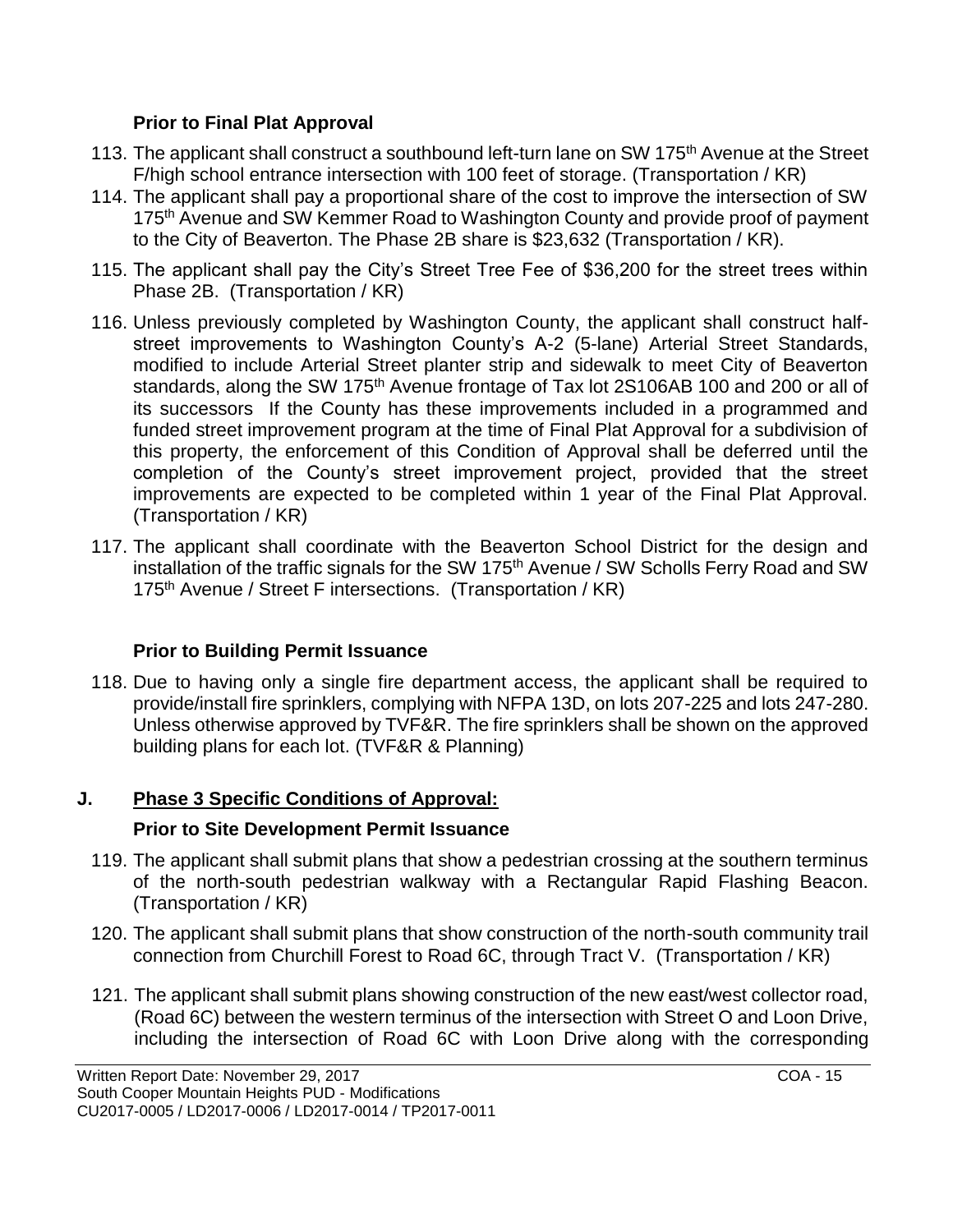### Prior to Final Plat Approval

113. The applicant shall construct a southbound left-turn lane on SW 175th Avenue at the Street F/high school entrance intersection with 100 feet of storage. (Transportation / KR)
114. The applicant shall pay a proportional share of the cost to improve the intersection of SW 175th Avenue and SW Kemmer Road to Washington County and provide proof of payment to the City of Beaverton. The Phase 2B share is $23,632 (Transportation / KR).
115. The applicant shall pay the City's Street Tree Fee of $36,200 for the street trees within Phase 2B. (Transportation / KR)
116. Unless previously completed by Washington County, the applicant shall construct half-street improvements to Washington County's A-2 (5-lane) Arterial Street Standards, modified to include Arterial Street planter strip and sidewalk to meet City of Beaverton standards, along the SW 175th Avenue frontage of Tax lot 2S106AB 100 and 200 or all of its successors If the County has these improvements included in a programmed and funded street improvement program at the time of Final Plat Approval for a subdivision of this property, the enforcement of this Condition of Approval shall be deferred until the completion of the County's street improvement project, provided that the street improvements are expected to be completed within 1 year of the Final Plat Approval. (Transportation / KR)
117. The applicant shall coordinate with the Beaverton School District for the design and installation of the traffic signals for the SW 175th Avenue / SW Scholls Ferry Road and SW 175th Avenue / Street F intersections. (Transportation / KR)

### Prior to Building Permit Issuance

118. Due to having only a single fire department access, the applicant shall be required to provide/install fire sprinklers, complying with NFPA 13D, on lots 207-225 and lots 247-280. Unless otherwise approved by TVF&R. The fire sprinklers shall be shown on the approved building plans for each lot. (TVF&R & Planning)

## J. Phase 3 Specific Conditions of Approval:

### Prior to Site Development Permit Issuance

119. The applicant shall submit plans that show a pedestrian crossing at the southern terminus of the north-south pedestrian walkway with a Rectangular Rapid Flashing Beacon. (Transportation / KR)
120. The applicant shall submit plans that show construction of the north-south community trail connection from Churchill Forest to Road 6C, through Tract V. (Transportation / KR)
121. The applicant shall submit plans showing construction of the new east/west collector road, (Road 6C) between the western terminus of the intersection with Street O and Loon Drive, including the intersection of Road 6C with Loon Drive along with the corresponding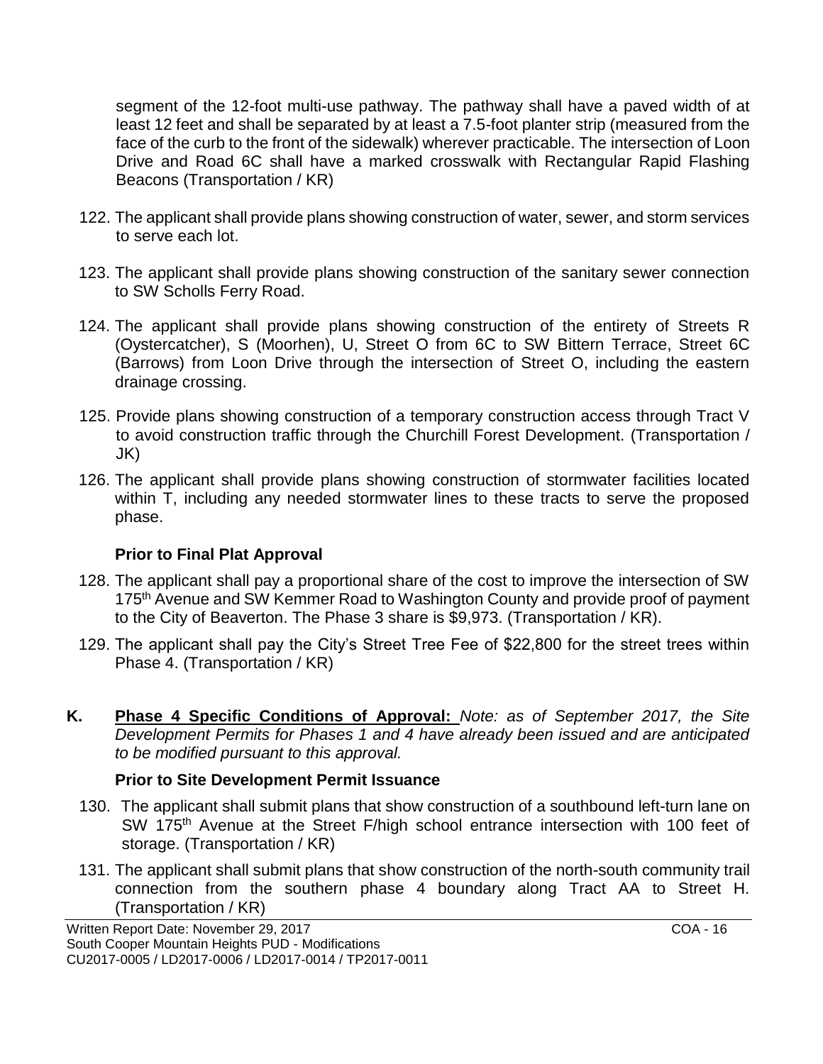segment of the 12-foot multi-use pathway. The pathway shall have a paved width of at least 12 feet and shall be separated by at least a 7.5-foot planter strip (measured from the face of the curb to the front of the sidewalk) wherever practicable. The intersection of Loon Drive and Road 6C shall have a marked crosswalk with Rectangular Rapid Flashing Beacons (Transportation / KR)

122. The applicant shall provide plans showing construction of water, sewer, and storm services to serve each lot.

123. The applicant shall provide plans showing construction of the sanitary sewer connection to SW Scholls Ferry Road.

124. The applicant shall provide plans showing construction of the entirety of Streets R (Oystercatcher), S (Moorhen), U, Street O from 6C to SW Bittern Terrace, Street 6C (Barrows) from Loon Drive through the intersection of Street O, including the eastern drainage crossing.

125. Provide plans showing construction of a temporary construction access through Tract V to avoid construction traffic through the Churchill Forest Development. (Transportation / JK)

126. The applicant shall provide plans showing construction of stormwater facilities located within T, including any needed stormwater lines to these tracts to serve the proposed phase.

### Prior to Final Plat Approval

128. The applicant shall pay a proportional share of the cost to improve the intersection of SW 175th Avenue and SW Kemmer Road to Washington County and provide proof of payment to the City of Beaverton. The Phase 3 share is $9,973. (Transportation / KR).

129. The applicant shall pay the City's Street Tree Fee of $22,800 for the street trees within Phase 4. (Transportation / KR)

## K. **Phase 4 Specific Conditions of Approval:** *Note: as of September 2017, the Site Development Permits for Phases 1 and 4 have already been issued and are anticipated to be modified pursuant to this approval.*

### Prior to Site Development Permit Issuance

130. The applicant shall submit plans that show construction of a southbound left-turn lane on SW 175th Avenue at the Street F/high school entrance intersection with 100 feet of storage. (Transportation / KR)

131. The applicant shall submit plans that show construction of the north-south community trail connection from the southern phase 4 boundary along Tract AA to Street H. (Transportation / KR)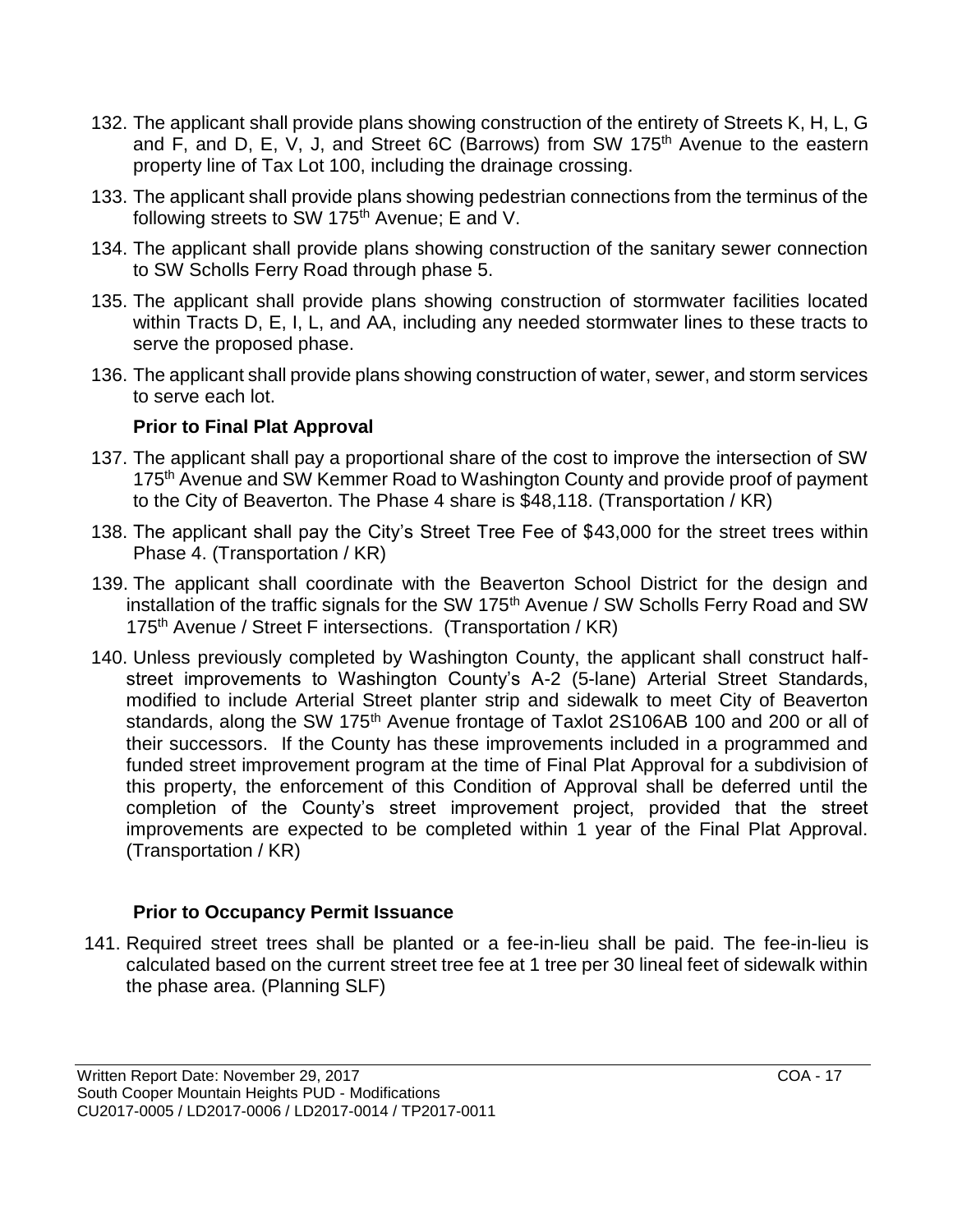132. The applicant shall provide plans showing construction of the entirety of Streets K, H, L, G and F, and D, E, V, J, and Street 6C (Barrows) from SW 175th Avenue to the eastern property line of Tax Lot 100, including the drainage crossing.
133. The applicant shall provide plans showing pedestrian connections from the terminus of the following streets to SW 175th Avenue; E and V.
134. The applicant shall provide plans showing construction of the sanitary sewer connection to SW Scholls Ferry Road through phase 5.
135. The applicant shall provide plans showing construction of stormwater facilities located within Tracts D, E, I, L, and AA, including any needed stormwater lines to these tracts to serve the proposed phase.
136. The applicant shall provide plans showing construction of water, sewer, and storm services to serve each lot.

**Prior to Final Plat Approval**

137. The applicant shall pay a proportional share of the cost to improve the intersection of SW 175th Avenue and SW Kemmer Road to Washington County and provide proof of payment to the City of Beaverton. The Phase 4 share is $48,118. (Transportation / KR)
138. The applicant shall pay the City's Street Tree Fee of $43,000 for the street trees within Phase 4. (Transportation / KR)
139. The applicant shall coordinate with the Beaverton School District for the design and installation of the traffic signals for the SW 175th Avenue / SW Scholls Ferry Road and SW 175th Avenue / Street F intersections. (Transportation / KR)
140. Unless previously completed by Washington County, the applicant shall construct half-street improvements to Washington County's A-2 (5-lane) Arterial Street Standards, modified to include Arterial Street planter strip and sidewalk to meet City of Beaverton standards, along the SW 175th Avenue frontage of Taxlot 2S106AB 100 and 200 or all of their successors. If the County has these improvements included in a programmed and funded street improvement program at the time of Final Plat Approval for a subdivision of this property, the enforcement of this Condition of Approval shall be deferred until the completion of the County's street improvement project, provided that the street improvements are expected to be completed within 1 year of the Final Plat Approval. (Transportation / KR)

**Prior to Occupancy Permit Issuance**

141. Required street trees shall be planted or a fee-in-lieu shall be paid. The fee-in-lieu is calculated based on the current street tree fee at 1 tree per 30 lineal feet of sidewalk within the phase area. (Planning SLF)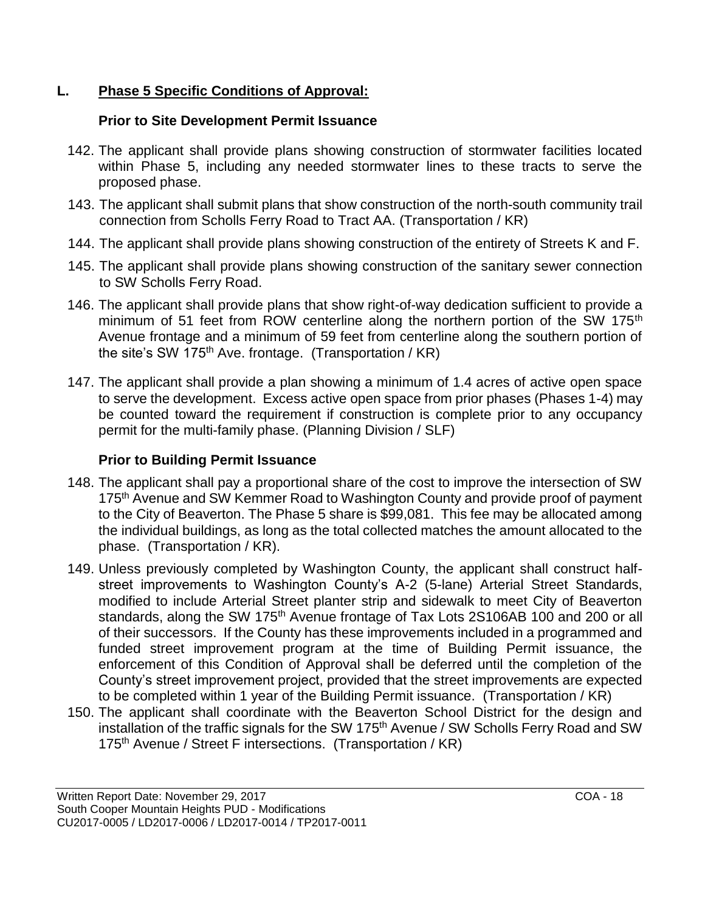## L. Phase 5 Specific Conditions of Approval:

### Prior to Site Development Permit Issuance

142. The applicant shall provide plans showing construction of stormwater facilities located within Phase 5, including any needed stormwater lines to these tracts to serve the proposed phase.
143. The applicant shall submit plans that show construction of the north-south community trail connection from Scholls Ferry Road to Tract AA. (Transportation / KR)
144. The applicant shall provide plans showing construction of the entirety of Streets K and F.
145. The applicant shall provide plans showing construction of the sanitary sewer connection to SW Scholls Ferry Road.
146. The applicant shall provide plans that show right-of-way dedication sufficient to provide a minimum of 51 feet from ROW centerline along the northern portion of the SW 175th Avenue frontage and a minimum of 59 feet from centerline along the southern portion of the site's SW 175th Ave. frontage. (Transportation / KR)
147. The applicant shall provide a plan showing a minimum of 1.4 acres of active open space to serve the development. Excess active open space from prior phases (Phases 1-4) may be counted toward the requirement if construction is complete prior to any occupancy permit for the multi-family phase. (Planning Division / SLF)

### Prior to Building Permit Issuance

148. The applicant shall pay a proportional share of the cost to improve the intersection of SW 175th Avenue and SW Kemmer Road to Washington County and provide proof of payment to the City of Beaverton. The Phase 5 share is $99,081. This fee may be allocated among the individual buildings, as long as the total collected matches the amount allocated to the phase. (Transportation / KR).
149. Unless previously completed by Washington County, the applicant shall construct half-street improvements to Washington County's A-2 (5-lane) Arterial Street Standards, modified to include Arterial Street planter strip and sidewalk to meet City of Beaverton standards, along the SW 175th Avenue frontage of Tax Lots 2S106AB 100 and 200 or all of their successors. If the County has these improvements included in a programmed and funded street improvement program at the time of Building Permit issuance, the enforcement of this Condition of Approval shall be deferred until the completion of the County's street improvement project, provided that the street improvements are expected to be completed within 1 year of the Building Permit issuance. (Transportation / KR)
150. The applicant shall coordinate with the Beaverton School District for the design and installation of the traffic signals for the SW 175th Avenue / SW Scholls Ferry Road and SW 175th Avenue / Street F intersections. (Transportation / KR)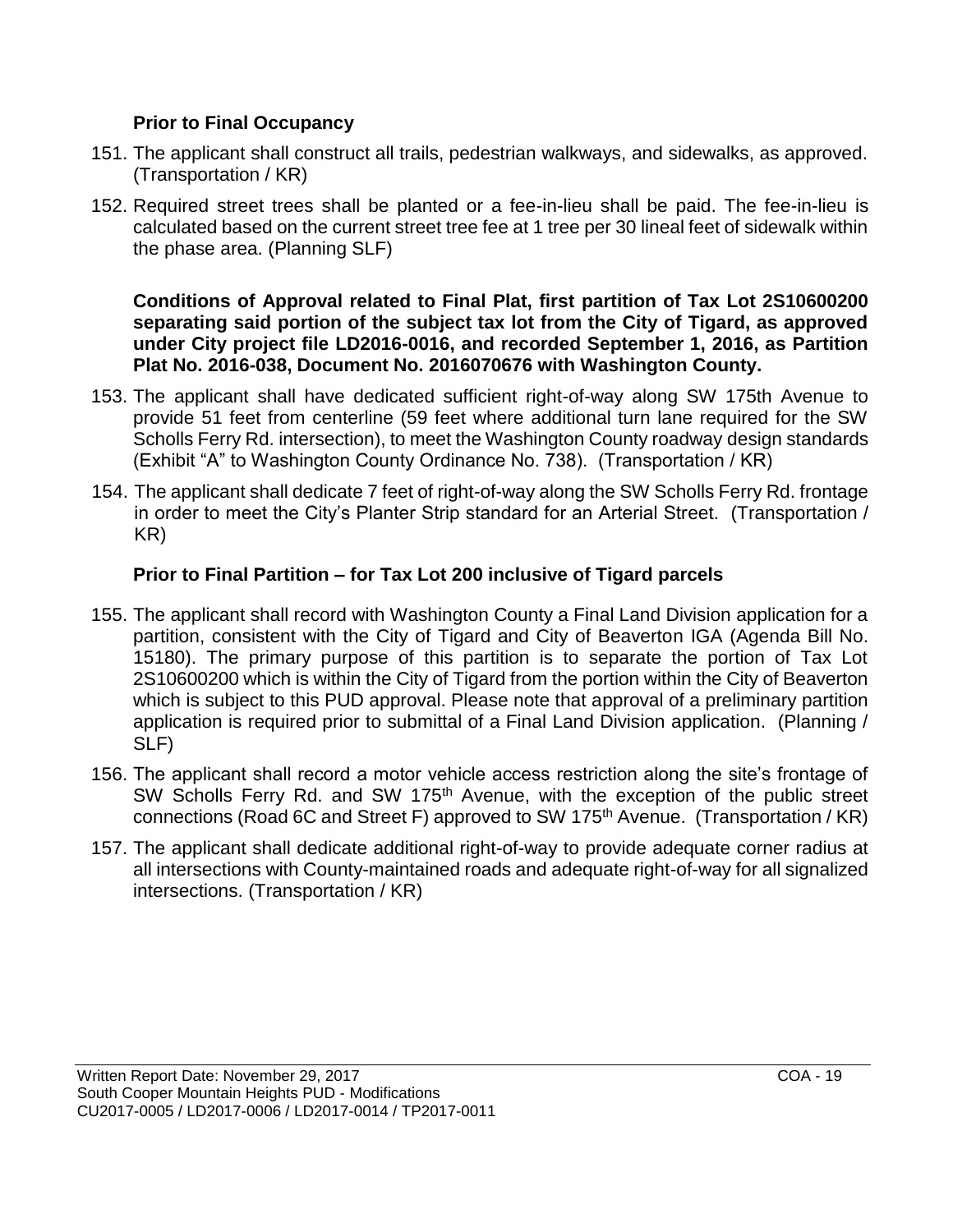### Prior to Final Occupancy

151. The applicant shall construct all trails, pedestrian walkways, and sidewalks, as approved. (Transportation / KR)

152. Required street trees shall be planted or a fee-in-lieu shall be paid. The fee-in-lieu is calculated based on the current street tree fee at 1 tree per 30 lineal feet of sidewalk within the phase area. (Planning SLF)

**Conditions of Approval related to Final Plat, first partition of Tax Lot 2S10600200 separating said portion of the subject tax lot from the City of Tigard, as approved under City project file LD2016-0016, and recorded September 1, 2016, as Partition Plat No. 2016-038, Document No. 2016070676 with Washington County.**

153. The applicant shall have dedicated sufficient right-of-way along SW 175th Avenue to provide 51 feet from centerline (59 feet where additional turn lane required for the SW Scholls Ferry Rd. intersection), to meet the Washington County roadway design standards (Exhibit "A" to Washington County Ordinance No. 738). (Transportation / KR)

154. The applicant shall dedicate 7 feet of right-of-way along the SW Scholls Ferry Rd. frontage in order to meet the City's Planter Strip standard for an Arterial Street. (Transportation / KR)

### Prior to Final Partition – for Tax Lot 200 inclusive of Tigard parcels

155. The applicant shall record with Washington County a Final Land Division application for a partition, consistent with the City of Tigard and City of Beaverton IGA (Agenda Bill No. 15180). The primary purpose of this partition is to separate the portion of Tax Lot 2S10600200 which is within the City of Tigard from the portion within the City of Beaverton which is subject to this PUD approval. Please note that approval of a preliminary partition application is required prior to submittal of a Final Land Division application. (Planning / SLF)

156. The applicant shall record a motor vehicle access restriction along the site's frontage of SW Scholls Ferry Rd. and SW 175th Avenue, with the exception of the public street connections (Road 6C and Street F) approved to SW 175th Avenue. (Transportation / KR)

157. The applicant shall dedicate additional right-of-way to provide adequate corner radius at all intersections with County-maintained roads and adequate right-of-way for all signalized intersections. (Transportation / KR)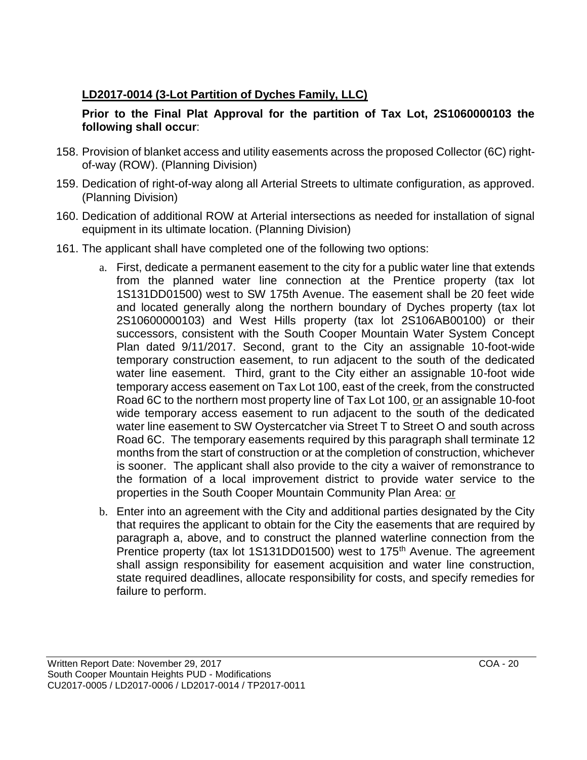**LD2017-0014 (3-Lot Partition of Dyches Family, LLC)**

**Prior to the Final Plat Approval for the partition of Tax Lot, 2S1060000103 the following shall occur**:

158. Provision of blanket access and utility easements across the proposed Collector (6C) right-of-way (ROW). (Planning Division)

159. Dedication of right-of-way along all Arterial Streets to ultimate configuration, as approved. (Planning Division)

160. Dedication of additional ROW at Arterial intersections as needed for installation of signal equipment in its ultimate location. (Planning Division)

161. The applicant shall have completed one of the following two options:

    a. First, dedicate a permanent easement to the city for a public water line that extends from the planned water line connection at the Prentice property (tax lot 1S131DD01500) west to SW 175th Avenue. The easement shall be 20 feet wide and located generally along the northern boundary of Dyches property (tax lot 2S10600000103) and West Hills property (tax lot 2S106AB00100) or their successors, consistent with the South Cooper Mountain Water System Concept Plan dated 9/11/2017. Second, grant to the City an assignable 10-foot-wide temporary construction easement, to run adjacent to the south of the dedicated water line easement. Third, grant to the City either an assignable 10-foot wide temporary access easement on Tax Lot 100, east of the creek, from the constructed Road 6C to the northern most property line of Tax Lot 100, or an assignable 10-foot wide temporary access easement to run adjacent to the south of the dedicated water line easement to SW Oystercatcher via Street T to Street O and south across Road 6C. The temporary easements required by this paragraph shall terminate 12 months from the start of construction or at the completion of construction, whichever is sooner. The applicant shall also provide to the city a waiver of remonstrance to the formation of a local improvement district to provide water service to the properties in the South Cooper Mountain Community Plan Area: or

    b. Enter into an agreement with the City and additional parties designated by the City that requires the applicant to obtain for the City the easements that are required by paragraph a, above, and to construct the planned waterline connection from the Prentice property (tax lot 1S131DD01500) west to 175th Avenue. The agreement shall assign responsibility for easement acquisition and water line construction, state required deadlines, allocate responsibility for costs, and specify remedies for failure to perform.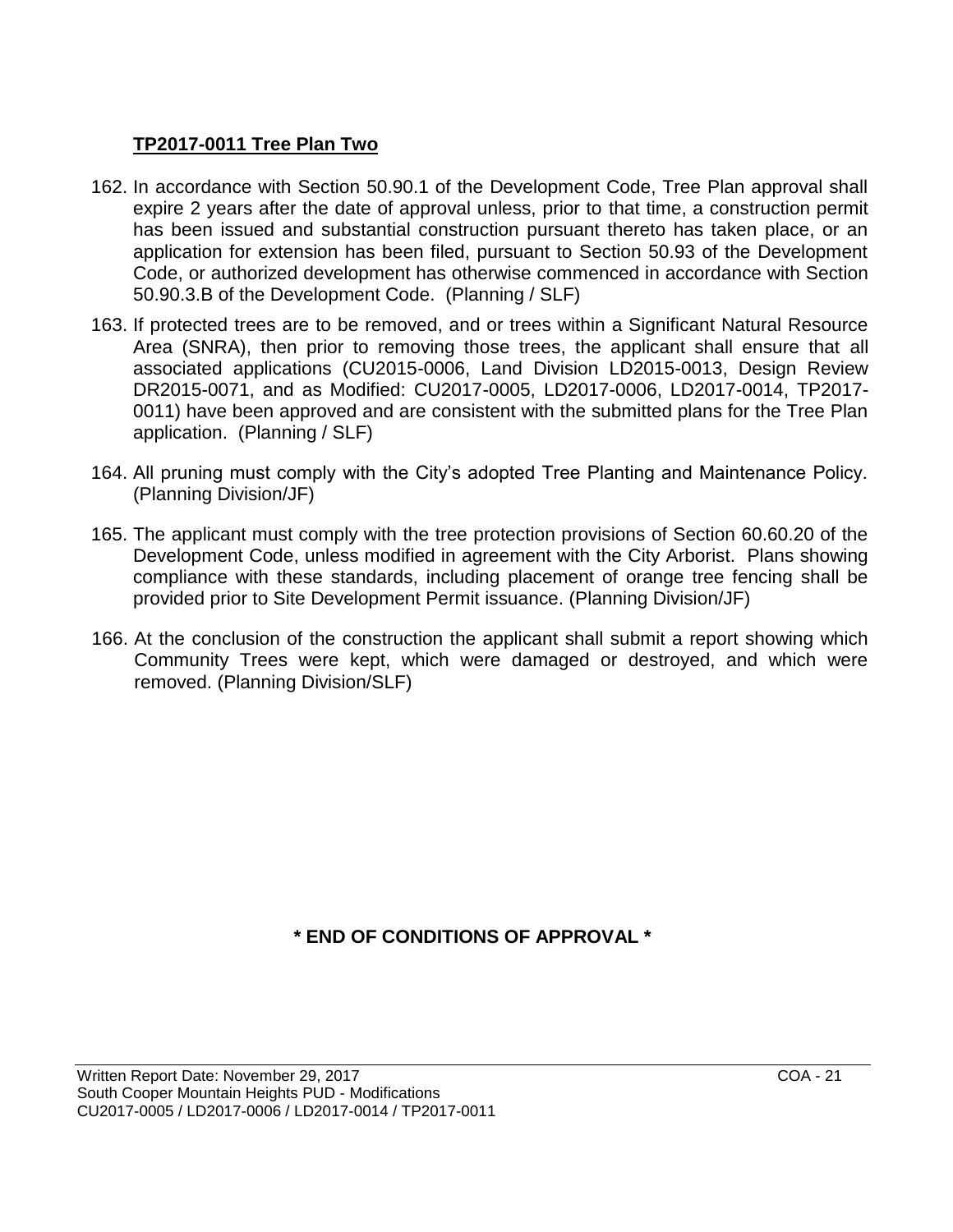**TP2017-0011 Tree Plan Two**

162. In accordance with Section 50.90.1 of the Development Code, Tree Plan approval shall expire 2 years after the date of approval unless, prior to that time, a construction permit has been issued and substantial construction pursuant thereto has taken place, or an application for extension has been filed, pursuant to Section 50.93 of the Development Code, or authorized development has otherwise commenced in accordance with Section 50.90.3.B of the Development Code. (Planning / SLF)

163. If protected trees are to be removed, and or trees within a Significant Natural Resource Area (SNRA), then prior to removing those trees, the applicant shall ensure that all associated applications (CU2015-0006, Land Division LD2015-0013, Design Review DR2015-0071, and as Modified: CU2017-0005, LD2017-0006, LD2017-0014, TP2017-0011) have been approved and are consistent with the submitted plans for the Tree Plan application. (Planning / SLF)

164. All pruning must comply with the City's adopted Tree Planting and Maintenance Policy. (Planning Division/JF)

165. The applicant must comply with the tree protection provisions of Section 60.60.20 of the Development Code, unless modified in agreement with the City Arborist. Plans showing compliance with these standards, including placement of orange tree fencing shall be provided prior to Site Development Permit issuance. (Planning Division/JF)

166. At the conclusion of the construction the applicant shall submit a report showing which Community Trees were kept, which were damaged or destroyed, and which were removed. (Planning Division/SLF)

**\* END OF CONDITIONS OF APPROVAL \***